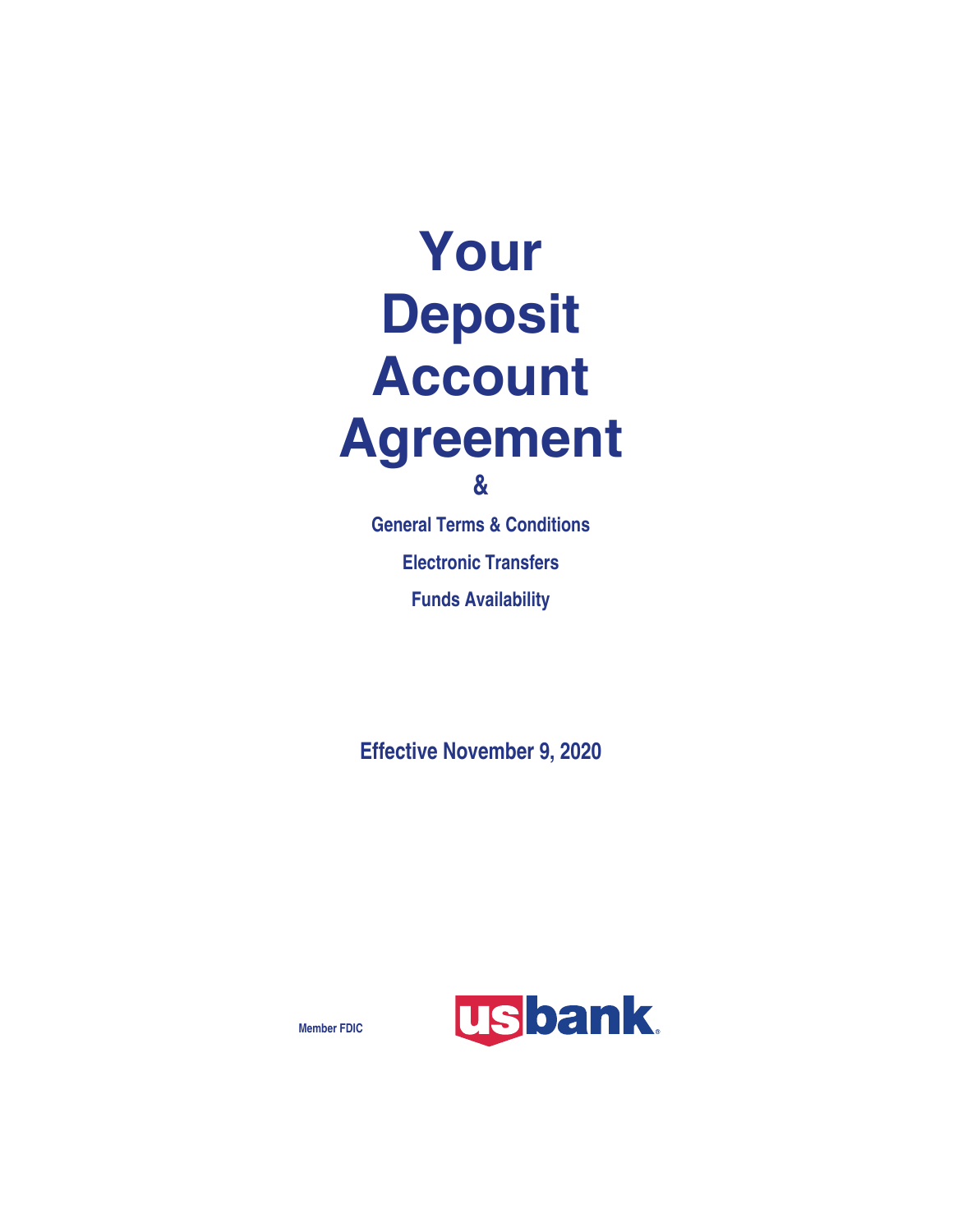# Your Deposit Account Agreement

&

**General Terms & Conditions**

**Electronic Transfers**

**Funds Availability**

**Effective November 9, 2020**

Member FDIC

usbank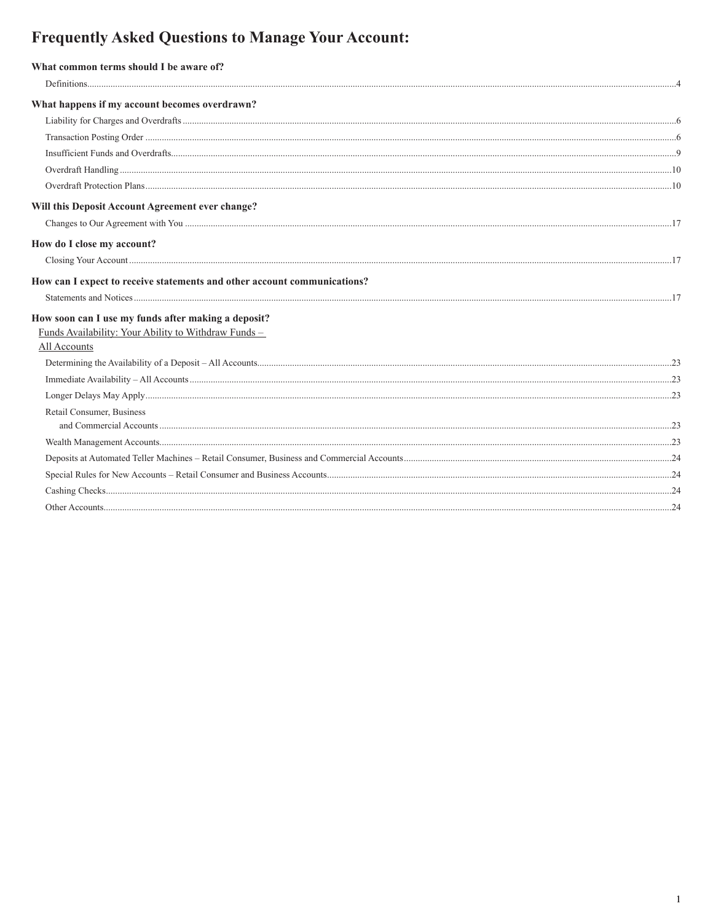# Frequently Asked Questions to Manage Your Account:

**What common terms should I be aware of?**

Definitions....4

**What happens if my account becomes overdrawn?**

Liability for Charges and Overdrafts....6

Transaction Posting Order....6

Insufficient Funds and Overdrafts....9

Overdraft Handling....10

Overdraft Protection Plans....10

**Will this Deposit Account Agreement ever change?**

Changes to Our Agreement with You....17

**How do I close my account?**

Closing Your Account....17

**How can I expect to receive statements and other account communications?**

Statements and Notices....17

**How soon can I use my funds after making a deposit?**

Funds Availability: Your Ability to Withdraw Funds – All Accounts

Determining the Availability of a Deposit – All Accounts....23

Immediate Availability – All Accounts....23

Longer Delays May Apply....23

Retail Consumer, Business and Commercial Accounts....23

Wealth Management Accounts....23

Deposits at Automated Teller Machines – Retail Consumer, Business and Commercial Accounts....24

Special Rules for New Accounts – Retail Consumer and Business Accounts....24

Cashing Checks....24

Other Accounts....24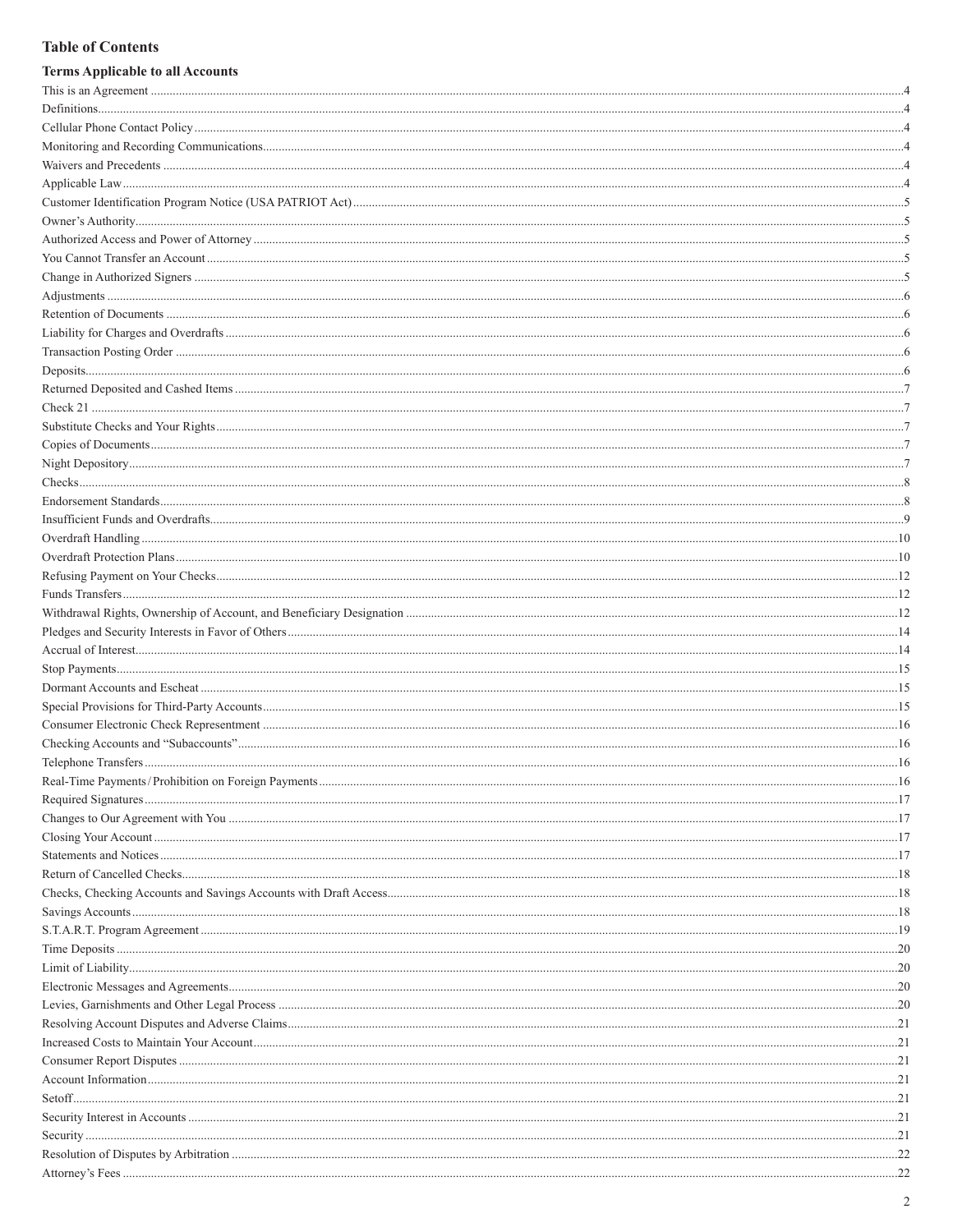# Table of Contents

## Terms Applicable to all Accounts

This is an Agreement ....................................................................................................4
Definitions....................................................................................................4
Cellular Phone Contact Policy ....................................................................................................4
Monitoring and Recording Communications....................................................................................................4
Waivers and Precedents ....................................................................................................4
Applicable Law....................................................................................................4
Customer Identification Program Notice (USA PATRIOT Act)....................................................................................................5
Owner's Authority....................................................................................................5
Authorized Access and Power of Attorney ....................................................................................................5
You Cannot Transfer an Account....................................................................................................5
Change in Authorized Signers ....................................................................................................5
Adjustments ....................................................................................................6
Retention of Documents ....................................................................................................6
Liability for Charges and Overdrafts ....................................................................................................6
Transaction Posting Order ....................................................................................................6
Deposits....................................................................................................6
Returned Deposited and Cashed Items ....................................................................................................7
Check 21 ....................................................................................................7
Substitute Checks and Your Rights....................................................................................................7
Copies of Documents....................................................................................................7
Night Depository....................................................................................................7
Checks....................................................................................................8
Endorsement Standards....................................................................................................8
Insufficient Funds and Overdrafts....................................................................................................9
Overdraft Handling ....................................................................................................10
Overdraft Protection Plans....................................................................................................10
Refusing Payment on Your Checks....................................................................................................12
Funds Transfers ....................................................................................................12
Withdrawal Rights, Ownership of Account, and Beneficiary Designation ....................................................................................................12
Pledges and Security Interests in Favor of Others....................................................................................................14
Accrual of Interest....................................................................................................14
Stop Payments....................................................................................................15
Dormant Accounts and Escheat ....................................................................................................15
Special Provisions for Third-Party Accounts....................................................................................................15
Consumer Electronic Check Representment ....................................................................................................16
Checking Accounts and "Subaccounts"....................................................................................................16
Telephone Transfers....................................................................................................16
Real-Time Payments / Prohibition on Foreign Payments....................................................................................................16
Required Signatures....................................................................................................17
Changes to Our Agreement with You ....................................................................................................17
Closing Your Account....................................................................................................17
Statements and Notices....................................................................................................17
Return of Cancelled Checks....................................................................................................18
Checks, Checking Accounts and Savings Accounts with Draft Access....................................................................................................18
Savings Accounts....................................................................................................18
S.T.A.R.T. Program Agreement....................................................................................................19
Time Deposits ....................................................................................................20
Limit of Liability....................................................................................................20
Electronic Messages and Agreements....................................................................................................20
Levies, Garnishments and Other Legal Process ....................................................................................................20
Resolving Account Disputes and Adverse Claims....................................................................................................21
Increased Costs to Maintain Your Account....................................................................................................21
Consumer Report Disputes ....................................................................................................21
Account Information....................................................................................................21
Setoff....................................................................................................21
Security Interest in Accounts ....................................................................................................21
Security ....................................................................................................21
Resolution of Disputes by Arbitration ....................................................................................................22
Attorney's Fees ....................................................................................................22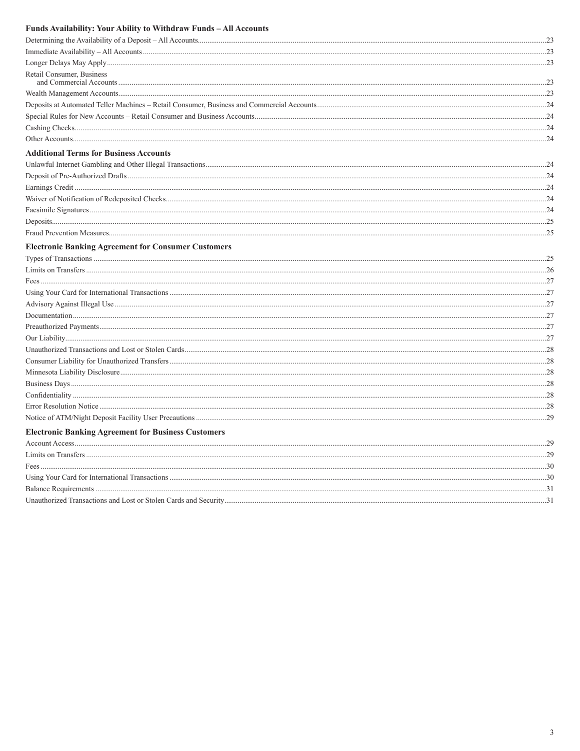**Funds Availability: Your Ability to Withdraw Funds – All Accounts**

Determining the Availability of a Deposit – All Accounts ........ 23
Immediate Availability – All Accounts ........ 23
Longer Delays May Apply ........ 23
Retail Consumer, Business and Commercial Accounts ........ 23
Wealth Management Accounts ........ 23
Deposits at Automated Teller Machines – Retail Consumer, Business and Commercial Accounts ........ 24
Special Rules for New Accounts – Retail Consumer and Business Accounts ........ 24
Cashing Checks ........ 24
Other Accounts ........ 24

**Additional Terms for Business Accounts**

Unlawful Internet Gambling and Other Illegal Transactions ........ 24
Deposit of Pre-Authorized Drafts ........ 24
Earnings Credit ........ 24
Waiver of Notification of Redeposited Checks ........ 24
Facsimile Signatures ........ 24
Deposits ........ 25
Fraud Prevention Measures ........ 25

**Electronic Banking Agreement for Consumer Customers**

Types of Transactions ........ 25
Limits on Transfers ........ 26
Fees ........ 27
Using Your Card for International Transactions ........ 27
Advisory Against Illegal Use ........ 27
Documentation ........ 27
Preauthorized Payments ........ 27
Our Liability ........ 27
Unauthorized Transactions and Lost or Stolen Cards ........ 28
Consumer Liability for Unauthorized Transfers ........ 28
Minnesota Liability Disclosure ........ 28
Business Days ........ 28
Confidentiality ........ 28
Error Resolution Notice ........ 28
Notice of ATM/Night Deposit Facility User Precautions ........ 29

**Electronic Banking Agreement for Business Customers**

Account Access ........ 29
Limits on Transfers ........ 29
Fees ........ 30
Using Your Card for International Transactions ........ 30
Balance Requirements ........ 31
Unauthorized Transactions and Lost or Stolen Cards and Security ........ 31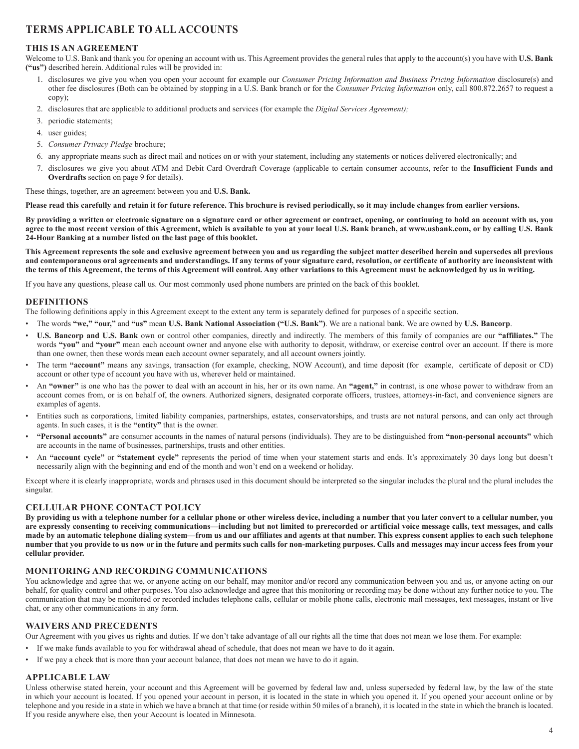# TERMS APPLICABLE TO ALL ACCOUNTS

## THIS IS AN AGREEMENT

Welcome to U.S. Bank and thank you for opening an account with us. This Agreement provides the general rules that apply to the account(s) you have with **U.S. Bank ("us")** described herein. Additional rules will be provided in:

1. disclosures we give you when you open your account for example our *Consumer Pricing Information and Business Pricing Information* disclosure(s) and other fee disclosures (Both can be obtained by stopping in a U.S. Bank branch or for the *Consumer Pricing Information* only, call 800.872.2657 to request a copy);
2. disclosures that are applicable to additional products and services (for example the *Digital Services Agreement);*
3. periodic statements;
4. user guides;
5. *Consumer Privacy Pledge* brochure;
6. any appropriate means such as direct mail and notices on or with your statement, including any statements or notices delivered electronically; and
7. disclosures we give you about ATM and Debit Card Overdraft Coverage (applicable to certain consumer accounts, refer to the **Insufficient Funds and Overdrafts** section on page 9 for details).

These things, together, are an agreement between you and **U.S. Bank.**

**Please read this carefully and retain it for future reference. This brochure is revised periodically, so it may include changes from earlier versions.**

**By providing a written or electronic signature on a signature card or other agreement or contract, opening, or continuing to hold an account with us, you agree to the most recent version of this Agreement, which is available to you at your local U.S. Bank branch, at www.usbank.com, or by calling U.S. Bank 24-Hour Banking at a number listed on the last page of this booklet.**

**This Agreement represents the sole and exclusive agreement between you and us regarding the subject matter described herein and supersedes all previous and contemporaneous oral agreements and understandings. If any terms of your signature card, resolution, or certificate of authority are inconsistent with the terms of this Agreement, the terms of this Agreement will control. Any other variations to this Agreement must be acknowledged by us in writing.**

If you have any questions, please call us. Our most commonly used phone numbers are printed on the back of this booklet.

## DEFINITIONS

The following definitions apply in this Agreement except to the extent any term is separately defined for purposes of a specific section.

- The words **"we," "our,"** and **"us"** mean **U.S. Bank National Association ("U.S. Bank")**. We are a national bank. We are owned by **U.S. Bancorp**.
- **U.S. Bancorp and U.S. Bank** own or control other companies, directly and indirectly. The members of this family of companies are our **"affiliates."** The words **"you"** and **"your"** mean each account owner and anyone else with authority to deposit, withdraw, or exercise control over an account. If there is more than one owner, then these words mean each account owner separately, and all account owners jointly.
- The term **"account"** means any savings, transaction (for example, checking, NOW Account), and time deposit (for example, certificate of deposit or CD) account or other type of account you have with us, wherever held or maintained.
- An **"owner"** is one who has the power to deal with an account in his, her or its own name. An **"agent,"** in contrast, is one whose power to withdraw from an account comes from, or is on behalf of, the owners. Authorized signers, designated corporate officers, trustees, attorneys-in-fact, and convenience signers are examples of agents.
- Entities such as corporations, limited liability companies, partnerships, estates, conservatorships, and trusts are not natural persons, and can only act through agents. In such cases, it is the **"entity"** that is the owner.
- **"Personal accounts"** are consumer accounts in the names of natural persons (individuals). They are to be distinguished from **"non-personal accounts"** which are accounts in the name of businesses, partnerships, trusts and other entities.
- An **"account cycle"** or **"statement cycle"** represents the period of time when your statement starts and ends. It's approximately 30 days long but doesn't necessarily align with the beginning and end of the month and won't end on a weekend or holiday.

Except where it is clearly inappropriate, words and phrases used in this document should be interpreted so the singular includes the plural and the plural includes the singular.

## CELLULAR PHONE CONTACT POLICY

**By providing us with a telephone number for a cellular phone or other wireless device, including a number that you later convert to a cellular number, you are expressly consenting to receiving communications—including but not limited to prerecorded or artificial voice message calls, text messages, and calls made by an automatic telephone dialing system—from us and our affiliates and agents at that number. This express consent applies to each such telephone number that you provide to us now or in the future and permits such calls for non-marketing purposes. Calls and messages may incur access fees from your cellular provider.**

## MONITORING AND RECORDING COMMUNICATIONS

You acknowledge and agree that we, or anyone acting on our behalf, may monitor and/or record any communication between you and us, or anyone acting on our behalf, for quality control and other purposes. You also acknowledge and agree that this monitoring or recording may be done without any further notice to you. The communication that may be monitored or recorded includes telephone calls, cellular or mobile phone calls, electronic mail messages, text messages, instant or live chat, or any other communications in any form.

## WAIVERS AND PRECEDENTS

Our Agreement with you gives us rights and duties. If we don't take advantage of all our rights all the time that does not mean we lose them. For example:

- If we make funds available to you for withdrawal ahead of schedule, that does not mean we have to do it again.
- If we pay a check that is more than your account balance, that does not mean we have to do it again.

## APPLICABLE LAW

Unless otherwise stated herein, your account and this Agreement will be governed by federal law and, unless superseded by federal law, by the law of the state in which your account is located. If you opened your account in person, it is located in the state in which you opened it. If you opened your account online or by telephone and you reside in a state in which we have a branch at that time (or reside within 50 miles of a branch), it is located in the state in which the branch is located. If you reside anywhere else, then your Account is located in Minnesota.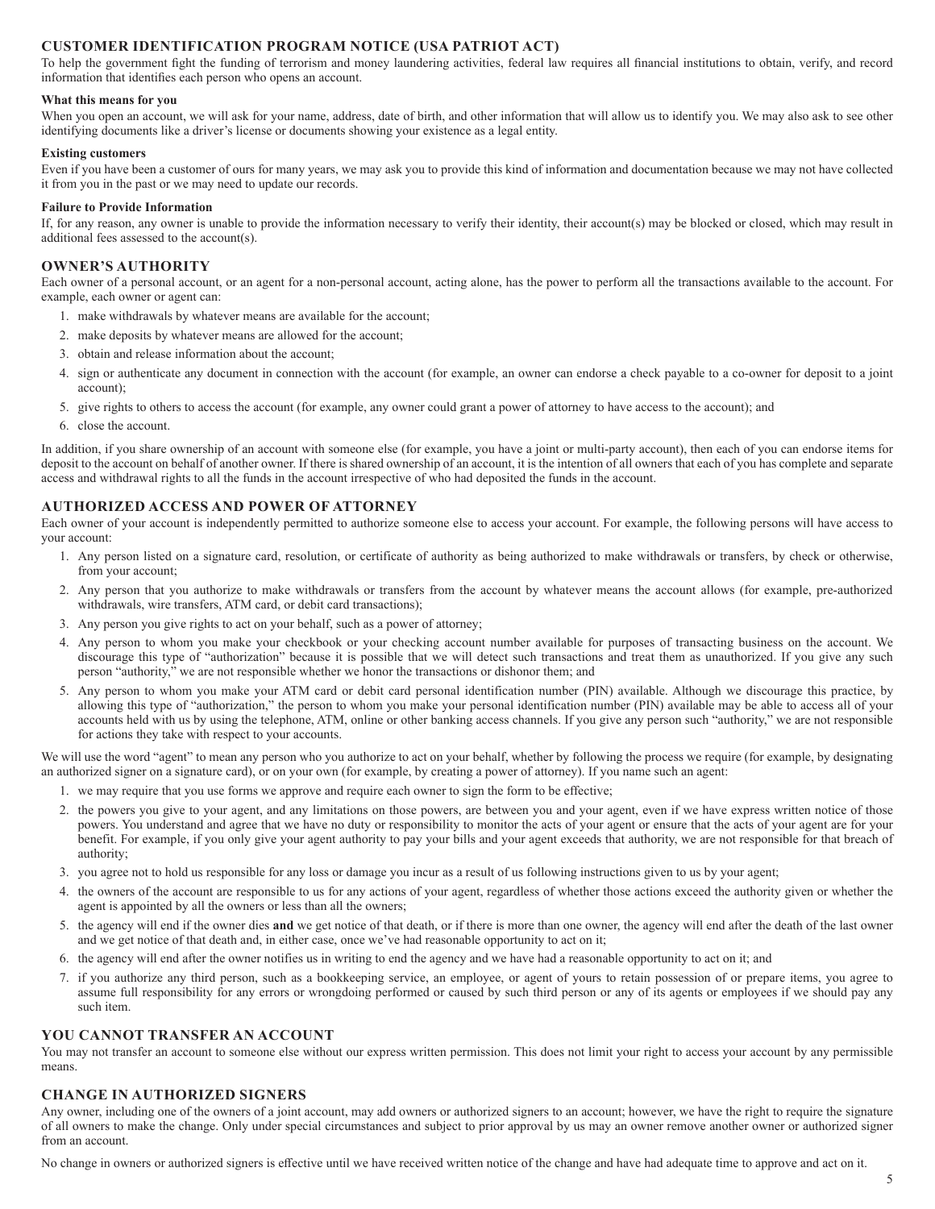## CUSTOMER IDENTIFICATION PROGRAM NOTICE (USA PATRIOT ACT)

To help the government fight the funding of terrorism and money laundering activities, federal law requires all financial institutions to obtain, verify, and record information that identifies each person who opens an account.

**What this means for you**

When you open an account, we will ask for your name, address, date of birth, and other information that will allow us to identify you. We may also ask to see other identifying documents like a driver's license or documents showing your existence as a legal entity.

**Existing customers**

Even if you have been a customer of ours for many years, we may ask you to provide this kind of information and documentation because we may not have collected it from you in the past or we may need to update our records.

**Failure to Provide Information**

If, for any reason, any owner is unable to provide the information necessary to verify their identity, their account(s) may be blocked or closed, which may result in additional fees assessed to the account(s).

## OWNER'S AUTHORITY

Each owner of a personal account, or an agent for a non-personal account, acting alone, has the power to perform all the transactions available to the account. For example, each owner or agent can:

1. make withdrawals by whatever means are available for the account;
2. make deposits by whatever means are allowed for the account;
3. obtain and release information about the account;
4. sign or authenticate any document in connection with the account (for example, an owner can endorse a check payable to a co-owner for deposit to a joint account);
5. give rights to others to access the account (for example, any owner could grant a power of attorney to have access to the account); and
6. close the account.

In addition, if you share ownership of an account with someone else (for example, you have a joint or multi-party account), then each of you can endorse items for deposit to the account on behalf of another owner. If there is shared ownership of an account, it is the intention of all owners that each of you has complete and separate access and withdrawal rights to all the funds in the account irrespective of who had deposited the funds in the account.

## AUTHORIZED ACCESS AND POWER OF ATTORNEY

Each owner of your account is independently permitted to authorize someone else to access your account. For example, the following persons will have access to your account:

1. Any person listed on a signature card, resolution, or certificate of authority as being authorized to make withdrawals or transfers, by check or otherwise, from your account;
2. Any person that you authorize to make withdrawals or transfers from the account by whatever means the account allows (for example, pre-authorized withdrawals, wire transfers, ATM card, or debit card transactions);
3. Any person you give rights to act on your behalf, such as a power of attorney;
4. Any person to whom you make your checkbook or your checking account number available for purposes of transacting business on the account. We discourage this type of "authorization" because it is possible that we will detect such transactions and treat them as unauthorized. If you give any such person "authority," we are not responsible whether we honor the transactions or dishonor them; and
5. Any person to whom you make your ATM card or debit card personal identification number (PIN) available. Although we discourage this practice, by allowing this type of "authorization," the person to whom you make your personal identification number (PIN) available may be able to access all of your accounts held with us by using the telephone, ATM, online or other banking access channels. If you give any person such "authority," we are not responsible for actions they take with respect to your accounts.

We will use the word "agent" to mean any person who you authorize to act on your behalf, whether by following the process we require (for example, by designating an authorized signer on a signature card), or on your own (for example, by creating a power of attorney). If you name such an agent:

1. we may require that you use forms we approve and require each owner to sign the form to be effective;
2. the powers you give to your agent, and any limitations on those powers, are between you and your agent, even if we have express written notice of those powers. You understand and agree that we have no duty or responsibility to monitor the acts of your agent or ensure that the acts of your agent are for your benefit. For example, if you only give your agent authority to pay your bills and your agent exceeds that authority, we are not responsible for that breach of authority;
3. you agree not to hold us responsible for any loss or damage you incur as a result of us following instructions given to us by your agent;
4. the owners of the account are responsible to us for any actions of your agent, regardless of whether those actions exceed the authority given or whether the agent is appointed by all the owners or less than all the owners;
5. the agency will end if the owner dies **and** we get notice of that death, or if there is more than one owner, the agency will end after the death of the last owner and we get notice of that death and, in either case, once we've had reasonable opportunity to act on it;
6. the agency will end after the owner notifies us in writing to end the agency and we have had a reasonable opportunity to act on it; and
7. if you authorize any third person, such as a bookkeeping service, an employee, or agent of yours to retain possession of or prepare items, you agree to assume full responsibility for any errors or wrongdoing performed or caused by such third person or any of its agents or employees if we should pay any such item.

## YOU CANNOT TRANSFER AN ACCOUNT

You may not transfer an account to someone else without our express written permission. This does not limit your right to access your account by any permissible means.

## CHANGE IN AUTHORIZED SIGNERS

Any owner, including one of the owners of a joint account, may add owners or authorized signers to an account; however, we have the right to require the signature of all owners to make the change. Only under special circumstances and subject to prior approval by us may an owner remove another owner or authorized signer from an account.

No change in owners or authorized signers is effective until we have received written notice of the change and have had adequate time to approve and act on it.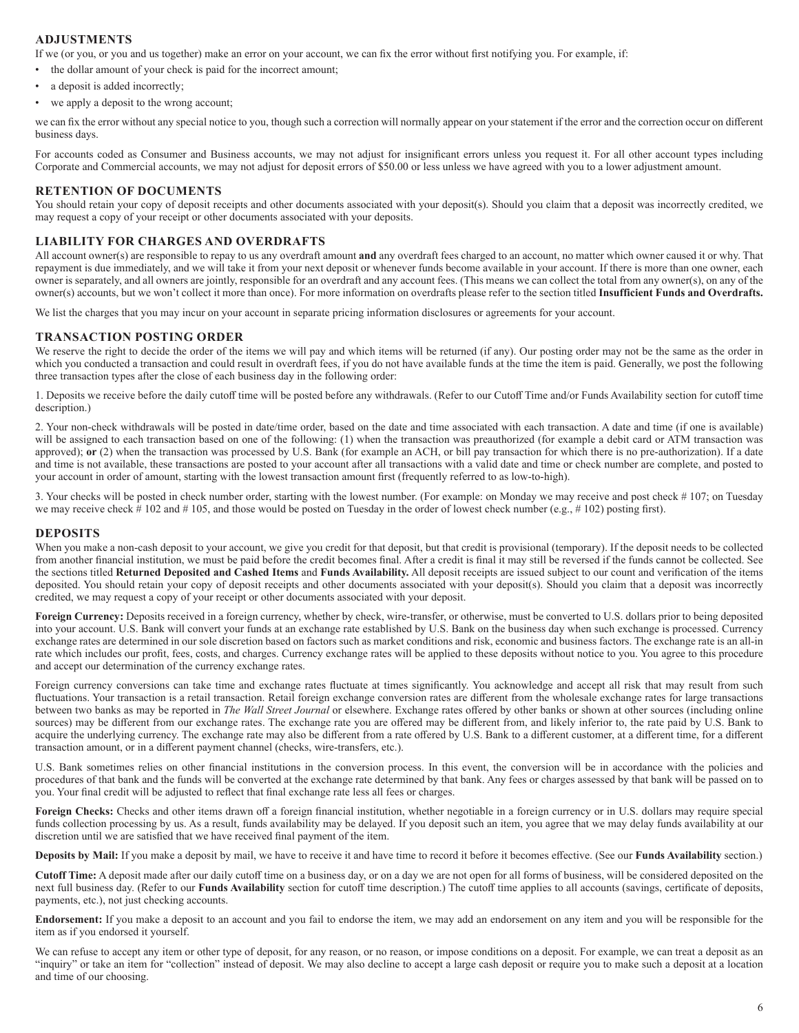## ADJUSTMENTS

If we (or you, or you and us together) make an error on your account, we can fix the error without first notifying you. For example, if:

- the dollar amount of your check is paid for the incorrect amount;
- a deposit is added incorrectly;
- we apply a deposit to the wrong account;

we can fix the error without any special notice to you, though such a correction will normally appear on your statement if the error and the correction occur on different business days.

For accounts coded as Consumer and Business accounts, we may not adjust for insignificant errors unless you request it. For all other account types including Corporate and Commercial accounts, we may not adjust for deposit errors of $50.00 or less unless we have agreed with you to a lower adjustment amount.

## RETENTION OF DOCUMENTS

You should retain your copy of deposit receipts and other documents associated with your deposit(s). Should you claim that a deposit was incorrectly credited, we may request a copy of your receipt or other documents associated with your deposits.

## LIABILITY FOR CHARGES AND OVERDRAFTS

All account owner(s) are responsible to repay to us any overdraft amount **and** any overdraft fees charged to an account, no matter which owner caused it or why. That repayment is due immediately, and we will take it from your next deposit or whenever funds become available in your account. If there is more than one owner, each owner is separately, and all owners are jointly, responsible for an overdraft and any account fees. (This means we can collect the total from any owner(s), on any of the owner(s) accounts, but we won't collect it more than once). For more information on overdrafts please refer to the section titled **Insufficient Funds and Overdrafts.**

We list the charges that you may incur on your account in separate pricing information disclosures or agreements for your account.

## TRANSACTION POSTING ORDER

We reserve the right to decide the order of the items we will pay and which items will be returned (if any). Our posting order may not be the same as the order in which you conducted a transaction and could result in overdraft fees, if you do not have available funds at the time the item is paid. Generally, we post the following three transaction types after the close of each business day in the following order:

1. Deposits we receive before the daily cutoff time will be posted before any withdrawals. (Refer to our Cutoff Time and/or Funds Availability section for cutoff time description.)

2. Your non-check withdrawals will be posted in date/time order, based on the date and time associated with each transaction. A date and time (if one is available) will be assigned to each transaction based on one of the following: (1) when the transaction was preauthorized (for example a debit card or ATM transaction was approved); **or** (2) when the transaction was processed by U.S. Bank (for example an ACH, or bill pay transaction for which there is no pre-authorization). If a date and time is not available, these transactions are posted to your account after all transactions with a valid date and time or check number are complete, and posted to your account in order of amount, starting with the lowest transaction amount first (frequently referred to as low-to-high).

3. Your checks will be posted in check number order, starting with the lowest number. (For example: on Monday we may receive and post check # 107; on Tuesday we may receive check # 102 and # 105, and those would be posted on Tuesday in the order of lowest check number (e.g., # 102) posting first).

## DEPOSITS

When you make a non-cash deposit to your account, we give you credit for that deposit, but that credit is provisional (temporary). If the deposit needs to be collected from another financial institution, we must be paid before the credit becomes final. After a credit is final it may still be reversed if the funds cannot be collected. See the sections titled **Returned Deposited and Cashed Items** and **Funds Availability.** All deposit receipts are issued subject to our count and verification of the items deposited. You should retain your copy of deposit receipts and other documents associated with your deposit(s). Should you claim that a deposit was incorrectly credited, we may request a copy of your receipt or other documents associated with your deposit.

**Foreign Currency:** Deposits received in a foreign currency, whether by check, wire-transfer, or otherwise, must be converted to U.S. dollars prior to being deposited into your account. U.S. Bank will convert your funds at an exchange rate established by U.S. Bank on the business day when such exchange is processed. Currency exchange rates are determined in our sole discretion based on factors such as market conditions and risk, economic and business factors. The exchange rate is an all-in rate which includes our profit, fees, costs, and charges. Currency exchange rates will be applied to these deposits without notice to you. You agree to this procedure and accept our determination of the currency exchange rates.

Foreign currency conversions can take time and exchange rates fluctuate at times significantly. You acknowledge and accept all risk that may result from such fluctuations. Your transaction is a retail transaction. Retail foreign exchange conversion rates are different from the wholesale exchange rates for large transactions between two banks as may be reported in *The Wall Street Journal* or elsewhere. Exchange rates offered by other banks or shown at other sources (including online sources) may be different from our exchange rates. The exchange rate you are offered may be different from, and likely inferior to, the rate paid by U.S. Bank to acquire the underlying currency. The exchange rate may also be different from a rate offered by U.S. Bank to a different customer, at a different time, for a different transaction amount, or in a different payment channel (checks, wire-transfers, etc.).

U.S. Bank sometimes relies on other financial institutions in the conversion process. In this event, the conversion will be in accordance with the policies and procedures of that bank and the funds will be converted at the exchange rate determined by that bank. Any fees or charges assessed by that bank will be passed on to you. Your final credit will be adjusted to reflect that final exchange rate less all fees or charges.

**Foreign Checks:** Checks and other items drawn off a foreign financial institution, whether negotiable in a foreign currency or in U.S. dollars may require special funds collection processing by us. As a result, funds availability may be delayed. If you deposit such an item, you agree that we may delay funds availability at our discretion until we are satisfied that we have received final payment of the item.

**Deposits by Mail:** If you make a deposit by mail, we have to receive it and have time to record it before it becomes effective. (See our **Funds Availability** section.)

**Cutoff Time:** A deposit made after our daily cutoff time on a business day, or on a day we are not open for all forms of business, will be considered deposited on the next full business day. (Refer to our **Funds Availability** section for cutoff time description.) The cutoff time applies to all accounts (savings, certificate of deposits, payments, etc.), not just checking accounts.

**Endorsement:** If you make a deposit to an account and you fail to endorse the item, we may add an endorsement on any item and you will be responsible for the item as if you endorsed it yourself.

We can refuse to accept any item or other type of deposit, for any reason, or no reason, or impose conditions on a deposit. For example, we can treat a deposit as an "inquiry" or take an item for "collection" instead of deposit. We may also decline to accept a large cash deposit or require you to make such a deposit at a location and time of our choosing.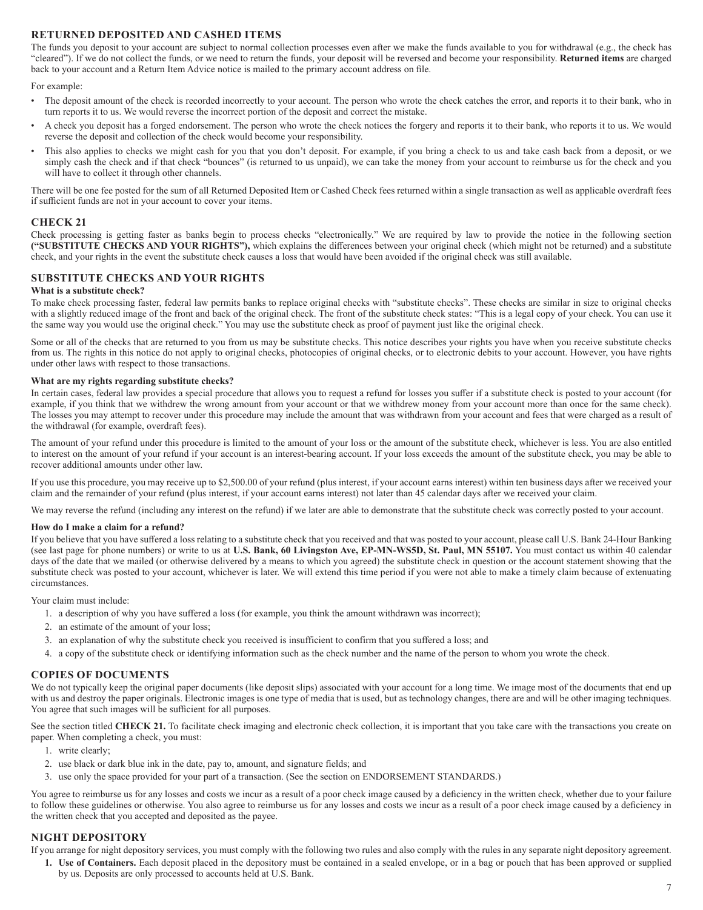## RETURNED DEPOSITED AND CASHED ITEMS

The funds you deposit to your account are subject to normal collection processes even after we make the funds available to you for withdrawal (e.g., the check has "cleared"). If we do not collect the funds, or we need to return the funds, your deposit will be reversed and become your responsibility. **Returned items** are charged back to your account and a Return Item Advice notice is mailed to the primary account address on file.

For example:

- The deposit amount of the check is recorded incorrectly to your account. The person who wrote the check catches the error, and reports it to their bank, who in turn reports it to us. We would reverse the incorrect portion of the deposit and correct the mistake.
- A check you deposit has a forged endorsement. The person who wrote the check notices the forgery and reports it to their bank, who reports it to us. We would reverse the deposit and collection of the check would become your responsibility.
- This also applies to checks we might cash for you that you don't deposit. For example, if you bring a check to us and take cash back from a deposit, or we simply cash the check and if that check "bounces" (is returned to us unpaid), we can take the money from your account to reimburse us for the check and you will have to collect it through other channels.

There will be one fee posted for the sum of all Returned Deposited Item or Cashed Check fees returned within a single transaction as well as applicable overdraft fees if sufficient funds are not in your account to cover your items.

## CHECK 21

Check processing is getting faster as banks begin to process checks "electronically." We are required by law to provide the notice in the following section **("SUBSTITUTE CHECKS AND YOUR RIGHTS"),** which explains the differences between your original check (which might not be returned) and a substitute check, and your rights in the event the substitute check causes a loss that would have been avoided if the original check was still available.

## SUBSTITUTE CHECKS AND YOUR RIGHTS

**What is a substitute check?**

To make check processing faster, federal law permits banks to replace original checks with "substitute checks". These checks are similar in size to original checks with a slightly reduced image of the front and back of the original check. The front of the substitute check states: "This is a legal copy of your check. You can use it the same way you would use the original check." You may use the substitute check as proof of payment just like the original check.

Some or all of the checks that are returned to you from us may be substitute checks. This notice describes your rights you have when you receive substitute checks from us. The rights in this notice do not apply to original checks, photocopies of original checks, or to electronic debits to your account. However, you have rights under other laws with respect to those transactions.

**What are my rights regarding substitute checks?**

In certain cases, federal law provides a special procedure that allows you to request a refund for losses you suffer if a substitute check is posted to your account (for example, if you think that we withdrew the wrong amount from your account or that we withdrew money from your account more than once for the same check). The losses you may attempt to recover under this procedure may include the amount that was withdrawn from your account and fees that were charged as a result of the withdrawal (for example, overdraft fees).

The amount of your refund under this procedure is limited to the amount of your loss or the amount of the substitute check, whichever is less. You are also entitled to interest on the amount of your refund if your account is an interest-bearing account. If your loss exceeds the amount of the substitute check, you may be able to recover additional amounts under other law.

If you use this procedure, you may receive up to $2,500.00 of your refund (plus interest, if your account earns interest) within ten business days after we received your claim and the remainder of your refund (plus interest, if your account earns interest) not later than 45 calendar days after we received your claim.

We may reverse the refund (including any interest on the refund) if we later are able to demonstrate that the substitute check was correctly posted to your account.

**How do I make a claim for a refund?**

If you believe that you have suffered a loss relating to a substitute check that you received and that was posted to your account, please call U.S. Bank 24-Hour Banking (see last page for phone numbers) or write to us at **U.S. Bank, 60 Livingston Ave, EP-MN-WS5D, St. Paul, MN 55107.** You must contact us within 40 calendar days of the date that we mailed (or otherwise delivered by a means to which you agreed) the substitute check in question or the account statement showing that the substitute check was posted to your account, whichever is later. We will extend this time period if you were not able to make a timely claim because of extenuating circumstances.

Your claim must include:

1. a description of why you have suffered a loss (for example, you think the amount withdrawn was incorrect);
2. an estimate of the amount of your loss;
3. an explanation of why the substitute check you received is insufficient to confirm that you suffered a loss; and
4. a copy of the substitute check or identifying information such as the check number and the name of the person to whom you wrote the check.

## COPIES OF DOCUMENTS

We do not typically keep the original paper documents (like deposit slips) associated with your account for a long time. We image most of the documents that end up with us and destroy the paper originals. Electronic images is one type of media that is used, but as technology changes, there are and will be other imaging techniques. You agree that such images will be sufficient for all purposes.

See the section titled **CHECK 21.** To facilitate check imaging and electronic check collection, it is important that you take care with the transactions you create on paper. When completing a check, you must:

1. write clearly;
2. use black or dark blue ink in the date, pay to, amount, and signature fields; and
3. use only the space provided for your part of a transaction. (See the section on ENDORSEMENT STANDARDS.)

You agree to reimburse us for any losses and costs we incur as a result of a poor check image caused by a deficiency in the written check, whether due to your failure to follow these guidelines or otherwise. You also agree to reimburse us for any losses and costs we incur as a result of a poor check image caused by a deficiency in the written check that you accepted and deposited as the payee.

## NIGHT DEPOSITORY

If you arrange for night depository services, you must comply with the following two rules and also comply with the rules in any separate night depository agreement.

1. **Use of Containers.** Each deposit placed in the depository must be contained in a sealed envelope, or in a bag or pouch that has been approved or supplied by us. Deposits are only processed to accounts held at U.S. Bank.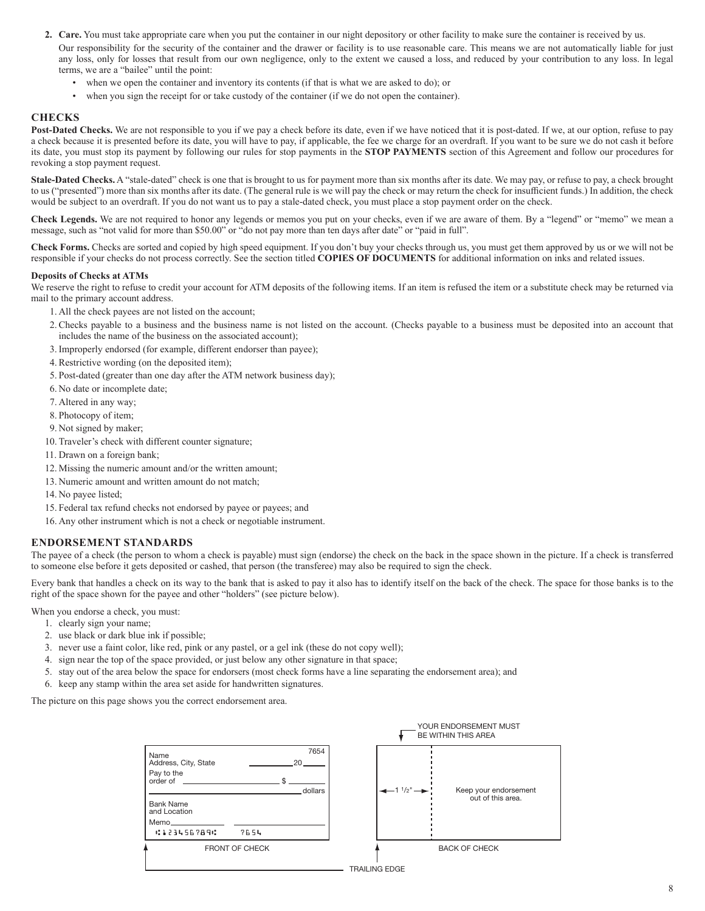2. **Care.** You must take appropriate care when you put the container in our night depository or other facility to make sure the container is received by us.

   Our responsibility for the security of the container and the drawer or facility is to use reasonable care. This means we are not automatically liable for just any loss, only for losses that result from our own negligence, only to the extent we caused a loss, and reduced by your contribution to any loss. In legal terms, we are a "bailee" until the point:

   - when we open the container and inventory its contents (if that is what we are asked to do); or
   - when you sign the receipt for or take custody of the container (if we do not open the container).

## CHECKS

**Post-Dated Checks.** We are not responsible to you if we pay a check before its date, even if we have noticed that it is post-dated. If we, at our option, refuse to pay a check because it is presented before its date, you will have to pay, if applicable, the fee we charge for an overdraft. If you want to be sure we do not cash it before its date, you must stop its payment by following our rules for stop payments in the **STOP PAYMENTS** section of this Agreement and follow our procedures for revoking a stop payment request.

**Stale-Dated Checks.** A "stale-dated" check is one that is brought to us for payment more than six months after its date. We may pay, or refuse to pay, a check brought to us ("presented") more than six months after its date. (The general rule is we will pay the check or may return the check for insufficient funds.) In addition, the check would be subject to an overdraft. If you do not want us to pay a stale-dated check, you must place a stop payment order on the check.

**Check Legends.** We are not required to honor any legends or memos you put on your checks, even if we are aware of them. By a "legend" or "memo" we mean a message, such as "not valid for more than $50.00" or "do not pay more than ten days after date" or "paid in full".

**Check Forms.** Checks are sorted and copied by high speed equipment. If you don't buy your checks through us, you must get them approved by us or we will not be responsible if your checks do not process correctly. See the section titled **COPIES OF DOCUMENTS** for additional information on inks and related issues.

**Deposits of Checks at ATMs**

We reserve the right to refuse to credit your account for ATM deposits of the following items. If an item is refused the item or a substitute check may be returned via mail to the primary account address.

1. All the check payees are not listed on the account;
2. Checks payable to a business and the business name is not listed on the account. (Checks payable to a business must be deposited into an account that includes the name of the business on the associated account);
3. Improperly endorsed (for example, different endorser than payee);
4. Restrictive wording (on the deposited item);
5. Post-dated (greater than one day after the ATM network business day);
6. No date or incomplete date;
7. Altered in any way;
8. Photocopy of item;
9. Not signed by maker;
10. Traveler's check with different counter signature;
11. Drawn on a foreign bank;
12. Missing the numeric amount and/or the written amount;
13. Numeric amount and written amount do not match;
14. No payee listed;
15. Federal tax refund checks not endorsed by payee or payees; and
16. Any other instrument which is not a check or negotiable instrument.

## ENDORSEMENT STANDARDS

The payee of a check (the person to whom a check is payable) must sign (endorse) the check on the back in the space shown in the picture. If a check is transferred to someone else before it gets deposited or cashed, that person (the transferee) may also be required to sign the check.

Every bank that handles a check on its way to the bank that is asked to pay it also has to identify itself on the back of the check. The space for those banks is to the right of the space shown for the payee and other "holders" (see picture below).

When you endorse a check, you must:

1. clearly sign your name;
2. use black or dark blue ink if possible;
3. never use a faint color, like red, pink or any pastel, or a gel ink (these do not copy well);
4. sign near the top of the space provided, or just below any other signature in that space;
5. stay out of the area below the space for endorsers (most check forms have a line separating the endorsement area); and
6. keep any stamp within the area set aside for handwritten signatures.

The picture on this page shows you the correct endorsement area.

Name
Address, City, State 20____ 7654
Pay to the order of ______________ $ ______
______________ dollars
Bank Name and Location
Memo____________
⑆123456789⑆ 7654

FRONT OF CHECK

YOUR ENDORSEMENT MUST BE WITHIN THIS AREA

1 1/2"

Keep your endorsement out of this area.

BACK OF CHECK

TRAILING EDGE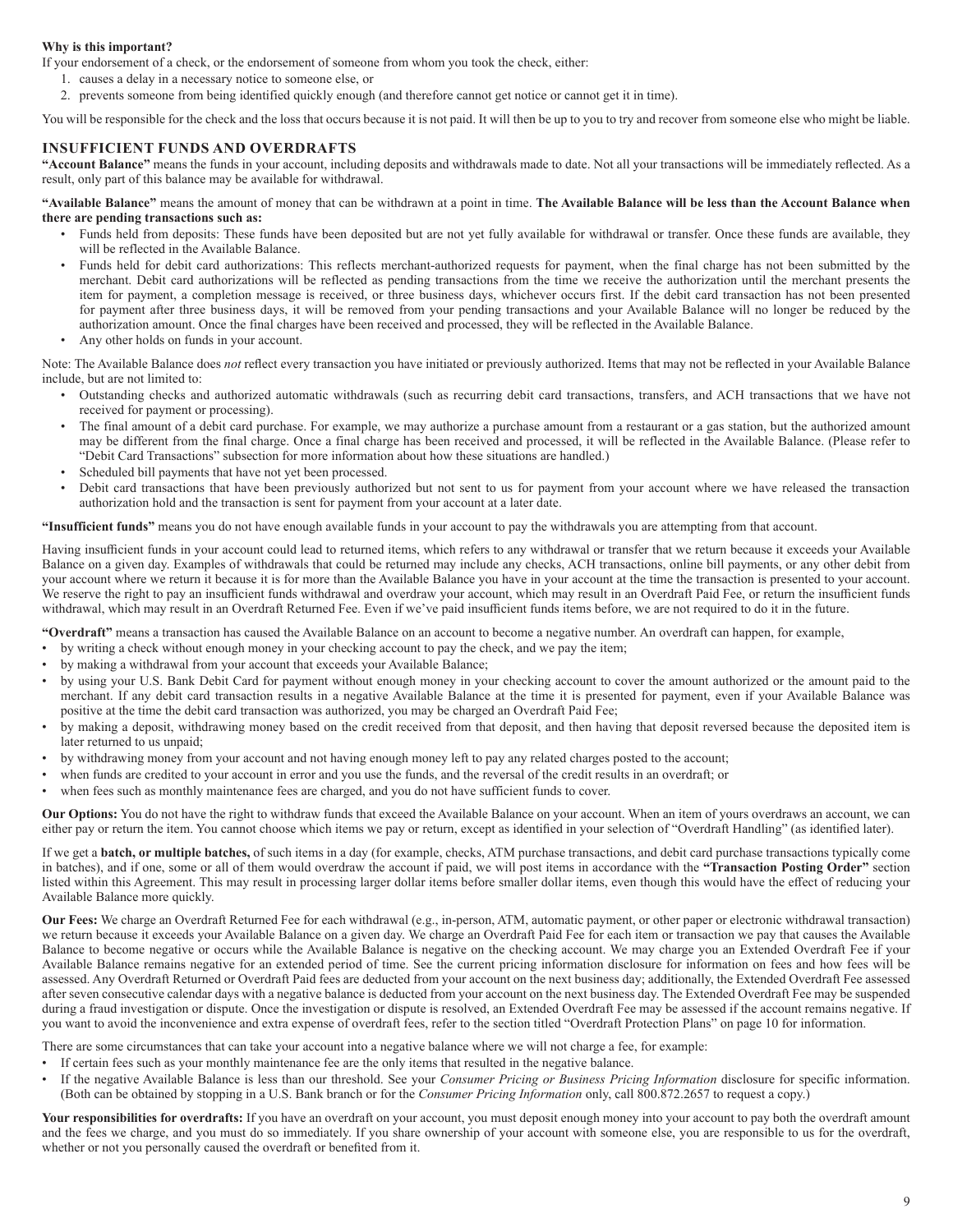**Why is this important?**

If your endorsement of a check, or the endorsement of someone from whom you took the check, either:

1. causes a delay in a necessary notice to someone else, or
2. prevents someone from being identified quickly enough (and therefore cannot get notice or cannot get it in time).

You will be responsible for the check and the loss that occurs because it is not paid. It will then be up to you to try and recover from someone else who might be liable.

## INSUFFICIENT FUNDS AND OVERDRAFTS

**"Account Balance"** means the funds in your account, including deposits and withdrawals made to date. Not all your transactions will be immediately reflected. As a result, only part of this balance may be available for withdrawal.

**"Available Balance"** means the amount of money that can be withdrawn at a point in time. **The Available Balance will be less than the Account Balance when there are pending transactions such as:**

- Funds held from deposits: These funds have been deposited but are not yet fully available for withdrawal or transfer. Once these funds are available, they will be reflected in the Available Balance.
- Funds held for debit card authorizations: This reflects merchant-authorized requests for payment, when the final charge has not been submitted by the merchant. Debit card authorizations will be reflected as pending transactions from the time we receive the authorization until the merchant presents the item for payment, a completion message is received, or three business days, whichever occurs first. If the debit card transaction has not been presented for payment after three business days, it will be removed from your pending transactions and your Available Balance will no longer be reduced by the authorization amount. Once the final charges have been received and processed, they will be reflected in the Available Balance.
- Any other holds on funds in your account.

Note: The Available Balance does *not* reflect every transaction you have initiated or previously authorized. Items that may not be reflected in your Available Balance include, but are not limited to:

- Outstanding checks and authorized automatic withdrawals (such as recurring debit card transactions, transfers, and ACH transactions that we have not received for payment or processing).
- The final amount of a debit card purchase. For example, we may authorize a purchase amount from a restaurant or a gas station, but the authorized amount may be different from the final charge. Once a final charge has been received and processed, it will be reflected in the Available Balance. (Please refer to "Debit Card Transactions" subsection for more information about how these situations are handled.)
- Scheduled bill payments that have not yet been processed.
- Debit card transactions that have been previously authorized but not sent to us for payment from your account where we have released the transaction authorization hold and the transaction is sent for payment from your account at a later date.

**"Insufficient funds"** means you do not have enough available funds in your account to pay the withdrawals you are attempting from that account.

Having insufficient funds in your account could lead to returned items, which refers to any withdrawal or transfer that we return because it exceeds your Available Balance on a given day. Examples of withdrawals that could be returned may include any checks, ACH transactions, online bill payments, or any other debit from your account where we return it because it is for more than the Available Balance you have in your account at the time the transaction is presented to your account. We reserve the right to pay an insufficient funds withdrawal and overdraw your account, which may result in an Overdraft Paid Fee, or return the insufficient funds withdrawal, which may result in an Overdraft Returned Fee. Even if we've paid insufficient funds items before, we are not required to do it in the future.

**"Overdraft"** means a transaction has caused the Available Balance on an account to become a negative number. An overdraft can happen, for example,

- by writing a check without enough money in your checking account to pay the check, and we pay the item;
- by making a withdrawal from your account that exceeds your Available Balance;
- by using your U.S. Bank Debit Card for payment without enough money in your checking account to cover the amount authorized or the amount paid to the merchant. If any debit card transaction results in a negative Available Balance at the time it is presented for payment, even if your Available Balance was positive at the time the debit card transaction was authorized, you may be charged an Overdraft Paid Fee;
- by making a deposit, withdrawing money based on the credit received from that deposit, and then having that deposit reversed because the deposited item is later returned to us unpaid;
- by withdrawing money from your account and not having enough money left to pay any related charges posted to the account;
- when funds are credited to your account in error and you use the funds, and the reversal of the credit results in an overdraft; or
- when fees such as monthly maintenance fees are charged, and you do not have sufficient funds to cover.

**Our Options:** You do not have the right to withdraw funds that exceed the Available Balance on your account. When an item of yours overdraws an account, we can either pay or return the item. You cannot choose which items we pay or return, except as identified in your selection of "Overdraft Handling" (as identified later).

If we get a **batch, or multiple batches,** of such items in a day (for example, checks, ATM purchase transactions, and debit card purchase transactions typically come in batches), and if one, some or all of them would overdraw the account if paid, we will post items in accordance with the **"Transaction Posting Order"** section listed within this Agreement. This may result in processing larger dollar items before smaller dollar items, even though this would have the effect of reducing your Available Balance more quickly.

**Our Fees:** We charge an Overdraft Returned Fee for each withdrawal (e.g., in-person, ATM, automatic payment, or other paper or electronic withdrawal transaction) we return because it exceeds your Available Balance on a given day. We charge an Overdraft Paid Fee for each item or transaction we pay that causes the Available Balance to become negative or occurs while the Available Balance is negative on the checking account. We may charge you an Extended Overdraft Fee if your Available Balance remains negative for an extended period of time. See the current pricing information disclosure for information on fees and how fees will be assessed. Any Overdraft Returned or Overdraft Paid fees are deducted from your account on the next business day; additionally, the Extended Overdraft Fee assessed after seven consecutive calendar days with a negative balance is deducted from your account on the next business day. The Extended Overdraft Fee may be suspended during a fraud investigation or dispute. Once the investigation or dispute is resolved, an Extended Overdraft Fee may be assessed if the account remains negative. If you want to avoid the inconvenience and extra expense of overdraft fees, refer to the section titled "Overdraft Protection Plans" on page 10 for information.

There are some circumstances that can take your account into a negative balance where we will not charge a fee, for example:

- If certain fees such as your monthly maintenance fee are the only items that resulted in the negative balance.
- If the negative Available Balance is less than our threshold. See your *Consumer Pricing or Business Pricing Information* disclosure for specific information. (Both can be obtained by stopping in a U.S. Bank branch or for the *Consumer Pricing Information* only, call 800.872.2657 to request a copy.)

**Your responsibilities for overdrafts:** If you have an overdraft on your account, you must deposit enough money into your account to pay both the overdraft amount and the fees we charge, and you must do so immediately. If you share ownership of your account with someone else, you are responsible to us for the overdraft, whether or not you personally caused the overdraft or benefited from it.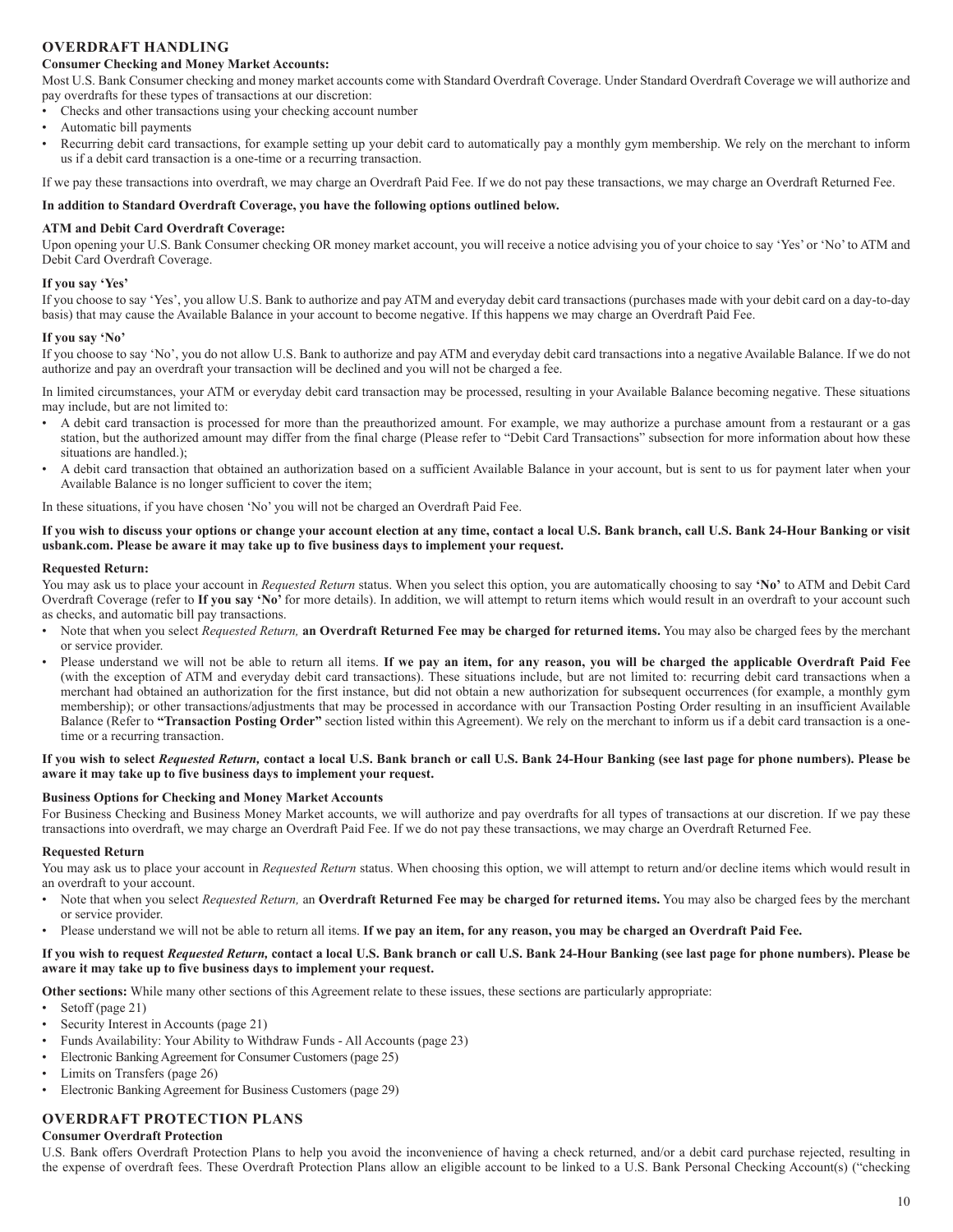## OVERDRAFT HANDLING

**Consumer Checking and Money Market Accounts:**

Most U.S. Bank Consumer checking and money market accounts come with Standard Overdraft Coverage. Under Standard Overdraft Coverage we will authorize and pay overdrafts for these types of transactions at our discretion:

- Checks and other transactions using your checking account number
- Automatic bill payments
- Recurring debit card transactions, for example setting up your debit card to automatically pay a monthly gym membership. We rely on the merchant to inform us if a debit card transaction is a one-time or a recurring transaction.

If we pay these transactions into overdraft, we may charge an Overdraft Paid Fee. If we do not pay these transactions, we may charge an Overdraft Returned Fee.

**In addition to Standard Overdraft Coverage, you have the following options outlined below.**

**ATM and Debit Card Overdraft Coverage:**

Upon opening your U.S. Bank Consumer checking OR money market account, you will receive a notice advising you of your choice to say 'Yes' or 'No' to ATM and Debit Card Overdraft Coverage.

**If you say 'Yes'**

If you choose to say 'Yes', you allow U.S. Bank to authorize and pay ATM and everyday debit card transactions (purchases made with your debit card on a day-to-day basis) that may cause the Available Balance in your account to become negative. If this happens we may charge an Overdraft Paid Fee.

**If you say 'No'**

If you choose to say 'No', you do not allow U.S. Bank to authorize and pay ATM and everyday debit card transactions into a negative Available Balance. If we do not authorize and pay an overdraft your transaction will be declined and you will not be charged a fee.

In limited circumstances, your ATM or everyday debit card transaction may be processed, resulting in your Available Balance becoming negative. These situations may include, but are not limited to:

- A debit card transaction is processed for more than the preauthorized amount. For example, we may authorize a purchase amount from a restaurant or a gas station, but the authorized amount may differ from the final charge (Please refer to "Debit Card Transactions" subsection for more information about how these situations are handled.);
- A debit card transaction that obtained an authorization based on a sufficient Available Balance in your account, but is sent to us for payment later when your Available Balance is no longer sufficient to cover the item;

In these situations, if you have chosen 'No' you will not be charged an Overdraft Paid Fee.

**If you wish to discuss your options or change your account election at any time, contact a local U.S. Bank branch, call U.S. Bank 24-Hour Banking or visit usbank.com. Please be aware it may take up to five business days to implement your request.**

**Requested Return:**

You may ask us to place your account in *Requested Return* status. When you select this option, you are automatically choosing to say **'No'** to ATM and Debit Card Overdraft Coverage (refer to **If you say 'No'** for more details). In addition, we will attempt to return items which would result in an overdraft to your account such as checks, and automatic bill pay transactions.

- Note that when you select *Requested Return,* **an Overdraft Returned Fee may be charged for returned items.** You may also be charged fees by the merchant or service provider.
- Please understand we will not be able to return all items. **If we pay an item, for any reason, you will be charged the applicable Overdraft Paid Fee** (with the exception of ATM and everyday debit card transactions). These situations include, but are not limited to: recurring debit card transactions when a merchant had obtained an authorization for the first instance, but did not obtain a new authorization for subsequent occurrences (for example, a monthly gym membership); or other transactions/adjustments that may be processed in accordance with our Transaction Posting Order resulting in an insufficient Available Balance (Refer to **"Transaction Posting Order"** section listed within this Agreement). We rely on the merchant to inform us if a debit card transaction is a one-time or a recurring transaction.

**If you wish to select *Requested Return,* contact a local U.S. Bank branch or call U.S. Bank 24-Hour Banking (see last page for phone numbers). Please be aware it may take up to five business days to implement your request.**

**Business Options for Checking and Money Market Accounts**

For Business Checking and Business Money Market accounts, we will authorize and pay overdrafts for all types of transactions at our discretion. If we pay these transactions into overdraft, we may charge an Overdraft Paid Fee. If we do not pay these transactions, we may charge an Overdraft Returned Fee.

**Requested Return**

You may ask us to place your account in *Requested Return* status. When choosing this option, we will attempt to return and/or decline items which would result in an overdraft to your account.

- Note that when you select *Requested Return,* an **Overdraft Returned Fee may be charged for returned items.** You may also be charged fees by the merchant or service provider.
- Please understand we will not be able to return all items. **If we pay an item, for any reason, you may be charged an Overdraft Paid Fee.**

**If you wish to request *Requested Return,* contact a local U.S. Bank branch or call U.S. Bank 24-Hour Banking (see last page for phone numbers). Please be aware it may take up to five business days to implement your request.**

**Other sections:** While many other sections of this Agreement relate to these issues, these sections are particularly appropriate:

- Setoff (page 21)
- Security Interest in Accounts (page 21)
- Funds Availability: Your Ability to Withdraw Funds - All Accounts (page 23)
- Electronic Banking Agreement for Consumer Customers (page 25)
- Limits on Transfers (page 26)
- Electronic Banking Agreement for Business Customers (page 29)

## OVERDRAFT PROTECTION PLANS

**Consumer Overdraft Protection**

U.S. Bank offers Overdraft Protection Plans to help you avoid the inconvenience of having a check returned, and/or a debit card purchase rejected, resulting in the expense of overdraft fees. These Overdraft Protection Plans allow an eligible account to be linked to a U.S. Bank Personal Checking Account(s) ("checking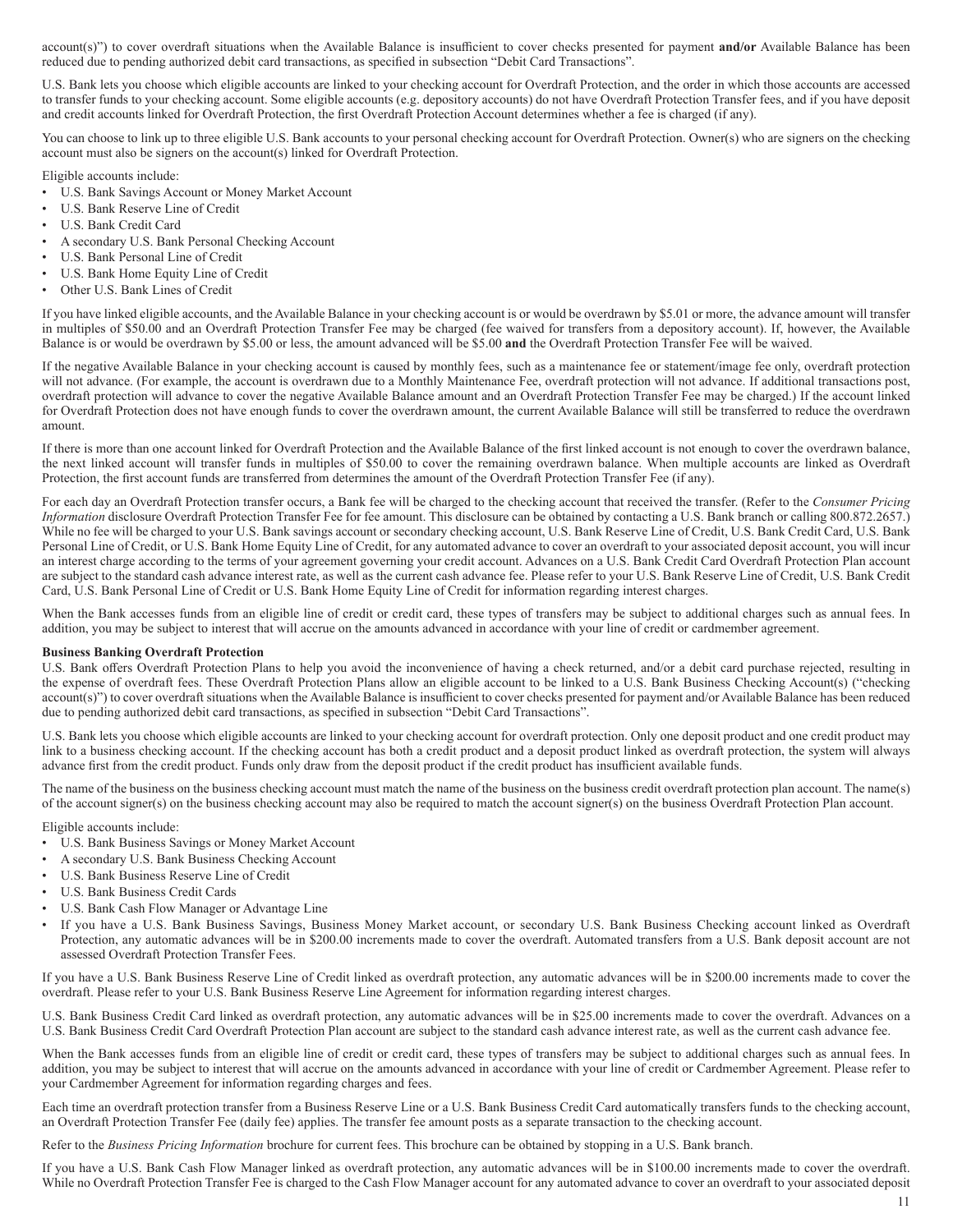account(s)") to cover overdraft situations when the Available Balance is insufficient to cover checks presented for payment **and/or** Available Balance has been reduced due to pending authorized debit card transactions, as specified in subsection "Debit Card Transactions".

U.S. Bank lets you choose which eligible accounts are linked to your checking account for Overdraft Protection, and the order in which those accounts are accessed to transfer funds to your checking account. Some eligible accounts (e.g. depository accounts) do not have Overdraft Protection Transfer fees, and if you have deposit and credit accounts linked for Overdraft Protection, the first Overdraft Protection Account determines whether a fee is charged (if any).

You can choose to link up to three eligible U.S. Bank accounts to your personal checking account for Overdraft Protection. Owner(s) who are signers on the checking account must also be signers on the account(s) linked for Overdraft Protection.

Eligible accounts include:

- U.S. Bank Savings Account or Money Market Account
- U.S. Bank Reserve Line of Credit
- U.S. Bank Credit Card
- A secondary U.S. Bank Personal Checking Account
- U.S. Bank Personal Line of Credit
- U.S. Bank Home Equity Line of Credit
- Other U.S. Bank Lines of Credit

If you have linked eligible accounts, and the Available Balance in your checking account is or would be overdrawn by $5.01 or more, the advance amount will transfer in multiples of $50.00 and an Overdraft Protection Transfer Fee may be charged (fee waived for transfers from a depository account). If, however, the Available Balance is or would be overdrawn by $5.00 or less, the amount advanced will be $5.00 **and** the Overdraft Protection Transfer Fee will be waived.

If the negative Available Balance in your checking account is caused by monthly fees, such as a maintenance fee or statement/image fee only, overdraft protection will not advance. (For example, the account is overdrawn due to a Monthly Maintenance Fee, overdraft protection will not advance. If additional transactions post, overdraft protection will advance to cover the negative Available Balance amount and an Overdraft Protection Transfer Fee may be charged.) If the account linked for Overdraft Protection does not have enough funds to cover the overdrawn amount, the current Available Balance will still be transferred to reduce the overdrawn amount.

If there is more than one account linked for Overdraft Protection and the Available Balance of the first linked account is not enough to cover the overdrawn balance, the next linked account will transfer funds in multiples of $50.00 to cover the remaining overdrawn balance. When multiple accounts are linked as Overdraft Protection, the first account funds are transferred from determines the amount of the Overdraft Protection Transfer Fee (if any).

For each day an Overdraft Protection transfer occurs, a Bank fee will be charged to the checking account that received the transfer. (Refer to the *Consumer Pricing Information* disclosure Overdraft Protection Transfer Fee for fee amount. This disclosure can be obtained by contacting a U.S. Bank branch or calling 800.872.2657.) While no fee will be charged to your U.S. Bank savings account or secondary checking account, U.S. Bank Reserve Line of Credit, U.S. Bank Credit Card, U.S. Bank Personal Line of Credit, or U.S. Bank Home Equity Line of Credit, for any automated advance to cover an overdraft to your associated deposit account, you will incur an interest charge according to the terms of your agreement governing your credit account. Advances on a U.S. Bank Credit Card Overdraft Protection Plan account are subject to the standard cash advance interest rate, as well as the current cash advance fee. Please refer to your U.S. Bank Reserve Line of Credit, U.S. Bank Credit Card, U.S. Bank Personal Line of Credit or U.S. Bank Home Equity Line of Credit for information regarding interest charges.

When the Bank accesses funds from an eligible line of credit or credit card, these types of transfers may be subject to additional charges such as annual fees. In addition, you may be subject to interest that will accrue on the amounts advanced in accordance with your line of credit or cardmember agreement.

**Business Banking Overdraft Protection**

U.S. Bank offers Overdraft Protection Plans to help you avoid the inconvenience of having a check returned, and/or a debit card purchase rejected, resulting in the expense of overdraft fees. These Overdraft Protection Plans allow an eligible account to be linked to a U.S. Bank Business Checking Account(s) ("checking account(s)") to cover overdraft situations when the Available Balance is insufficient to cover checks presented for payment and/or Available Balance has been reduced due to pending authorized debit card transactions, as specified in subsection "Debit Card Transactions".

U.S. Bank lets you choose which eligible accounts are linked to your checking account for overdraft protection. Only one deposit product and one credit product may link to a business checking account. If the checking account has both a credit product and a deposit product linked as overdraft protection, the system will always advance first from the credit product. Funds only draw from the deposit product if the credit product has insufficient available funds.

The name of the business on the business checking account must match the name of the business on the business credit overdraft protection plan account. The name(s) of the account signer(s) on the business checking account may also be required to match the account signer(s) on the business Overdraft Protection Plan account.

Eligible accounts include:

- U.S. Bank Business Savings or Money Market Account
- A secondary U.S. Bank Business Checking Account
- U.S. Bank Business Reserve Line of Credit
- U.S. Bank Business Credit Cards
- U.S. Bank Cash Flow Manager or Advantage Line
- If you have a U.S. Bank Business Savings, Business Money Market account, or secondary U.S. Bank Business Checking account linked as Overdraft Protection, any automatic advances will be in $200.00 increments made to cover the overdraft. Automated transfers from a U.S. Bank deposit account are not assessed Overdraft Protection Transfer Fees.

If you have a U.S. Bank Business Reserve Line of Credit linked as overdraft protection, any automatic advances will be in $200.00 increments made to cover the overdraft. Please refer to your U.S. Bank Business Reserve Line Agreement for information regarding interest charges.

U.S. Bank Business Credit Card linked as overdraft protection, any automatic advances will be in $25.00 increments made to cover the overdraft. Advances on a U.S. Bank Business Credit Card Overdraft Protection Plan account are subject to the standard cash advance interest rate, as well as the current cash advance fee.

When the Bank accesses funds from an eligible line of credit or credit card, these types of transfers may be subject to additional charges such as annual fees. In addition, you may be subject to interest that will accrue on the amounts advanced in accordance with your line of credit or Cardmember Agreement. Please refer to your Cardmember Agreement for information regarding charges and fees.

Each time an overdraft protection transfer from a Business Reserve Line or a U.S. Bank Business Credit Card automatically transfers funds to the checking account, an Overdraft Protection Transfer Fee (daily fee) applies. The transfer fee amount posts as a separate transaction to the checking account.

Refer to the *Business Pricing Information* brochure for current fees. This brochure can be obtained by stopping in a U.S. Bank branch.

If you have a U.S. Bank Cash Flow Manager linked as overdraft protection, any automatic advances will be in $100.00 increments made to cover the overdraft. While no Overdraft Protection Transfer Fee is charged to the Cash Flow Manager account for any automated advance to cover an overdraft to your associated deposit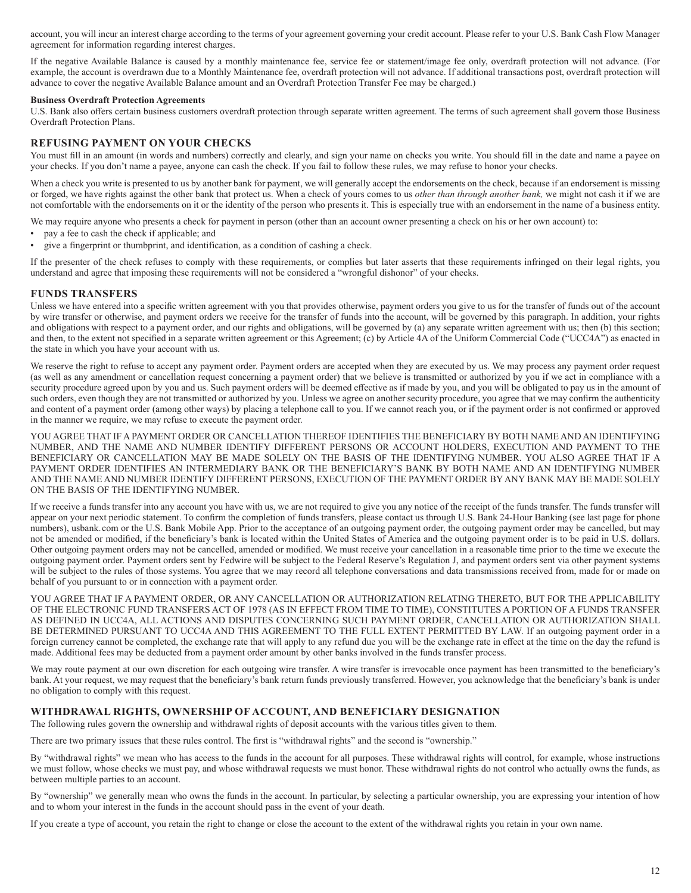account, you will incur an interest charge according to the terms of your agreement governing your credit account. Please refer to your U.S. Bank Cash Flow Manager agreement for information regarding interest charges.

If the negative Available Balance is caused by a monthly maintenance fee, service fee or statement/image fee only, overdraft protection will not advance. (For example, the account is overdrawn due to a Monthly Maintenance fee, overdraft protection will not advance. If additional transactions post, overdraft protection will advance to cover the negative Available Balance amount and an Overdraft Protection Transfer Fee may be charged.)

**Business Overdraft Protection Agreements**

U.S. Bank also offers certain business customers overdraft protection through separate written agreement. The terms of such agreement shall govern those Business Overdraft Protection Plans.

## REFUSING PAYMENT ON YOUR CHECKS

You must fill in an amount (in words and numbers) correctly and clearly, and sign your name on checks you write. You should fill in the date and name a payee on your checks. If you don't name a payee, anyone can cash the check. If you fail to follow these rules, we may refuse to honor your checks.

When a check you write is presented to us by another bank for payment, we will generally accept the endorsements on the check, because if an endorsement is missing or forged, we have rights against the other bank that protect us. When a check of yours comes to us *other than through another bank,* we might not cash it if we are not comfortable with the endorsements on it or the identity of the person who presents it. This is especially true with an endorsement in the name of a business entity.

We may require anyone who presents a check for payment in person (other than an account owner presenting a check on his or her own account) to:

- pay a fee to cash the check if applicable; and
- give a fingerprint or thumbprint, and identification, as a condition of cashing a check.

If the presenter of the check refuses to comply with these requirements, or complies but later asserts that these requirements infringed on their legal rights, you understand and agree that imposing these requirements will not be considered a "wrongful dishonor" of your checks.

## FUNDS TRANSFERS

Unless we have entered into a specific written agreement with you that provides otherwise, payment orders you give to us for the transfer of funds out of the account by wire transfer or otherwise, and payment orders we receive for the transfer of funds into the account, will be governed by this paragraph. In addition, your rights and obligations with respect to a payment order, and our rights and obligations, will be governed by (a) any separate written agreement with us; then (b) this section; and then, to the extent not specified in a separate written agreement or this Agreement; (c) by Article 4A of the Uniform Commercial Code ("UCC4A") as enacted in the state in which you have your account with us.

We reserve the right to refuse to accept any payment order. Payment orders are accepted when they are executed by us. We may process any payment order request (as well as any amendment or cancellation request concerning a payment order) that we believe is transmitted or authorized by you if we act in compliance with a security procedure agreed upon by you and us. Such payment orders will be deemed effective as if made by you, and you will be obligated to pay us in the amount of such orders, even though they are not transmitted or authorized by you. Unless we agree on another security procedure, you agree that we may confirm the authenticity and content of a payment order (among other ways) by placing a telephone call to you. If we cannot reach you, or if the payment order is not confirmed or approved in the manner we require, we may refuse to execute the payment order.

YOU AGREE THAT IF A PAYMENT ORDER OR CANCELLATION THEREOF IDENTIFIES THE BENEFICIARY BY BOTH NAME AND AN IDENTIFYING NUMBER, AND THE NAME AND NUMBER IDENTIFY DIFFERENT PERSONS OR ACCOUNT HOLDERS, EXECUTION AND PAYMENT TO THE BENEFICIARY OR CANCELLATION MAY BE MADE SOLELY ON THE BASIS OF THE IDENTIFYING NUMBER. YOU ALSO AGREE THAT IF A PAYMENT ORDER IDENTIFIES AN INTERMEDIARY BANK OR THE BENEFICIARY'S BANK BY BOTH NAME AND AN IDENTIFYING NUMBER AND THE NAME AND NUMBER IDENTIFY DIFFERENT PERSONS, EXECUTION OF THE PAYMENT ORDER BY ANY BANK MAY BE MADE SOLELY ON THE BASIS OF THE IDENTIFYING NUMBER.

If we receive a funds transfer into any account you have with us, we are not required to give you any notice of the receipt of the funds transfer. The funds transfer will appear on your next periodic statement. To confirm the completion of funds transfers, please contact us through U.S. Bank 24-Hour Banking (see last page for phone numbers), usbank.com or the U.S. Bank Mobile App. Prior to the acceptance of an outgoing payment order, the outgoing payment order may be cancelled, but may not be amended or modified, if the beneficiary's bank is located within the United States of America and the outgoing payment order is to be paid in U.S. dollars. Other outgoing payment orders may not be cancelled, amended or modified. We must receive your cancellation in a reasonable time prior to the time we execute the outgoing payment order. Payment orders sent by Fedwire will be subject to the Federal Reserve's Regulation J, and payment orders sent via other payment systems will be subject to the rules of those systems. You agree that we may record all telephone conversations and data transmissions received from, made for or made on behalf of you pursuant to or in connection with a payment order.

YOU AGREE THAT IF A PAYMENT ORDER, OR ANY CANCELLATION OR AUTHORIZATION RELATING THERETO, BUT FOR THE APPLICABILITY OF THE ELECTRONIC FUND TRANSFERS ACT OF 1978 (AS IN EFFECT FROM TIME TO TIME), CONSTITUTES A PORTION OF A FUNDS TRANSFER AS DEFINED IN UCC4A, ALL ACTIONS AND DISPUTES CONCERNING SUCH PAYMENT ORDER, CANCELLATION OR AUTHORIZATION SHALL BE DETERMINED PURSUANT TO UCC4A AND THIS AGREEMENT TO THE FULL EXTENT PERMITTED BY LAW. If an outgoing payment order in a foreign currency cannot be completed, the exchange rate that will apply to any refund due you will be the exchange rate in effect at the time on the day the refund is made. Additional fees may be deducted from a payment order amount by other banks involved in the funds transfer process.

We may route payment at our own discretion for each outgoing wire transfer. A wire transfer is irrevocable once payment has been transmitted to the beneficiary's bank. At your request, we may request that the beneficiary's bank return funds previously transferred. However, you acknowledge that the beneficiary's bank is under no obligation to comply with this request.

## WITHDRAWAL RIGHTS, OWNERSHIP OF ACCOUNT, AND BENEFICIARY DESIGNATION

The following rules govern the ownership and withdrawal rights of deposit accounts with the various titles given to them.

There are two primary issues that these rules control. The first is "withdrawal rights" and the second is "ownership."

By "withdrawal rights" we mean who has access to the funds in the account for all purposes. These withdrawal rights will control, for example, whose instructions we must follow, whose checks we must pay, and whose withdrawal requests we must honor. These withdrawal rights do not control who actually owns the funds, as between multiple parties to an account.

By "ownership" we generally mean who owns the funds in the account. In particular, by selecting a particular ownership, you are expressing your intention of how and to whom your interest in the funds in the account should pass in the event of your death.

If you create a type of account, you retain the right to change or close the account to the extent of the withdrawal rights you retain in your own name.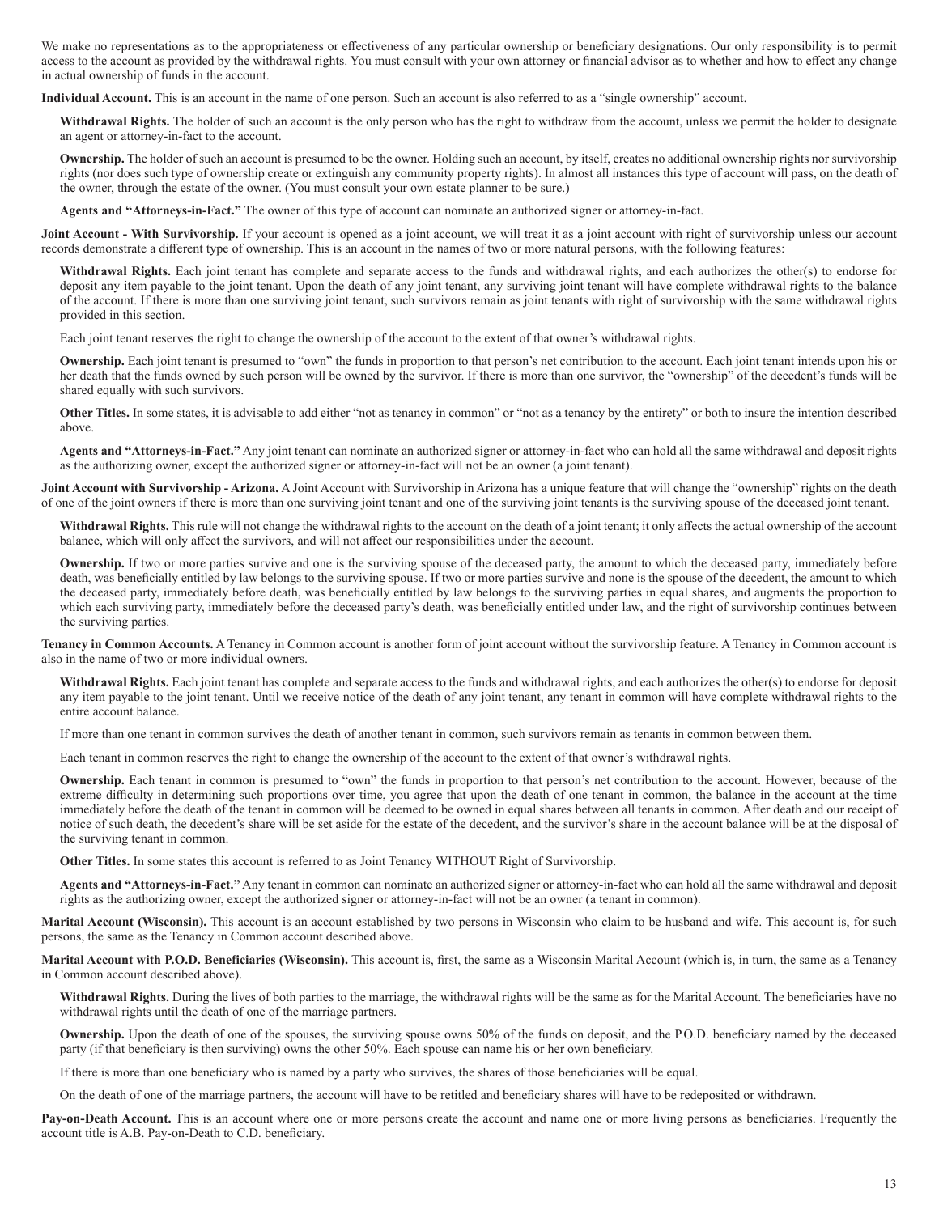We make no representations as to the appropriateness or effectiveness of any particular ownership or beneficiary designations. Our only responsibility is to permit access to the account as provided by the withdrawal rights. You must consult with your own attorney or financial advisor as to whether and how to effect any change in actual ownership of funds in the account.

**Individual Account.** This is an account in the name of one person. Such an account is also referred to as a "single ownership" account.

**Withdrawal Rights.** The holder of such an account is the only person who has the right to withdraw from the account, unless we permit the holder to designate an agent or attorney-in-fact to the account.

**Ownership.** The holder of such an account is presumed to be the owner. Holding such an account, by itself, creates no additional ownership rights nor survivorship rights (nor does such type of ownership create or extinguish any community property rights). In almost all instances this type of account will pass, on the death of the owner, through the estate of the owner. (You must consult your own estate planner to be sure.)

**Agents and "Attorneys-in-Fact."** The owner of this type of account can nominate an authorized signer or attorney-in-fact.

**Joint Account - With Survivorship.** If your account is opened as a joint account, we will treat it as a joint account with right of survivorship unless our account records demonstrate a different type of ownership. This is an account in the names of two or more natural persons, with the following features:

**Withdrawal Rights.** Each joint tenant has complete and separate access to the funds and withdrawal rights, and each authorizes the other(s) to endorse for deposit any item payable to the joint tenant. Upon the death of any joint tenant, any surviving joint tenant will have complete withdrawal rights to the balance of the account. If there is more than one surviving joint tenant, such survivors remain as joint tenants with right of survivorship with the same withdrawal rights provided in this section.

Each joint tenant reserves the right to change the ownership of the account to the extent of that owner's withdrawal rights.

**Ownership.** Each joint tenant is presumed to "own" the funds in proportion to that person's net contribution to the account. Each joint tenant intends upon his or her death that the funds owned by such person will be owned by the survivor. If there is more than one survivor, the "ownership" of the decedent's funds will be shared equally with such survivors.

**Other Titles.** In some states, it is advisable to add either "not as tenancy in common" or "not as a tenancy by the entirety" or both to insure the intention described above.

**Agents and "Attorneys-in-Fact."** Any joint tenant can nominate an authorized signer or attorney-in-fact who can hold all the same withdrawal and deposit rights as the authorizing owner, except the authorized signer or attorney-in-fact will not be an owner (a joint tenant).

**Joint Account with Survivorship - Arizona.** A Joint Account with Survivorship in Arizona has a unique feature that will change the "ownership" rights on the death of one of the joint owners if there is more than one surviving joint tenant and one of the surviving joint tenants is the surviving spouse of the deceased joint tenant.

**Withdrawal Rights.** This rule will not change the withdrawal rights to the account on the death of a joint tenant; it only affects the actual ownership of the account balance, which will only affect the survivors, and will not affect our responsibilities under the account.

**Ownership.** If two or more parties survive and one is the surviving spouse of the deceased party, the amount to which the deceased party, immediately before death, was beneficially entitled by law belongs to the surviving spouse. If two or more parties survive and none is the spouse of the decedent, the amount to which the deceased party, immediately before death, was beneficially entitled by law belongs to the surviving parties in equal shares, and augments the proportion to which each surviving party, immediately before the deceased party's death, was beneficially entitled under law, and the right of survivorship continues between the surviving parties.

**Tenancy in Common Accounts.** A Tenancy in Common account is another form of joint account without the survivorship feature. A Tenancy in Common account is also in the name of two or more individual owners.

**Withdrawal Rights.** Each joint tenant has complete and separate access to the funds and withdrawal rights, and each authorizes the other(s) to endorse for deposit any item payable to the joint tenant. Until we receive notice of the death of any joint tenant, any tenant in common will have complete withdrawal rights to the entire account balance.

If more than one tenant in common survives the death of another tenant in common, such survivors remain as tenants in common between them.

Each tenant in common reserves the right to change the ownership of the account to the extent of that owner's withdrawal rights.

**Ownership.** Each tenant in common is presumed to "own" the funds in proportion to that person's net contribution to the account. However, because of the extreme difficulty in determining such proportions over time, you agree that upon the death of one tenant in common, the balance in the account at the time immediately before the death of the tenant in common will be deemed to be owned in equal shares between all tenants in common. After death and our receipt of notice of such death, the decedent's share will be set aside for the estate of the decedent, and the survivor's share in the account balance will be at the disposal of the surviving tenant in common.

**Other Titles.** In some states this account is referred to as Joint Tenancy WITHOUT Right of Survivorship.

**Agents and "Attorneys-in-Fact."** Any tenant in common can nominate an authorized signer or attorney-in-fact who can hold all the same withdrawal and deposit rights as the authorizing owner, except the authorized signer or attorney-in-fact will not be an owner (a tenant in common).

**Marital Account (Wisconsin).** This account is an account established by two persons in Wisconsin who claim to be husband and wife. This account is, for such persons, the same as the Tenancy in Common account described above.

**Marital Account with P.O.D. Beneficiaries (Wisconsin).** This account is, first, the same as a Wisconsin Marital Account (which is, in turn, the same as a Tenancy in Common account described above).

**Withdrawal Rights.** During the lives of both parties to the marriage, the withdrawal rights will be the same as for the Marital Account. The beneficiaries have no withdrawal rights until the death of one of the marriage partners.

**Ownership.** Upon the death of one of the spouses, the surviving spouse owns 50% of the funds on deposit, and the P.O.D. beneficiary named by the deceased party (if that beneficiary is then surviving) owns the other 50%. Each spouse can name his or her own beneficiary.

If there is more than one beneficiary who is named by a party who survives, the shares of those beneficiaries will be equal.

On the death of one of the marriage partners, the account will have to be retitled and beneficiary shares will have to be redeposited or withdrawn.

**Pay-on-Death Account.** This is an account where one or more persons create the account and name one or more living persons as beneficiaries. Frequently the account title is A.B. Pay-on-Death to C.D. beneficiary.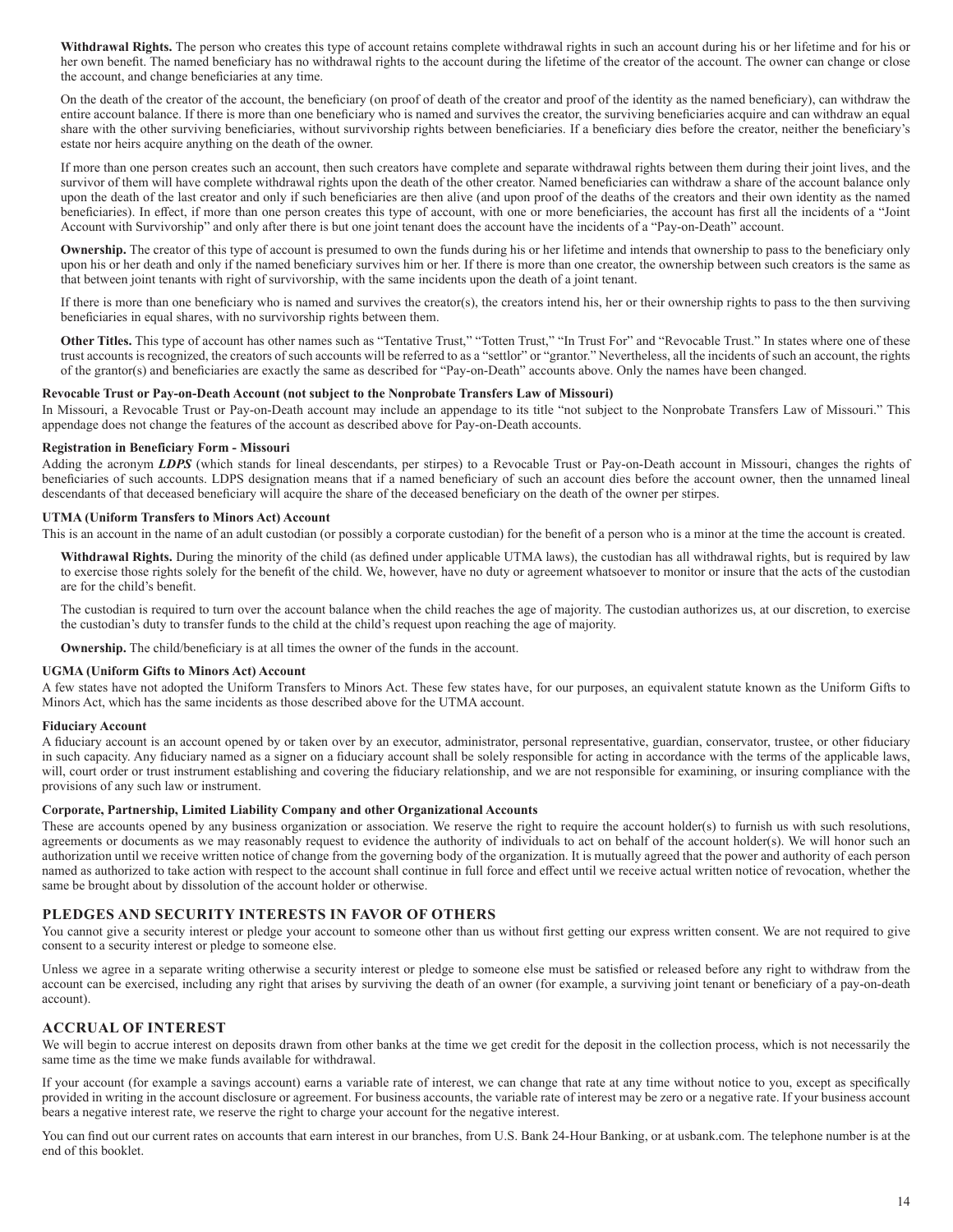**Withdrawal Rights.** The person who creates this type of account retains complete withdrawal rights in such an account during his or her lifetime and for his or her own benefit. The named beneficiary has no withdrawal rights to the account during the lifetime of the creator of the account. The owner can change or close the account, and change beneficiaries at any time.

On the death of the creator of the account, the beneficiary (on proof of death of the creator and proof of the identity as the named beneficiary), can withdraw the entire account balance. If there is more than one beneficiary who is named and survives the creator, the surviving beneficiaries acquire and can withdraw an equal share with the other surviving beneficiaries, without survivorship rights between beneficiaries. If a beneficiary dies before the creator, neither the beneficiary's estate nor heirs acquire anything on the death of the owner.

If more than one person creates such an account, then such creators have complete and separate withdrawal rights between them during their joint lives, and the survivor of them will have complete withdrawal rights upon the death of the other creator. Named beneficiaries can withdraw a share of the account balance only upon the death of the last creator and only if such beneficiaries are then alive (and upon proof of the deaths of the creators and their own identity as the named beneficiaries). In effect, if more than one person creates this type of account, with one or more beneficiaries, the account has first all the incidents of a "Joint Account with Survivorship" and only after there is but one joint tenant does the account have the incidents of a "Pay-on-Death" account.

**Ownership.** The creator of this type of account is presumed to own the funds during his or her lifetime and intends that ownership to pass to the beneficiary only upon his or her death and only if the named beneficiary survives him or her. If there is more than one creator, the ownership between such creators is the same as that between joint tenants with right of survivorship, with the same incidents upon the death of a joint tenant.

If there is more than one beneficiary who is named and survives the creator(s), the creators intend his, her or their ownership rights to pass to the then surviving beneficiaries in equal shares, with no survivorship rights between them.

**Other Titles.** This type of account has other names such as "Tentative Trust," "Totten Trust," "In Trust For" and "Revocable Trust." In states where one of these trust accounts is recognized, the creators of such accounts will be referred to as a "settlor" or "grantor." Nevertheless, all the incidents of such an account, the rights of the grantor(s) and beneficiaries are exactly the same as described for "Pay-on-Death" accounts above. Only the names have been changed.

#### Revocable Trust or Pay-on-Death Account (not subject to the Nonprobate Transfers Law of Missouri)

In Missouri, a Revocable Trust or Pay-on-Death account may include an appendage to its title "not subject to the Nonprobate Transfers Law of Missouri." This appendage does not change the features of the account as described above for Pay-on-Death accounts.

#### Registration in Beneficiary Form - Missouri

Adding the acronym ***LDPS*** (which stands for lineal descendants, per stirpes) to a Revocable Trust or Pay-on-Death account in Missouri, changes the rights of beneficiaries of such accounts. LDPS designation means that if a named beneficiary of such an account dies before the account owner, then the unnamed lineal descendants of that deceased beneficiary will acquire the share of the deceased beneficiary on the death of the owner per stirpes.

#### UTMA (Uniform Transfers to Minors Act) Account

This is an account in the name of an adult custodian (or possibly a corporate custodian) for the benefit of a person who is a minor at the time the account is created.

**Withdrawal Rights.** During the minority of the child (as defined under applicable UTMA laws), the custodian has all withdrawal rights, but is required by law to exercise those rights solely for the benefit of the child. We, however, have no duty or agreement whatsoever to monitor or insure that the acts of the custodian are for the child's benefit.

The custodian is required to turn over the account balance when the child reaches the age of majority. The custodian authorizes us, at our discretion, to exercise the custodian's duty to transfer funds to the child at the child's request upon reaching the age of majority.

**Ownership.** The child/beneficiary is at all times the owner of the funds in the account.

#### UGMA (Uniform Gifts to Minors Act) Account

A few states have not adopted the Uniform Transfers to Minors Act. These few states have, for our purposes, an equivalent statute known as the Uniform Gifts to Minors Act, which has the same incidents as those described above for the UTMA account.

#### Fiduciary Account

A fiduciary account is an account opened by or taken over by an executor, administrator, personal representative, guardian, conservator, trustee, or other fiduciary in such capacity. Any fiduciary named as a signer on a fiduciary account shall be solely responsible for acting in accordance with the terms of the applicable laws, will, court order or trust instrument establishing and covering the fiduciary relationship, and we are not responsible for examining, or insuring compliance with the provisions of any such law or instrument.

#### Corporate, Partnership, Limited Liability Company and other Organizational Accounts

These are accounts opened by any business organization or association. We reserve the right to require the account holder(s) to furnish us with such resolutions, agreements or documents as we may reasonably request to evidence the authority of individuals to act on behalf of the account holder(s). We will honor such an authorization until we receive written notice of change from the governing body of the organization. It is mutually agreed that the power and authority of each person named as authorized to take action with respect to the account shall continue in full force and effect until we receive actual written notice of revocation, whether the same be brought about by dissolution of the account holder or otherwise.

## PLEDGES AND SECURITY INTERESTS IN FAVOR OF OTHERS

You cannot give a security interest or pledge your account to someone other than us without first getting our express written consent. We are not required to give consent to a security interest or pledge to someone else.

Unless we agree in a separate writing otherwise a security interest or pledge to someone else must be satisfied or released before any right to withdraw from the account can be exercised, including any right that arises by surviving the death of an owner (for example, a surviving joint tenant or beneficiary of a pay-on-death account).

## ACCRUAL OF INTEREST

We will begin to accrue interest on deposits drawn from other banks at the time we get credit for the deposit in the collection process, which is not necessarily the same time as the time we make funds available for withdrawal.

If your account (for example a savings account) earns a variable rate of interest, we can change that rate at any time without notice to you, except as specifically provided in writing in the account disclosure or agreement. For business accounts, the variable rate of interest may be zero or a negative rate. If your business account bears a negative interest rate, we reserve the right to charge your account for the negative interest.

You can find out our current rates on accounts that earn interest in our branches, from U.S. Bank 24-Hour Banking, or at usbank.com. The telephone number is at the end of this booklet.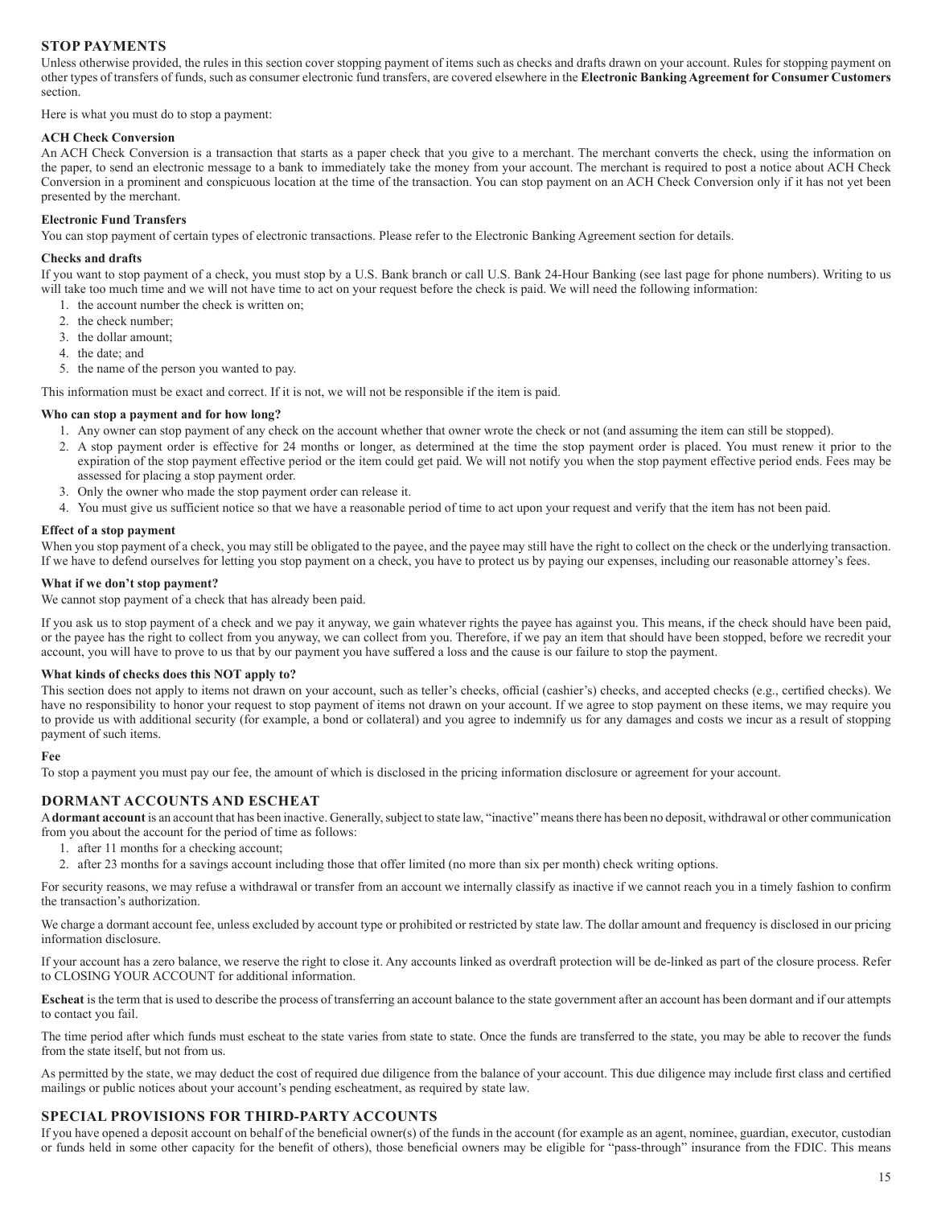## STOP PAYMENTS

Unless otherwise provided, the rules in this section cover stopping payment of items such as checks and drafts drawn on your account. Rules for stopping payment on other types of transfers of funds, such as consumer electronic fund transfers, are covered elsewhere in the **Electronic Banking Agreement for Consumer Customers** section.

Here is what you must do to stop a payment:

### ACH Check Conversion

An ACH Check Conversion is a transaction that starts as a paper check that you give to a merchant. The merchant converts the check, using the information on the paper, to send an electronic message to a bank to immediately take the money from your account. The merchant is required to post a notice about ACH Check Conversion in a prominent and conspicuous location at the time of the transaction. You can stop payment on an ACH Check Conversion only if it has not yet been presented by the merchant.

### Electronic Fund Transfers

You can stop payment of certain types of electronic transactions. Please refer to the Electronic Banking Agreement section for details.

### Checks and drafts

If you want to stop payment of a check, you must stop by a U.S. Bank branch or call U.S. Bank 24-Hour Banking (see last page for phone numbers). Writing to us will take too much time and we will not have time to act on your request before the check is paid. We will need the following information:

1. the account number the check is written on;
2. the check number;
3. the dollar amount;
4. the date; and
5. the name of the person you wanted to pay.

This information must be exact and correct. If it is not, we will not be responsible if the item is paid.

### Who can stop a payment and for how long?

1. Any owner can stop payment of any check on the account whether that owner wrote the check or not (and assuming the item can still be stopped).
2. A stop payment order is effective for 24 months or longer, as determined at the time the stop payment order is placed. You must renew it prior to the expiration of the stop payment effective period or the item could get paid. We will not notify you when the stop payment effective period ends. Fees may be assessed for placing a stop payment order.
3. Only the owner who made the stop payment order can release it.
4. You must give us sufficient notice so that we have a reasonable period of time to act upon your request and verify that the item has not been paid.

### Effect of a stop payment

When you stop payment of a check, you may still be obligated to the payee, and the payee may still have the right to collect on the check or the underlying transaction. If we have to defend ourselves for letting you stop payment on a check, you have to protect us by paying our expenses, including our reasonable attorney's fees.

### What if we don't stop payment?

We cannot stop payment of a check that has already been paid.

If you ask us to stop payment of a check and we pay it anyway, we gain whatever rights the payee has against you. This means, if the check should have been paid, or the payee has the right to collect from you anyway, we can collect from you. Therefore, if we pay an item that should have been stopped, before we recredit your account, you will have to prove to us that by our payment you have suffered a loss and the cause is our failure to stop the payment.

### What kinds of checks does this NOT apply to?

This section does not apply to items not drawn on your account, such as teller's checks, official (cashier's) checks, and accepted checks (e.g., certified checks). We have no responsibility to honor your request to stop payment of items not drawn on your account. If we agree to stop payment on these items, we may require you to provide us with additional security (for example, a bond or collateral) and you agree to indemnify us for any damages and costs we incur as a result of stopping payment of such items.

### Fee

To stop a payment you must pay our fee, the amount of which is disclosed in the pricing information disclosure or agreement for your account.

## DORMANT ACCOUNTS AND ESCHEAT

A **dormant account** is an account that has been inactive. Generally, subject to state law, "inactive" means there has been no deposit, withdrawal or other communication from you about the account for the period of time as follows:

1. after 11 months for a checking account;
2. after 23 months for a savings account including those that offer limited (no more than six per month) check writing options.

For security reasons, we may refuse a withdrawal or transfer from an account we internally classify as inactive if we cannot reach you in a timely fashion to confirm the transaction's authorization.

We charge a dormant account fee, unless excluded by account type or prohibited or restricted by state law. The dollar amount and frequency is disclosed in our pricing information disclosure.

If your account has a zero balance, we reserve the right to close it. Any accounts linked as overdraft protection will be de-linked as part of the closure process. Refer to CLOSING YOUR ACCOUNT for additional information.

**Escheat** is the term that is used to describe the process of transferring an account balance to the state government after an account has been dormant and if our attempts to contact you fail.

The time period after which funds must escheat to the state varies from state to state. Once the funds are transferred to the state, you may be able to recover the funds from the state itself, but not from us.

As permitted by the state, we may deduct the cost of required due diligence from the balance of your account. This due diligence may include first class and certified mailings or public notices about your account's pending escheatment, as required by state law.

## SPECIAL PROVISIONS FOR THIRD-PARTY ACCOUNTS

If you have opened a deposit account on behalf of the beneficial owner(s) of the funds in the account (for example as an agent, nominee, guardian, executor, custodian or funds held in some other capacity for the benefit of others), those beneficial owners may be eligible for "pass-through" insurance from the FDIC. This means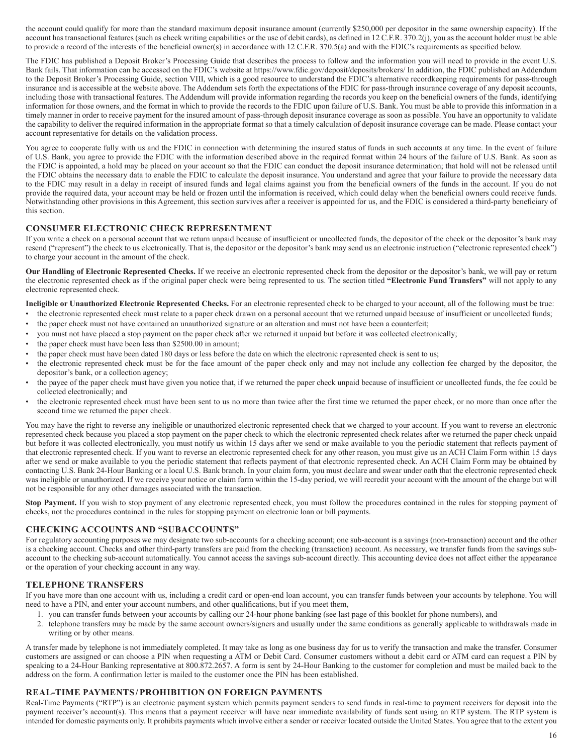the account could qualify for more than the standard maximum deposit insurance amount (currently $250,000 per depositor in the same ownership capacity). If the account has transactional features (such as check writing capabilities or the use of debit cards), as defined in 12 C.F.R. 370.2(j), you as the account holder must be able to provide a record of the interests of the beneficial owner(s) in accordance with 12 C.F.R. 370.5(a) and with the FDIC's requirements as specified below.

The FDIC has published a Deposit Broker's Processing Guide that describes the process to follow and the information you will need to provide in the event U.S. Bank fails. That information can be accessed on the FDIC's website at https://www.fdic.gov/deposit/deposits/brokers/ In addition, the FDIC published an Addendum to the Deposit Broker's Processing Guide, section VIII, which is a good resource to understand the FDIC's alternative recordkeeping requirements for pass-through insurance and is accessible at the website above. The Addendum sets forth the expectations of the FDIC for pass-through insurance coverage of any deposit accounts, including those with transactional features. The Addendum will provide information regarding the records you keep on the beneficial owners of the funds, identifying information for those owners, and the format in which to provide the records to the FDIC upon failure of U.S. Bank. You must be able to provide this information in a timely manner in order to receive payment for the insured amount of pass-through deposit insurance coverage as soon as possible. You have an opportunity to validate the capability to deliver the required information in the appropriate format so that a timely calculation of deposit insurance coverage can be made. Please contact your account representative for details on the validation process.

You agree to cooperate fully with us and the FDIC in connection with determining the insured status of funds in such accounts at any time. In the event of failure of U.S. Bank, you agree to provide the FDIC with the information described above in the required format within 24 hours of the failure of U.S. Bank. As soon as the FDIC is appointed, a hold may be placed on your account so that the FDIC can conduct the deposit insurance determination; that hold will not be released until the FDIC obtains the necessary data to enable the FDIC to calculate the deposit insurance. You understand and agree that your failure to provide the necessary data to the FDIC may result in a delay in receipt of insured funds and legal claims against you from the beneficial owners of the funds in the account. If you do not provide the required data, your account may be held or frozen until the information is received, which could delay when the beneficial owners could receive funds. Notwithstanding other provisions in this Agreement, this section survives after a receiver is appointed for us, and the FDIC is considered a third-party beneficiary of this section.

## CONSUMER ELECTRONIC CHECK REPRESENTMENT

If you write a check on a personal account that we return unpaid because of insufficient or uncollected funds, the depositor of the check or the depositor's bank may resend ("represent") the check to us electronically. That is, the depositor or the depositor's bank may send us an electronic instruction ("electronic represented check") to charge your account in the amount of the check.

**Our Handling of Electronic Represented Checks.** If we receive an electronic represented check from the depositor or the depositor's bank, we will pay or return the electronic represented check as if the original paper check were being represented to us. The section titled **"Electronic Fund Transfers"** will not apply to any electronic represented check.

**Ineligible or Unauthorized Electronic Represented Checks.** For an electronic represented check to be charged to your account, all of the following must be true:

- the electronic represented check must relate to a paper check drawn on a personal account that we returned unpaid because of insufficient or uncollected funds;
- the paper check must not have contained an unauthorized signature or an alteration and must not have been a counterfeit;
- you must not have placed a stop payment on the paper check after we returned it unpaid but before it was collected electronically;
- the paper check must have been less than $2500.00 in amount;
- the paper check must have been dated 180 days or less before the date on which the electronic represented check is sent to us;
- the electronic represented check must be for the face amount of the paper check only and may not include any collection fee charged by the depositor, the depositor's bank, or a collection agency;
- the payee of the paper check must have given you notice that, if we returned the paper check unpaid because of insufficient or uncollected funds, the fee could be collected electronically; and
- the electronic represented check must have been sent to us no more than twice after the first time we returned the paper check, or no more than once after the second time we returned the paper check.

You may have the right to reverse any ineligible or unauthorized electronic represented check that we charged to your account. If you want to reverse an electronic represented check because you placed a stop payment on the paper check to which the electronic represented check relates after we returned the paper check unpaid but before it was collected electronically, you must notify us within 15 days after we send or make available to you the periodic statement that reflects payment of that electronic represented check. If you want to reverse an electronic represented check for any other reason, you must give us an ACH Claim Form within 15 days after we send or make available to you the periodic statement that reflects payment of that electronic represented check. An ACH Claim Form may be obtained by contacting U.S. Bank 24-Hour Banking or a local U.S. Bank branch. In your claim form, you must declare and swear under oath that the electronic represented check was ineligible or unauthorized. If we receive your notice or claim form within the 15-day period, we will recredit your account with the amount of the charge but will not be responsible for any other damages associated with the transaction.

**Stop Payment.** If you wish to stop payment of any electronic represented check, you must follow the procedures contained in the rules for stopping payment of checks, not the procedures contained in the rules for stopping payment on electronic loan or bill payments.

## CHECKING ACCOUNTS AND "SUBACCOUNTS"

For regulatory accounting purposes we may designate two sub-accounts for a checking account; one sub-account is a savings (non-transaction) account and the other is a checking account. Checks and other third-party transfers are paid from the checking (transaction) account. As necessary, we transfer funds from the savings sub-account to the checking sub-account automatically. You cannot access the savings sub-account directly. This accounting device does not affect either the appearance or the operation of your checking account in any way.

## TELEPHONE TRANSFERS

If you have more than one account with us, including a credit card or open-end loan account, you can transfer funds between your accounts by telephone. You will need to have a PIN, and enter your account numbers, and other qualifications, but if you meet them,

1. you can transfer funds between your accounts by calling our 24-hour phone banking (see last page of this booklet for phone numbers), and
2. telephone transfers may be made by the same account owners/signers and usually under the same conditions as generally applicable to withdrawals made in writing or by other means.

A transfer made by telephone is not immediately completed. It may take as long as one business day for us to verify the transaction and make the transfer. Consumer customers are assigned or can choose a PIN when requesting a ATM or Debit Card. Consumer customers without a debit card or ATM card can request a PIN by speaking to a 24-Hour Banking representative at 800.872.2657. A form is sent by 24-Hour Banking to the customer for completion and must be mailed back to the address on the form. A confirmation letter is mailed to the customer once the PIN has been established.

## REAL-TIME PAYMENTS / PROHIBITION ON FOREIGN PAYMENTS

Real-Time Payments ("RTP") is an electronic payment system which permits payment senders to send funds in real-time to payment receivers for deposit into the payment receiver's account(s). This means that a payment receiver will have near immediate availability of funds sent using an RTP system. The RTP system is intended for domestic payments only. It prohibits payments which involve either a sender or receiver located outside the United States. You agree that to the extent you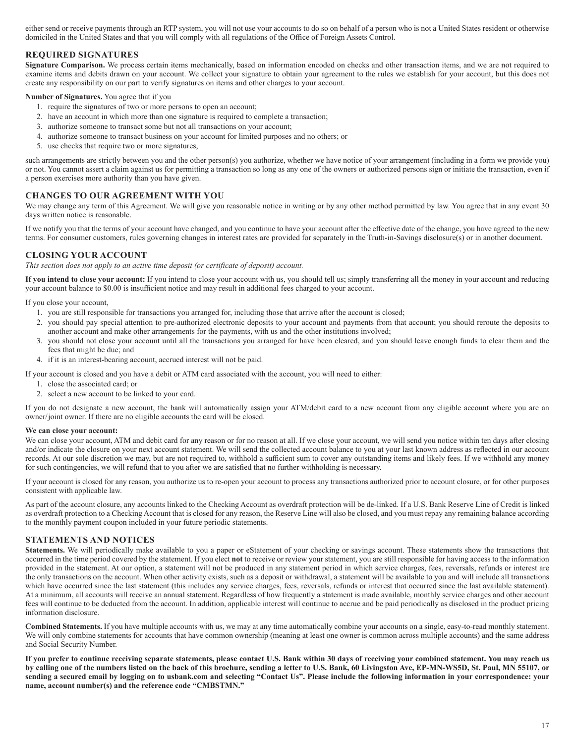either send or receive payments through an RTP system, you will not use your accounts to do so on behalf of a person who is not a United States resident or otherwise domiciled in the United States and that you will comply with all regulations of the Office of Foreign Assets Control.

## REQUIRED SIGNATURES

**Signature Comparison.** We process certain items mechanically, based on information encoded on checks and other transaction items, and we are not required to examine items and debits drawn on your account. We collect your signature to obtain your agreement to the rules we establish for your account, but this does not create any responsibility on our part to verify signatures on items and other charges to your account.

**Number of Signatures.** You agree that if you

1. require the signatures of two or more persons to open an account;
2. have an account in which more than one signature is required to complete a transaction;
3. authorize someone to transact some but not all transactions on your account;
4. authorize someone to transact business on your account for limited purposes and no others; or
5. use checks that require two or more signatures,

such arrangements are strictly between you and the other person(s) you authorize, whether we have notice of your arrangement (including in a form we provide you) or not. You cannot assert a claim against us for permitting a transaction so long as any one of the owners or authorized persons sign or initiate the transaction, even if a person exercises more authority than you have given.

## CHANGES TO OUR AGREEMENT WITH YOU

We may change any term of this Agreement. We will give you reasonable notice in writing or by any other method permitted by law. You agree that in any event 30 days written notice is reasonable.

If we notify you that the terms of your account have changed, and you continue to have your account after the effective date of the change, you have agreed to the new terms. For consumer customers, rules governing changes in interest rates are provided for separately in the Truth-in-Savings disclosure(s) or in another document.

## CLOSING YOUR ACCOUNT

*This section does not apply to an active time deposit (or certificate of deposit) account.*

**If you intend to close your account:** If you intend to close your account with us, you should tell us; simply transferring all the money in your account and reducing your account balance to $0.00 is insufficient notice and may result in additional fees charged to your account.

If you close your account,

1. you are still responsible for transactions you arranged for, including those that arrive after the account is closed;
2. you should pay special attention to pre-authorized electronic deposits to your account and payments from that account; you should reroute the deposits to another account and make other arrangements for the payments, with us and the other institutions involved;
3. you should not close your account until all the transactions you arranged for have been cleared, and you should leave enough funds to clear them and the fees that might be due; and
4. if it is an interest-bearing account, accrued interest will not be paid.

If your account is closed and you have a debit or ATM card associated with the account, you will need to either:

1. close the associated card; or
2. select a new account to be linked to your card.

If you do not designate a new account, the bank will automatically assign your ATM/debit card to a new account from any eligible account where you are an owner/joint owner. If there are no eligible accounts the card will be closed.

**We can close your account:**

We can close your account, ATM and debit card for any reason or for no reason at all. If we close your account, we will send you notice within ten days after closing and/or indicate the closure on your next account statement. We will send the collected account balance to you at your last known address as reflected in our account records. At our sole discretion we may, but are not required to, withhold a sufficient sum to cover any outstanding items and likely fees. If we withhold any money for such contingencies, we will refund that to you after we are satisfied that no further withholding is necessary.

If your account is closed for any reason, you authorize us to re-open your account to process any transactions authorized prior to account closure, or for other purposes consistent with applicable law.

As part of the account closure, any accounts linked to the Checking Account as overdraft protection will be de-linked. If a U.S. Bank Reserve Line of Credit is linked as overdraft protection to a Checking Account that is closed for any reason, the Reserve Line will also be closed, and you must repay any remaining balance according to the monthly payment coupon included in your future periodic statements.

## STATEMENTS AND NOTICES

**Statements.** We will periodically make available to you a paper or eStatement of your checking or savings account. These statements show the transactions that occurred in the time period covered by the statement. If you elect **not** to receive or review your statement, you are still responsible for having access to the information provided in the statement. At our option, a statement will not be produced in any statement period in which service charges, fees, reversals, refunds or interest are the only transactions on the account. When other activity exists, such as a deposit or withdrawal, a statement will be available to you and will include all transactions which have occurred since the last statement (this includes any service charges, fees, reversals, refunds or interest that occurred since the last available statement). At a minimum, all accounts will receive an annual statement. Regardless of how frequently a statement is made available, monthly service charges and other account fees will continue to be deducted from the account. In addition, applicable interest will continue to accrue and be paid periodically as disclosed in the product pricing information disclosure.

**Combined Statements.** If you have multiple accounts with us, we may at any time automatically combine your accounts on a single, easy-to-read monthly statement. We will only combine statements for accounts that have common ownership (meaning at least one owner is common across multiple accounts) and the same address and Social Security Number.

**If you prefer to continue receiving separate statements, please contact U.S. Bank within 30 days of receiving your combined statement. You may reach us by calling one of the numbers listed on the back of this brochure, sending a letter to U.S. Bank, 60 Livingston Ave, EP-MN-WS5D, St. Paul, MN 55107, or sending a secured email by logging on to usbank.com and selecting "Contact Us". Please include the following information in your correspondence: your name, account number(s) and the reference code "CMBSTMN."**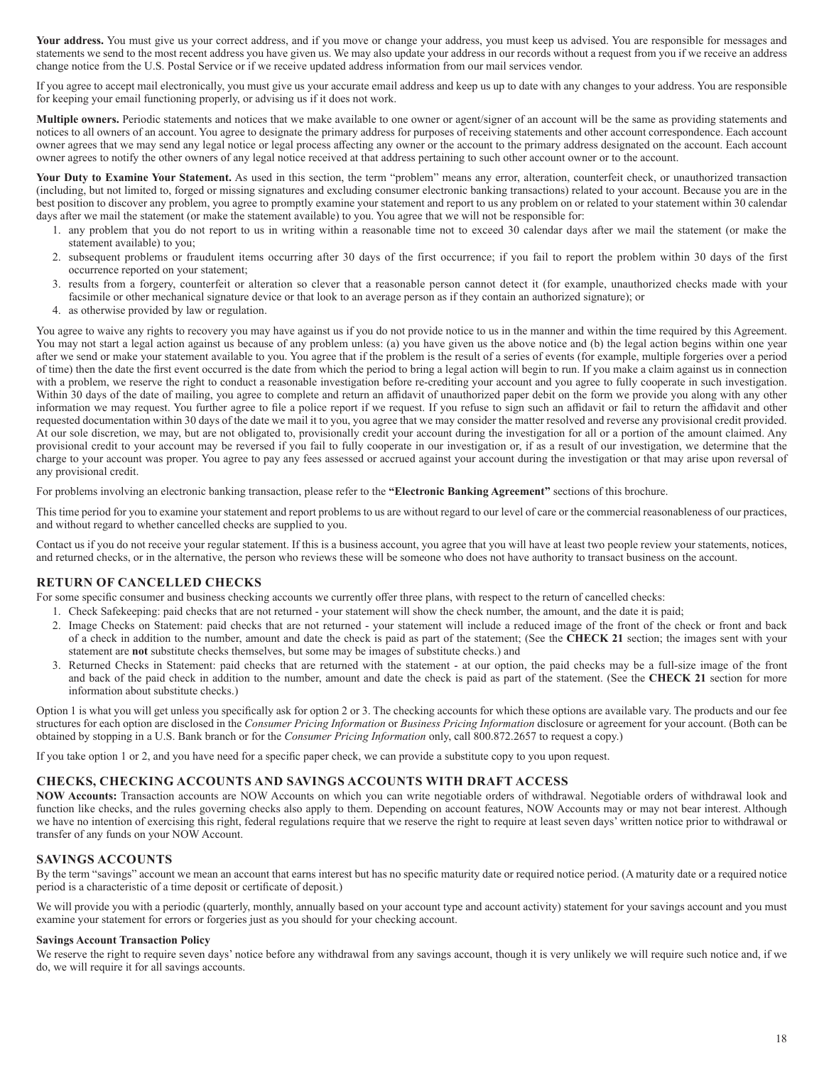**Your address.** You must give us your correct address, and if you move or change your address, you must keep us advised. You are responsible for messages and statements we send to the most recent address you have given us. We may also update your address in our records without a request from you if we receive an address change notice from the U.S. Postal Service or if we receive updated address information from our mail services vendor.

If you agree to accept mail electronically, you must give us your accurate email address and keep us up to date with any changes to your address. You are responsible for keeping your email functioning properly, or advising us if it does not work.

**Multiple owners.** Periodic statements and notices that we make available to one owner or agent/signer of an account will be the same as providing statements and notices to all owners of an account. You agree to designate the primary address for purposes of receiving statements and other account correspondence. Each account owner agrees that we may send any legal notice or legal process affecting any owner or the account to the primary address designated on the account. Each account owner agrees to notify the other owners of any legal notice received at that address pertaining to such other account owner or to the account.

**Your Duty to Examine Your Statement.** As used in this section, the term "problem" means any error, alteration, counterfeit check, or unauthorized transaction (including, but not limited to, forged or missing signatures and excluding consumer electronic banking transactions) related to your account. Because you are in the best position to discover any problem, you agree to promptly examine your statement and report to us any problem on or related to your statement within 30 calendar days after we mail the statement (or make the statement available) to you. You agree that we will not be responsible for:

1. any problem that you do not report to us in writing within a reasonable time not to exceed 30 calendar days after we mail the statement (or make the statement available) to you;
2. subsequent problems or fraudulent items occurring after 30 days of the first occurrence; if you fail to report the problem within 30 days of the first occurrence reported on your statement;
3. results from a forgery, counterfeit or alteration so clever that a reasonable person cannot detect it (for example, unauthorized checks made with your facsimile or other mechanical signature device or that look to an average person as if they contain an authorized signature); or
4. as otherwise provided by law or regulation.

You agree to waive any rights to recovery you may have against us if you do not provide notice to us in the manner and within the time required by this Agreement. You may not start a legal action against us because of any problem unless: (a) you have given us the above notice and (b) the legal action begins within one year after we send or make your statement available to you. You agree that if the problem is the result of a series of events (for example, multiple forgeries over a period of time) then the date the first event occurred is the date from which the period to bring a legal action will begin to run. If you make a claim against us in connection with a problem, we reserve the right to conduct a reasonable investigation before re-crediting your account and you agree to fully cooperate in such investigation. Within 30 days of the date of mailing, you agree to complete and return an affidavit of unauthorized paper debit on the form we provide you along with any other information we may request. You further agree to file a police report if we request. If you refuse to sign such an affidavit or fail to return the affidavit and other requested documentation within 30 days of the date we mail it to you, you agree that we may consider the matter resolved and reverse any provisional credit provided. At our sole discretion, we may, but are not obligated to, provisionally credit your account during the investigation for all or a portion of the amount claimed. Any provisional credit to your account may be reversed if you fail to fully cooperate in our investigation or, if as a result of our investigation, we determine that the charge to your account was proper. You agree to pay any fees assessed or accrued against your account during the investigation or that may arise upon reversal of any provisional credit.

For problems involving an electronic banking transaction, please refer to the **"Electronic Banking Agreement"** sections of this brochure.

This time period for you to examine your statement and report problems to us are without regard to our level of care or the commercial reasonableness of our practices, and without regard to whether cancelled checks are supplied to you.

Contact us if you do not receive your regular statement. If this is a business account, you agree that you will have at least two people review your statements, notices, and returned checks, or in the alternative, the person who reviews these will be someone who does not have authority to transact business on the account.

## RETURN OF CANCELLED CHECKS

For some specific consumer and business checking accounts we currently offer three plans, with respect to the return of cancelled checks:

1. Check Safekeeping: paid checks that are not returned - your statement will show the check number, the amount, and the date it is paid;
2. Image Checks on Statement: paid checks that are not returned - your statement will include a reduced image of the front of the check or front and back of a check in addition to the number, amount and date the check is paid as part of the statement; (See the **CHECK 21** section; the images sent with your statement are **not** substitute checks themselves, but some may be images of substitute checks.) and
3. Returned Checks in Statement: paid checks that are returned with the statement - at our option, the paid checks may be a full-size image of the front and back of the paid check in addition to the number, amount and date the check is paid as part of the statement. (See the **CHECK 21** section for more information about substitute checks.)

Option 1 is what you will get unless you specifically ask for option 2 or 3. The checking accounts for which these options are available vary. The products and our fee structures for each option are disclosed in the *Consumer Pricing Information* or *Business Pricing Information* disclosure or agreement for your account. (Both can be obtained by stopping in a U.S. Bank branch or for the *Consumer Pricing Information* only, call 800.872.2657 to request a copy.)

If you take option 1 or 2, and you have need for a specific paper check, we can provide a substitute copy to you upon request.

## CHECKS, CHECKING ACCOUNTS AND SAVINGS ACCOUNTS WITH DRAFT ACCESS

**NOW Accounts:** Transaction accounts are NOW Accounts on which you can write negotiable orders of withdrawal. Negotiable orders of withdrawal look and function like checks, and the rules governing checks also apply to them. Depending on account features, NOW Accounts may or may not bear interest. Although we have no intention of exercising this right, federal regulations require that we reserve the right to require at least seven days' written notice prior to withdrawal or transfer of any funds on your NOW Account.

## SAVINGS ACCOUNTS

By the term "savings" account we mean an account that earns interest but has no specific maturity date or required notice period. (A maturity date or a required notice period is a characteristic of a time deposit or certificate of deposit.)

We will provide you with a periodic (quarterly, monthly, annually based on your account type and account activity) statement for your savings account and you must examine your statement for errors or forgeries just as you should for your checking account.

**Savings Account Transaction Policy**

We reserve the right to require seven days' notice before any withdrawal from any savings account, though it is very unlikely we will require such notice and, if we do, we will require it for all savings accounts.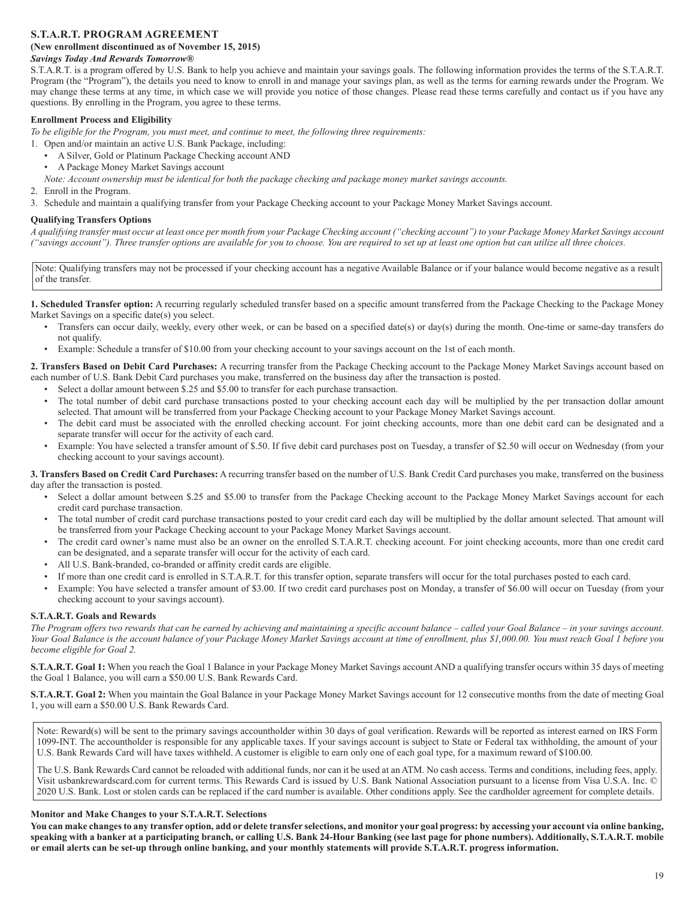## S.T.A.R.T. PROGRAM AGREEMENT

**(New enrollment discontinued as of November 15, 2015)**

***Savings Today And Rewards Tomorrow®***

S.T.A.R.T. is a program offered by U.S. Bank to help you achieve and maintain your savings goals. The following information provides the terms of the S.T.A.R.T. Program (the "Program"), the details you need to know to enroll in and manage your savings plan, as well as the terms for earning rewards under the Program. We may change these terms at any time, in which case we will provide you notice of those changes. Please read these terms carefully and contact us if you have any questions. By enrolling in the Program, you agree to these terms.

### Enrollment Process and Eligibility

*To be eligible for the Program, you must meet, and continue to meet, the following three requirements:*

1. Open and/or maintain an active U.S. Bank Package, including:
   - A Silver, Gold or Platinum Package Checking account AND
   - A Package Money Market Savings account

   *Note: Account ownership must be identical for both the package checking and package money market savings accounts.*
2. Enroll in the Program.
3. Schedule and maintain a qualifying transfer from your Package Checking account to your Package Money Market Savings account.

### Qualifying Transfers Options

*A qualifying transfer must occur at least once per month from your Package Checking account ("checking account") to your Package Money Market Savings account ("savings account"). Three transfer options are available for you to choose. You are required to set up at least one option but can utilize all three choices.*

Note: Qualifying transfers may not be processed if your checking account has a negative Available Balance or if your balance would become negative as a result of the transfer.

**1. Scheduled Transfer option:** A recurring regularly scheduled transfer based on a specific amount transferred from the Package Checking to the Package Money Market Savings on a specific date(s) you select.

- Transfers can occur daily, weekly, every other week, or can be based on a specified date(s) or day(s) during the month. One-time or same-day transfers do not qualify.
- Example: Schedule a transfer of $10.00 from your checking account to your savings account on the 1st of each month.

**2. Transfers Based on Debit Card Purchases:** A recurring transfer from the Package Checking account to the Package Money Market Savings account based on each number of U.S. Bank Debit Card purchases you make, transferred on the business day after the transaction is posted.

- Select a dollar amount between $.25 and $5.00 to transfer for each purchase transaction.
- The total number of debit card purchase transactions posted to your checking account each day will be multiplied by the per transaction dollar amount selected. That amount will be transferred from your Package Checking account to your Package Money Market Savings account.
- The debit card must be associated with the enrolled checking account. For joint checking accounts, more than one debit card can be designated and a separate transfer will occur for the activity of each card.
- Example: You have selected a transfer amount of $.50. If five debit card purchases post on Tuesday, a transfer of $2.50 will occur on Wednesday (from your checking account to your savings account).

**3. Transfers Based on Credit Card Purchases:** A recurring transfer based on the number of U.S. Bank Credit Card purchases you make, transferred on the business day after the transaction is posted.

- Select a dollar amount between $.25 and $5.00 to transfer from the Package Checking account to the Package Money Market Savings account for each credit card purchase transaction.
- The total number of credit card purchase transactions posted to your credit card each day will be multiplied by the dollar amount selected. That amount will be transferred from your Package Checking account to your Package Money Market Savings account.
- The credit card owner's name must also be an owner on the enrolled S.T.A.R.T. checking account. For joint checking accounts, more than one credit card can be designated, and a separate transfer will occur for the activity of each card.
- All U.S. Bank-branded, co-branded or affinity credit cards are eligible.
- If more than one credit card is enrolled in S.T.A.R.T. for this transfer option, separate transfers will occur for the total purchases posted to each card.
- Example: You have selected a transfer amount of $3.00. If two credit card purchases post on Monday, a transfer of $6.00 will occur on Tuesday (from your checking account to your savings account).

### S.T.A.R.T. Goals and Rewards

*The Program offers two rewards that can be earned by achieving and maintaining a specific account balance – called your Goal Balance – in your savings account. Your Goal Balance is the account balance of your Package Money Market Savings account at time of enrollment, plus $1,000.00. You must reach Goal 1 before you become eligible for Goal 2.*

**S.T.A.R.T. Goal 1:** When you reach the Goal 1 Balance in your Package Money Market Savings account AND a qualifying transfer occurs within 35 days of meeting the Goal 1 Balance, you will earn a $50.00 U.S. Bank Rewards Card.

**S.T.A.R.T. Goal 2:** When you maintain the Goal Balance in your Package Money Market Savings account for 12 consecutive months from the date of meeting Goal 1, you will earn a $50.00 U.S. Bank Rewards Card.

Note: Reward(s) will be sent to the primary savings accountholder within 30 days of goal verification. Rewards will be reported as interest earned on IRS Form 1099-INT. The accountholder is responsible for any applicable taxes. If your savings account is subject to State or Federal tax withholding, the amount of your U.S. Bank Rewards Card will have taxes withheld. A customer is eligible to earn only one of each goal type, for a maximum reward of $100.00.

The U.S. Bank Rewards Card cannot be reloaded with additional funds, nor can it be used at an ATM. No cash access. Terms and conditions, including fees, apply. Visit usbankrewardscard.com for current terms. This Rewards Card is issued by U.S. Bank National Association pursuant to a license from Visa U.S.A. Inc. © 2020 U.S. Bank. Lost or stolen cards can be replaced if the card number is available. Other conditions apply. See the cardholder agreement for complete details.

### Monitor and Make Changes to your S.T.A.R.T. Selections

**You can make changes to any transfer option, add or delete transfer selections, and monitor your goal progress: by accessing your account via online banking, speaking with a banker at a participating branch, or calling U.S. Bank 24-Hour Banking (see last page for phone numbers). Additionally, S.T.A.R.T. mobile or email alerts can be set-up through online banking, and your monthly statements will provide S.T.A.R.T. progress information.**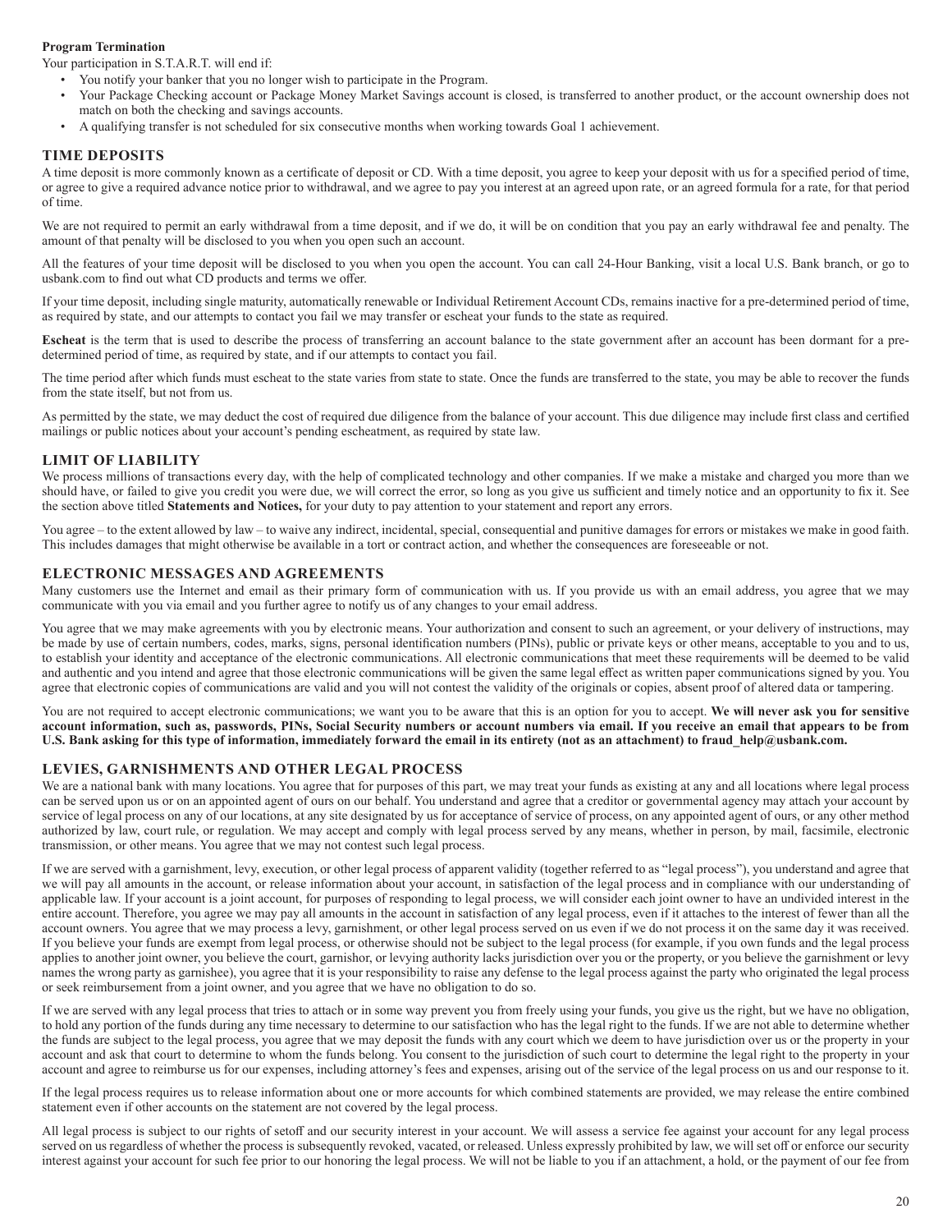**Program Termination**

Your participation in S.T.A.R.T. will end if:

- You notify your banker that you no longer wish to participate in the Program.
- Your Package Checking account or Package Money Market Savings account is closed, is transferred to another product, or the account ownership does not match on both the checking and savings accounts.
- A qualifying transfer is not scheduled for six consecutive months when working towards Goal 1 achievement.

## TIME DEPOSITS

A time deposit is more commonly known as a certificate of deposit or CD. With a time deposit, you agree to keep your deposit with us for a specified period of time, or agree to give a required advance notice prior to withdrawal, and we agree to pay you interest at an agreed upon rate, or an agreed formula for a rate, for that period of time.

We are not required to permit an early withdrawal from a time deposit, and if we do, it will be on condition that you pay an early withdrawal fee and penalty. The amount of that penalty will be disclosed to you when you open such an account.

All the features of your time deposit will be disclosed to you when you open the account. You can call 24-Hour Banking, visit a local U.S. Bank branch, or go to usbank.com to find out what CD products and terms we offer.

If your time deposit, including single maturity, automatically renewable or Individual Retirement Account CDs, remains inactive for a pre-determined period of time, as required by state, and our attempts to contact you fail we may transfer or escheat your funds to the state as required.

**Escheat** is the term that is used to describe the process of transferring an account balance to the state government after an account has been dormant for a pre-determined period of time, as required by state, and if our attempts to contact you fail.

The time period after which funds must escheat to the state varies from state to state. Once the funds are transferred to the state, you may be able to recover the funds from the state itself, but not from us.

As permitted by the state, we may deduct the cost of required due diligence from the balance of your account. This due diligence may include first class and certified mailings or public notices about your account's pending escheatment, as required by state law.

## LIMIT OF LIABILITY

We process millions of transactions every day, with the help of complicated technology and other companies. If we make a mistake and charged you more than we should have, or failed to give you credit you were due, we will correct the error, so long as you give us sufficient and timely notice and an opportunity to fix it. See the section above titled **Statements and Notices,** for your duty to pay attention to your statement and report any errors.

You agree – to the extent allowed by law – to waive any indirect, incidental, special, consequential and punitive damages for errors or mistakes we make in good faith. This includes damages that might otherwise be available in a tort or contract action, and whether the consequences are foreseeable or not.

## ELECTRONIC MESSAGES AND AGREEMENTS

Many customers use the Internet and email as their primary form of communication with us. If you provide us with an email address, you agree that we may communicate with you via email and you further agree to notify us of any changes to your email address.

You agree that we may make agreements with you by electronic means. Your authorization and consent to such an agreement, or your delivery of instructions, may be made by use of certain numbers, codes, marks, signs, personal identification numbers (PINs), public or private keys or other means, acceptable to you and to us, to establish your identity and acceptance of the electronic communications. All electronic communications that meet these requirements will be deemed to be valid and authentic and you intend and agree that those electronic communications will be given the same legal effect as written paper communications signed by you. You agree that electronic copies of communications are valid and you will not contest the validity of the originals or copies, absent proof of altered data or tampering.

You are not required to accept electronic communications; we want you to be aware that this is an option for you to accept. **We will never ask you for sensitive account information, such as, passwords, PINs, Social Security numbers or account numbers via email. If you receive an email that appears to be from U.S. Bank asking for this type of information, immediately forward the email in its entirety (not as an attachment) to fraud_help@usbank.com.**

## LEVIES, GARNISHMENTS AND OTHER LEGAL PROCESS

We are a national bank with many locations. You agree that for purposes of this part, we may treat your funds as existing at any and all locations where legal process can be served upon us or on an appointed agent of ours on our behalf. You understand and agree that a creditor or governmental agency may attach your account by service of legal process on any of our locations, at any site designated by us for acceptance of service of process, on any appointed agent of ours, or any other method authorized by law, court rule, or regulation. We may accept and comply with legal process served by any means, whether in person, by mail, facsimile, electronic transmission, or other means. You agree that we may not contest such legal process.

If we are served with a garnishment, levy, execution, or other legal process of apparent validity (together referred to as "legal process"), you understand and agree that we will pay all amounts in the account, or release information about your account, in satisfaction of the legal process and in compliance with our understanding of applicable law. If your account is a joint account, for purposes of responding to legal process, we will consider each joint owner to have an undivided interest in the entire account. Therefore, you agree we may pay all amounts in the account in satisfaction of any legal process, even if it attaches to the interest of fewer than all the account owners. You agree that we may process a levy, garnishment, or other legal process served on us even if we do not process it on the same day it was received. If you believe your funds are exempt from legal process, or otherwise should not be subject to the legal process (for example, if you own funds and the legal process applies to another joint owner, you believe the court, garnishor, or levying authority lacks jurisdiction over you or the property, or you believe the garnishment or levy names the wrong party as garnishee), you agree that it is your responsibility to raise any defense to the legal process against the party who originated the legal process or seek reimbursement from a joint owner, and you agree that we have no obligation to do so.

If we are served with any legal process that tries to attach or in some way prevent you from freely using your funds, you give us the right, but we have no obligation, to hold any portion of the funds during any time necessary to determine to our satisfaction who has the legal right to the funds. If we are not able to determine whether the funds are subject to the legal process, you agree that we may deposit the funds with any court which we deem to have jurisdiction over us or the property in your account and ask that court to determine to whom the funds belong. You consent to the jurisdiction of such court to determine the legal right to the property in your account and agree to reimburse us for our expenses, including attorney's fees and expenses, arising out of the service of the legal process on us and our response to it.

If the legal process requires us to release information about one or more accounts for which combined statements are provided, we may release the entire combined statement even if other accounts on the statement are not covered by the legal process.

All legal process is subject to our rights of setoff and our security interest in your account. We will assess a service fee against your account for any legal process served on us regardless of whether the process is subsequently revoked, vacated, or released. Unless expressly prohibited by law, we will set off or enforce our security interest against your account for such fee prior to our honoring the legal process. We will not be liable to you if an attachment, a hold, or the payment of our fee from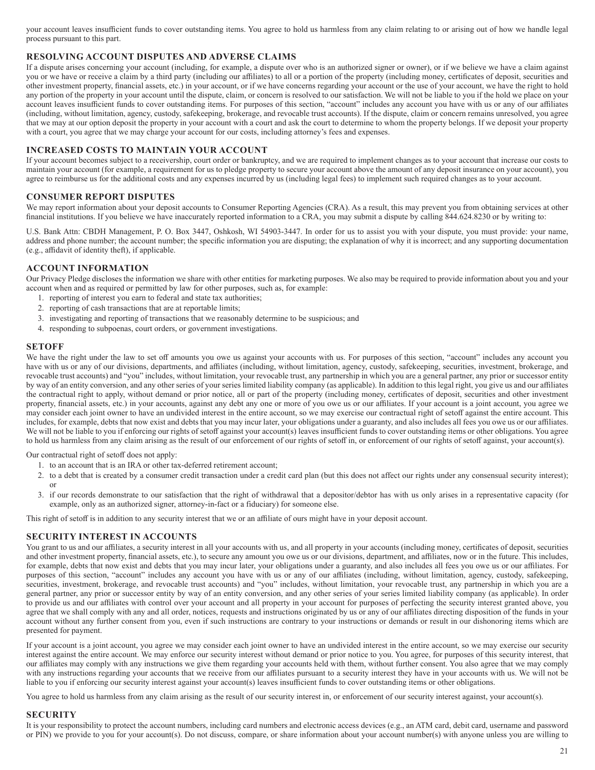your account leaves insufficient funds to cover outstanding items. You agree to hold us harmless from any claim relating to or arising out of how we handle legal process pursuant to this part.

## RESOLVING ACCOUNT DISPUTES AND ADVERSE CLAIMS

If a dispute arises concerning your account (including, for example, a dispute over who is an authorized signer or owner), or if we believe we have a claim against you or we have or receive a claim by a third party (including our affiliates) to all or a portion of the property (including money, certificates of deposit, securities and other investment property, financial assets, etc.) in your account, or if we have concerns regarding your account or the use of your account, we have the right to hold any portion of the property in your account until the dispute, claim, or concern is resolved to our satisfaction. We will not be liable to you if the hold we place on your account leaves insufficient funds to cover outstanding items. For purposes of this section, "account" includes any account you have with us or any of our affiliates (including, without limitation, agency, custody, safekeeping, brokerage, and revocable trust accounts). If the dispute, claim or concern remains unresolved, you agree that we may at our option deposit the property in your account with a court and ask the court to determine to whom the property belongs. If we deposit your property with a court, you agree that we may charge your account for our costs, including attorney's fees and expenses.

## INCREASED COSTS TO MAINTAIN YOUR ACCOUNT

If your account becomes subject to a receivership, court order or bankruptcy, and we are required to implement changes as to your account that increase our costs to maintain your account (for example, a requirement for us to pledge property to secure your account above the amount of any deposit insurance on your account), you agree to reimburse us for the additional costs and any expenses incurred by us (including legal fees) to implement such required changes as to your account.

## CONSUMER REPORT DISPUTES

We may report information about your deposit accounts to Consumer Reporting Agencies (CRA). As a result, this may prevent you from obtaining services at other financial institutions. If you believe we have inaccurately reported information to a CRA, you may submit a dispute by calling 844.624.8230 or by writing to:

U.S. Bank Attn: CBDH Management, P. O. Box 3447, Oshkosh, WI 54903-3447. In order for us to assist you with your dispute, you must provide: your name, address and phone number; the account number; the specific information you are disputing; the explanation of why it is incorrect; and any supporting documentation (e.g., affidavit of identity theft), if applicable.

## ACCOUNT INFORMATION

Our Privacy Pledge discloses the information we share with other entities for marketing purposes. We also may be required to provide information about you and your account when and as required or permitted by law for other purposes, such as, for example:

1. reporting of interest you earn to federal and state tax authorities;
2. reporting of cash transactions that are at reportable limits;
3. investigating and reporting of transactions that we reasonably determine to be suspicious; and
4. responding to subpoenas, court orders, or government investigations.

## SETOFF

We have the right under the law to set off amounts you owe us against your accounts with us. For purposes of this section, "account" includes any account you have with us or any of our divisions, departments, and affiliates (including, without limitation, agency, custody, safekeeping, securities, investment, brokerage, and revocable trust accounts) and "you" includes, without limitation, your revocable trust, any partnership in which you are a general partner, any prior or successor entity by way of an entity conversion, and any other series of your series limited liability company (as applicable). In addition to this legal right, you give us and our affiliates the contractual right to apply, without demand or prior notice, all or part of the property (including money, certificates of deposit, securities and other investment property, financial assets, etc.) in your accounts, against any debt any one or more of you owe us or our affiliates. If your account is a joint account, you agree we may consider each joint owner to have an undivided interest in the entire account, so we may exercise our contractual right of setoff against the entire account. This includes, for example, debts that now exist and debts that you may incur later, your obligations under a guaranty, and also includes all fees you owe us or our affiliates. We will not be liable to you if enforcing our rights of setoff against your account(s) leaves insufficient funds to cover outstanding items or other obligations. You agree to hold us harmless from any claim arising as the result of our enforcement of our rights of setoff in, or enforcement of our rights of setoff against, your account(s).

Our contractual right of setoff does not apply:

1. to an account that is an IRA or other tax-deferred retirement account;
2. to a debt that is created by a consumer credit transaction under a credit card plan (but this does not affect our rights under any consensual security interest); or
3. if our records demonstrate to our satisfaction that the right of withdrawal that a depositor/debtor has with us only arises in a representative capacity (for example, only as an authorized signer, attorney-in-fact or a fiduciary) for someone else.

This right of setoff is in addition to any security interest that we or an affiliate of ours might have in your deposit account.

## SECURITY INTEREST IN ACCOUNTS

You grant to us and our affiliates, a security interest in all your accounts with us, and all property in your accounts (including money, certificates of deposit, securities and other investment property, financial assets, etc.), to secure any amount you owe us or our divisions, department, and affiliates, now or in the future. This includes, for example, debts that now exist and debts that you may incur later, your obligations under a guaranty, and also includes all fees you owe us or our affiliates. For purposes of this section, "account" includes any account you have with us or any of our affiliates (including, without limitation, agency, custody, safekeeping, securities, investment, brokerage, and revocable trust accounts) and "you" includes, without limitation, your revocable trust, any partnership in which you are a general partner, any prior or successor entity by way of an entity conversion, and any other series of your series limited liability company (as applicable). In order to provide us and our affiliates with control over your account and all property in your account for purposes of perfecting the security interest granted above, you agree that we shall comply with any and all order, notices, requests and instructions originated by us or any of our affiliates directing disposition of the funds in your account without any further consent from you, even if such instructions are contrary to your instructions or demands or result in our dishonoring items which are presented for payment.

If your account is a joint account, you agree we may consider each joint owner to have an undivided interest in the entire account, so we may exercise our security interest against the entire account. We may enforce our security interest without demand or prior notice to you. You agree, for purposes of this security interest, that our affiliates may comply with any instructions we give them regarding your accounts held with them, without further consent. You also agree that we may comply with any instructions regarding your accounts that we receive from our affiliates pursuant to a security interest they have in your accounts with us. We will not be liable to you if enforcing our security interest against your account(s) leaves insufficient funds to cover outstanding items or other obligations.

You agree to hold us harmless from any claim arising as the result of our security interest in, or enforcement of our security interest against, your account(s).

## SECURITY

It is your responsibility to protect the account numbers, including card numbers and electronic access devices (e.g., an ATM card, debit card, username and password or PIN) we provide to you for your account(s). Do not discuss, compare, or share information about your account number(s) with anyone unless you are willing to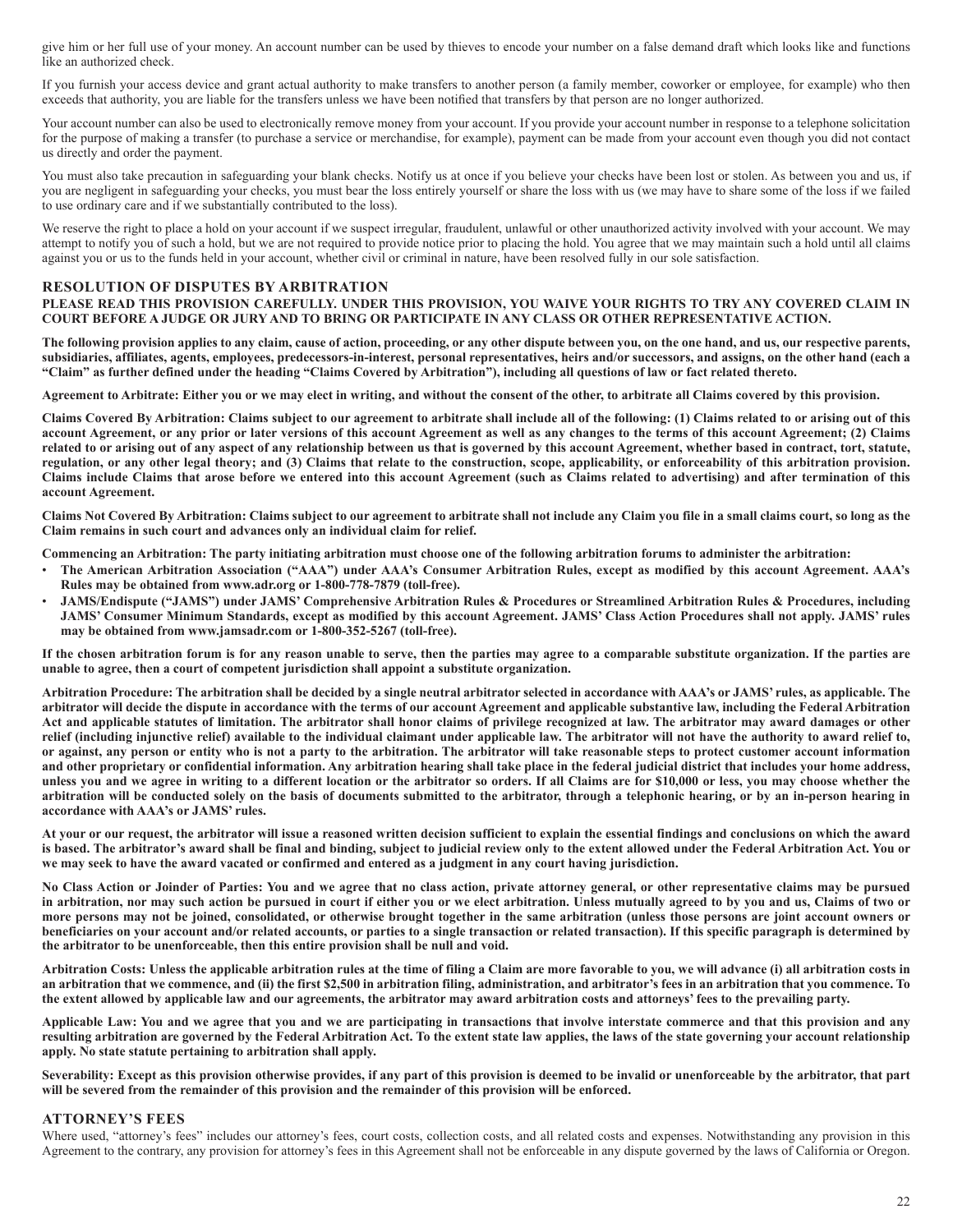give him or her full use of your money. An account number can be used by thieves to encode your number on a false demand draft which looks like and functions like an authorized check.

If you furnish your access device and grant actual authority to make transfers to another person (a family member, coworker or employee, for example) who then exceeds that authority, you are liable for the transfers unless we have been notified that transfers by that person are no longer authorized.

Your account number can also be used to electronically remove money from your account. If you provide your account number in response to a telephone solicitation for the purpose of making a transfer (to purchase a service or merchandise, for example), payment can be made from your account even though you did not contact us directly and order the payment.

You must also take precaution in safeguarding your blank checks. Notify us at once if you believe your checks have been lost or stolen. As between you and us, if you are negligent in safeguarding your checks, you must bear the loss entirely yourself or share the loss with us (we may have to share some of the loss if we failed to use ordinary care and if we substantially contributed to the loss).

We reserve the right to place a hold on your account if we suspect irregular, fraudulent, unlawful or other unauthorized activity involved with your account. We may attempt to notify you of such a hold, but we are not required to provide notice prior to placing the hold. You agree that we may maintain such a hold until all claims against you or us to the funds held in your account, whether civil or criminal in nature, have been resolved fully in our sole satisfaction.

## RESOLUTION OF DISPUTES BY ARBITRATION

**PLEASE READ THIS PROVISION CAREFULLY. UNDER THIS PROVISION, YOU WAIVE YOUR RIGHTS TO TRY ANY COVERED CLAIM IN COURT BEFORE A JUDGE OR JURY AND TO BRING OR PARTICIPATE IN ANY CLASS OR OTHER REPRESENTATIVE ACTION.**

**The following provision applies to any claim, cause of action, proceeding, or any other dispute between you, on the one hand, and us, our respective parents, subsidiaries, affiliates, agents, employees, predecessors-in-interest, personal representatives, heirs and/or successors, and assigns, on the other hand (each a "Claim" as further defined under the heading "Claims Covered by Arbitration"), including all questions of law or fact related thereto.**

**Agreement to Arbitrate: Either you or we may elect in writing, and without the consent of the other, to arbitrate all Claims covered by this provision.**

**Claims Covered By Arbitration: Claims subject to our agreement to arbitrate shall include all of the following: (1) Claims related to or arising out of this account Agreement, or any prior or later versions of this account Agreement as well as any changes to the terms of this account Agreement; (2) Claims related to or arising out of any aspect of any relationship between us that is governed by this account Agreement, whether based in contract, tort, statute, regulation, or any other legal theory; and (3) Claims that relate to the construction, scope, applicability, or enforceability of this arbitration provision. Claims include Claims that arose before we entered into this account Agreement (such as Claims related to advertising) and after termination of this account Agreement.**

**Claims Not Covered By Arbitration: Claims subject to our agreement to arbitrate shall not include any Claim you file in a small claims court, so long as the Claim remains in such court and advances only an individual claim for relief.**

**Commencing an Arbitration: The party initiating arbitration must choose one of the following arbitration forums to administer the arbitration:**

- **The American Arbitration Association ("AAA") under AAA's Consumer Arbitration Rules, except as modified by this account Agreement. AAA's Rules may be obtained from www.adr.org or 1-800-778-7879 (toll-free).**
- **JAMS/Endispute ("JAMS") under JAMS' Comprehensive Arbitration Rules & Procedures or Streamlined Arbitration Rules & Procedures, including JAMS' Consumer Minimum Standards, except as modified by this account Agreement. JAMS' Class Action Procedures shall not apply. JAMS' rules may be obtained from www.jamsadr.com or 1-800-352-5267 (toll-free).**

**If the chosen arbitration forum is for any reason unable to serve, then the parties may agree to a comparable substitute organization. If the parties are unable to agree, then a court of competent jurisdiction shall appoint a substitute organization.**

**Arbitration Procedure: The arbitration shall be decided by a single neutral arbitrator selected in accordance with AAA's or JAMS' rules, as applicable. The arbitrator will decide the dispute in accordance with the terms of our account Agreement and applicable substantive law, including the Federal Arbitration Act and applicable statutes of limitation. The arbitrator shall honor claims of privilege recognized at law. The arbitrator may award damages or other relief (including injunctive relief) available to the individual claimant under applicable law. The arbitrator will not have the authority to award relief to, or against, any person or entity who is not a party to the arbitration. The arbitrator will take reasonable steps to protect customer account information and other proprietary or confidential information. Any arbitration hearing shall take place in the federal judicial district that includes your home address, unless you and we agree in writing to a different location or the arbitrator so orders. If all Claims are for $10,000 or less, you may choose whether the arbitration will be conducted solely on the basis of documents submitted to the arbitrator, through a telephonic hearing, or by an in-person hearing in accordance with AAA's or JAMS' rules.**

**At your or our request, the arbitrator will issue a reasoned written decision sufficient to explain the essential findings and conclusions on which the award is based. The arbitrator's award shall be final and binding, subject to judicial review only to the extent allowed under the Federal Arbitration Act. You or we may seek to have the award vacated or confirmed and entered as a judgment in any court having jurisdiction.**

**No Class Action or Joinder of Parties: You and we agree that no class action, private attorney general, or other representative claims may be pursued in arbitration, nor may such action be pursued in court if either you or we elect arbitration. Unless mutually agreed to by you and us, Claims of two or more persons may not be joined, consolidated, or otherwise brought together in the same arbitration (unless those persons are joint account owners or beneficiaries on your account and/or related accounts, or parties to a single transaction or related transaction). If this specific paragraph is determined by the arbitrator to be unenforceable, then this entire provision shall be null and void.**

**Arbitration Costs: Unless the applicable arbitration rules at the time of filing a Claim are more favorable to you, we will advance (i) all arbitration costs in an arbitration that we commence, and (ii) the first $2,500 in arbitration filing, administration, and arbitrator's fees in an arbitration that you commence. To the extent allowed by applicable law and our agreements, the arbitrator may award arbitration costs and attorneys' fees to the prevailing party.**

**Applicable Law: You and we agree that you and we are participating in transactions that involve interstate commerce and that this provision and any resulting arbitration are governed by the Federal Arbitration Act. To the extent state law applies, the laws of the state governing your account relationship apply. No state statute pertaining to arbitration shall apply.**

**Severability: Except as this provision otherwise provides, if any part of this provision is deemed to be invalid or unenforceable by the arbitrator, that part will be severed from the remainder of this provision and the remainder of this provision will be enforced.**

## ATTORNEY'S FEES

Where used, "attorney's fees" includes our attorney's fees, court costs, collection costs, and all related costs and expenses. Notwithstanding any provision in this Agreement to the contrary, any provision for attorney's fees in this Agreement shall not be enforceable in any dispute governed by the laws of California or Oregon.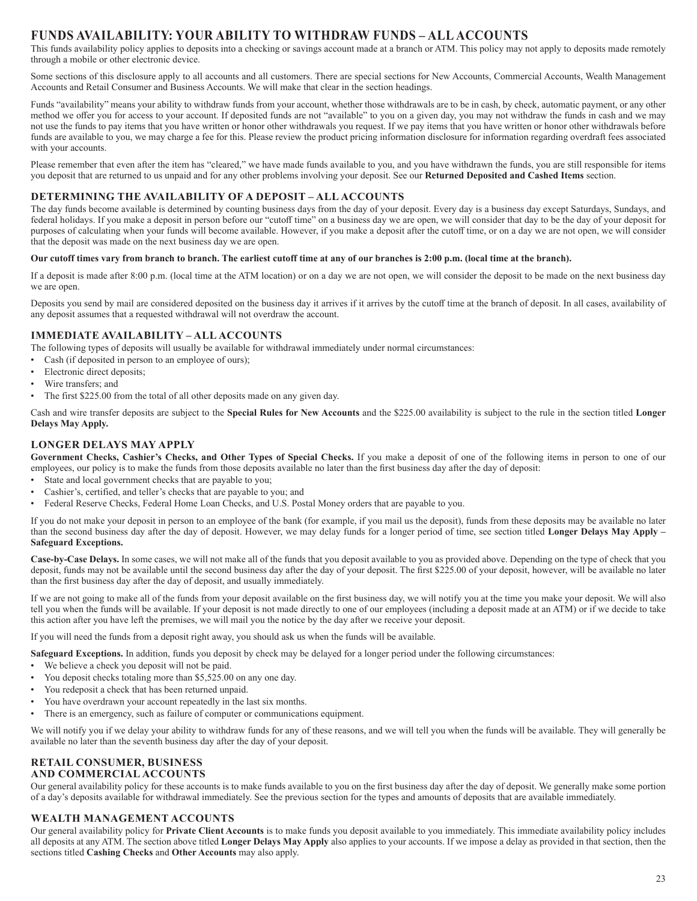# FUNDS AVAILABILITY: YOUR ABILITY TO WITHDRAW FUNDS – ALL ACCOUNTS

This funds availability policy applies to deposits into a checking or savings account made at a branch or ATM. This policy may not apply to deposits made remotely through a mobile or other electronic device.

Some sections of this disclosure apply to all accounts and all customers. There are special sections for New Accounts, Commercial Accounts, Wealth Management Accounts and Retail Consumer and Business Accounts. We will make that clear in the section headings.

Funds "availability" means your ability to withdraw funds from your account, whether those withdrawals are to be in cash, by check, automatic payment, or any other method we offer you for access to your account. If deposited funds are not "available" to you on a given day, you may not withdraw the funds in cash and we may not use the funds to pay items that you have written or honor other withdrawals you request. If we pay items that you have written or honor other withdrawals before funds are available to you, we may charge a fee for this. Please review the product pricing information disclosure for information regarding overdraft fees associated with your accounts.

Please remember that even after the item has "cleared," we have made funds available to you, and you have withdrawn the funds, you are still responsible for items you deposit that are returned to us unpaid and for any other problems involving your deposit. See our **Returned Deposited and Cashed Items** section.

## DETERMINING THE AVAILABILITY OF A DEPOSIT – ALL ACCOUNTS

The day funds become available is determined by counting business days from the day of your deposit. Every day is a business day except Saturdays, Sundays, and federal holidays. If you make a deposit in person before our "cutoff time" on a business day we are open, we will consider that day to be the day of your deposit for purposes of calculating when your funds will become available. However, if you make a deposit after the cutoff time, or on a day we are not open, we will consider that the deposit was made on the next business day we are open.

**Our cutoff times vary from branch to branch. The earliest cutoff time at any of our branches is 2:00 p.m. (local time at the branch).**

If a deposit is made after 8:00 p.m. (local time at the ATM location) or on a day we are not open, we will consider the deposit to be made on the next business day we are open.

Deposits you send by mail are considered deposited on the business day it arrives if it arrives by the cutoff time at the branch of deposit. In all cases, availability of any deposit assumes that a requested withdrawal will not overdraw the account.

## IMMEDIATE AVAILABILITY – ALL ACCOUNTS

The following types of deposits will usually be available for withdrawal immediately under normal circumstances:

- Cash (if deposited in person to an employee of ours);
- Electronic direct deposits;
- Wire transfers; and
- The first $225.00 from the total of all other deposits made on any given day.

Cash and wire transfer deposits are subject to the **Special Rules for New Accounts** and the $225.00 availability is subject to the rule in the section titled **Longer Delays May Apply.**

## LONGER DELAYS MAY APPLY

**Government Checks, Cashier's Checks, and Other Types of Special Checks.** If you make a deposit of one of the following items in person to one of our employees, our policy is to make the funds from those deposits available no later than the first business day after the day of deposit:

- State and local government checks that are payable to you;
- Cashier's, certified, and teller's checks that are payable to you; and
- Federal Reserve Checks, Federal Home Loan Checks, and U.S. Postal Money orders that are payable to you.

If you do not make your deposit in person to an employee of the bank (for example, if you mail us the deposit), funds from these deposits may be available no later than the second business day after the day of deposit. However, we may delay funds for a longer period of time, see section titled **Longer Delays May Apply – Safeguard Exceptions.**

**Case-by-Case Delays.** In some cases, we will not make all of the funds that you deposit available to you as provided above. Depending on the type of check that you deposit, funds may not be available until the second business day after the day of your deposit. The first $225.00 of your deposit, however, will be available no later than the first business day after the day of deposit, and usually immediately.

If we are not going to make all of the funds from your deposit available on the first business day, we will notify you at the time you make your deposit. We will also tell you when the funds will be available. If your deposit is not made directly to one of our employees (including a deposit made at an ATM) or if we decide to take this action after you have left the premises, we will mail you the notice by the day after we receive your deposit.

If you will need the funds from a deposit right away, you should ask us when the funds will be available.

**Safeguard Exceptions.** In addition, funds you deposit by check may be delayed for a longer period under the following circumstances:

- We believe a check you deposit will not be paid.
- You deposit checks totaling more than $5,525.00 on any one day.
- You redeposit a check that has been returned unpaid.
- You have overdrawn your account repeatedly in the last six months.
- There is an emergency, such as failure of computer or communications equipment.

We will notify you if we delay your ability to withdraw funds for any of these reasons, and we will tell you when the funds will be available. They will generally be available no later than the seventh business day after the day of your deposit.

## RETAIL CONSUMER, BUSINESS AND COMMERCIAL ACCOUNTS

Our general availability policy for these accounts is to make funds available to you on the first business day after the day of deposit. We generally make some portion of a day's deposits available for withdrawal immediately. See the previous section for the types and amounts of deposits that are available immediately.

## WEALTH MANAGEMENT ACCOUNTS

Our general availability policy for **Private Client Accounts** is to make funds you deposit available to you immediately. This immediate availability policy includes all deposits at any ATM. The section above titled **Longer Delays May Apply** also applies to your accounts. If we impose a delay as provided in that section, then the sections titled **Cashing Checks** and **Other Accounts** may also apply.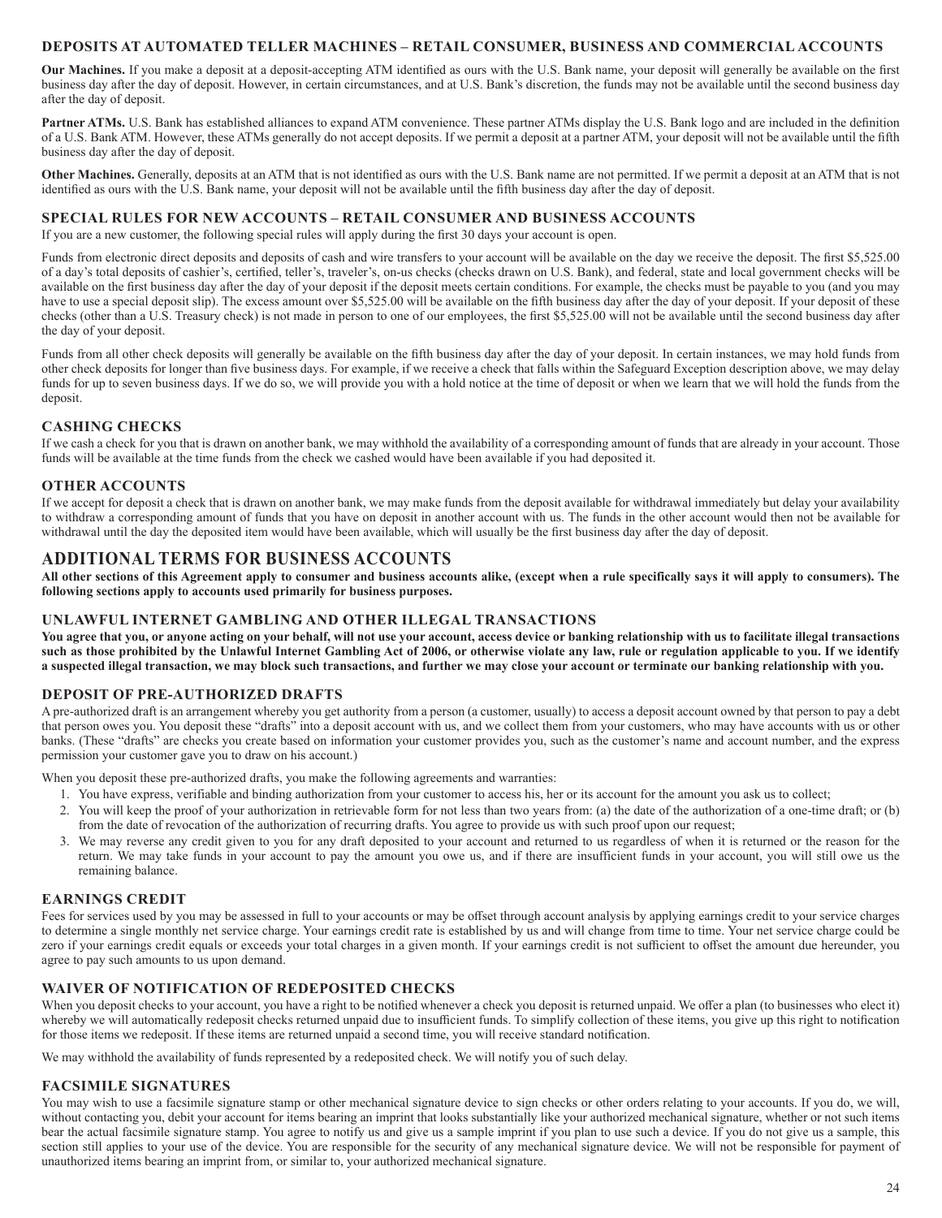### DEPOSITS AT AUTOMATED TELLER MACHINES – RETAIL CONSUMER, BUSINESS AND COMMERCIAL ACCOUNTS

**Our Machines.** If you make a deposit at a deposit-accepting ATM identified as ours with the U.S. Bank name, your deposit will generally be available on the first business day after the day of deposit. However, in certain circumstances, and at U.S. Bank's discretion, the funds may not be available until the second business day after the day of deposit.

**Partner ATMs.** U.S. Bank has established alliances to expand ATM convenience. These partner ATMs display the U.S. Bank logo and are included in the definition of a U.S. Bank ATM. However, these ATMs generally do not accept deposits. If we permit a deposit at a partner ATM, your deposit will not be available until the fifth business day after the day of deposit.

**Other Machines.** Generally, deposits at an ATM that is not identified as ours with the U.S. Bank name are not permitted. If we permit a deposit at an ATM that is not identified as ours with the U.S. Bank name, your deposit will not be available until the fifth business day after the day of deposit.

### SPECIAL RULES FOR NEW ACCOUNTS – RETAIL CONSUMER AND BUSINESS ACCOUNTS

If you are a new customer, the following special rules will apply during the first 30 days your account is open.

Funds from electronic direct deposits and deposits of cash and wire transfers to your account will be available on the day we receive the deposit. The first $5,525.00 of a day's total deposits of cashier's, certified, teller's, traveler's, on-us checks (checks drawn on U.S. Bank), and federal, state and local government checks will be available on the first business day after the day of your deposit if the deposit meets certain conditions. For example, the checks must be payable to you (and you may have to use a special deposit slip). The excess amount over $5,525.00 will be available on the fifth business day after the day of your deposit. If your deposit of these checks (other than a U.S. Treasury check) is not made in person to one of our employees, the first $5,525.00 will not be available until the second business day after the day of your deposit.

Funds from all other check deposits will generally be available on the fifth business day after the day of your deposit. In certain instances, we may hold funds from other check deposits for longer than five business days. For example, if we receive a check that falls within the Safeguard Exception description above, we may delay funds for up to seven business days. If we do so, we will provide you with a hold notice at the time of deposit or when we learn that we will hold the funds from the deposit.

### CASHING CHECKS

If we cash a check for you that is drawn on another bank, we may withhold the availability of a corresponding amount of funds that are already in your account. Those funds will be available at the time funds from the check we cashed would have been available if you had deposited it.

### OTHER ACCOUNTS

If we accept for deposit a check that is drawn on another bank, we may make funds from the deposit available for withdrawal immediately but delay your availability to withdraw a corresponding amount of funds that you have on deposit in another account with us. The funds in the other account would then not be available for withdrawal until the day the deposited item would have been available, which will usually be the first business day after the day of deposit.

## ADDITIONAL TERMS FOR BUSINESS ACCOUNTS

**All other sections of this Agreement apply to consumer and business accounts alike, (except when a rule specifically says it will apply to consumers). The following sections apply to accounts used primarily for business purposes.**

### UNLAWFUL INTERNET GAMBLING AND OTHER ILLEGAL TRANSACTIONS

**You agree that you, or anyone acting on your behalf, will not use your account, access device or banking relationship with us to facilitate illegal transactions such as those prohibited by the Unlawful Internet Gambling Act of 2006, or otherwise violate any law, rule or regulation applicable to you. If we identify a suspected illegal transaction, we may block such transactions, and further we may close your account or terminate our banking relationship with you.**

### DEPOSIT OF PRE-AUTHORIZED DRAFTS

A pre-authorized draft is an arrangement whereby you get authority from a person (a customer, usually) to access a deposit account owned by that person to pay a debt that person owes you. You deposit these "drafts" into a deposit account with us, and we collect them from your customers, who may have accounts with us or other banks. (These "drafts" are checks you create based on information your customer provides you, such as the customer's name and account number, and the express permission your customer gave you to draw on his account.)

When you deposit these pre-authorized drafts, you make the following agreements and warranties:

1. You have express, verifiable and binding authorization from your customer to access his, her or its account for the amount you ask us to collect;
2. You will keep the proof of your authorization in retrievable form for not less than two years from: (a) the date of the authorization of a one-time draft; or (b) from the date of revocation of the authorization of recurring drafts. You agree to provide us with such proof upon our request;
3. We may reverse any credit given to you for any draft deposited to your account and returned to us regardless of when it is returned or the reason for the return. We may take funds in your account to pay the amount you owe us, and if there are insufficient funds in your account, you will still owe us the remaining balance.

### EARNINGS CREDIT

Fees for services used by you may be assessed in full to your accounts or may be offset through account analysis by applying earnings credit to your service charges to determine a single monthly net service charge. Your earnings credit rate is established by us and will change from time to time. Your net service charge could be zero if your earnings credit equals or exceeds your total charges in a given month. If your earnings credit is not sufficient to offset the amount due hereunder, you agree to pay such amounts to us upon demand.

### WAIVER OF NOTIFICATION OF REDEPOSITED CHECKS

When you deposit checks to your account, you have a right to be notified whenever a check you deposit is returned unpaid. We offer a plan (to businesses who elect it) whereby we will automatically redeposit checks returned unpaid due to insufficient funds. To simplify collection of these items, you give up this right to notification for those items we redeposit. If these items are returned unpaid a second time, you will receive standard notification.

We may withhold the availability of funds represented by a redeposited check. We will notify you of such delay.

### FACSIMILE SIGNATURES

You may wish to use a facsimile signature stamp or other mechanical signature device to sign checks or other orders relating to your accounts. If you do, we will, without contacting you, debit your account for items bearing an imprint that looks substantially like your authorized mechanical signature, whether or not such items bear the actual facsimile signature stamp. You agree to notify us and give us a sample imprint if you plan to use such a device. If you do not give us a sample, this section still applies to your use of the device. You are responsible for the security of any mechanical signature device. We will not be responsible for payment of unauthorized items bearing an imprint from, or similar to, your authorized mechanical signature.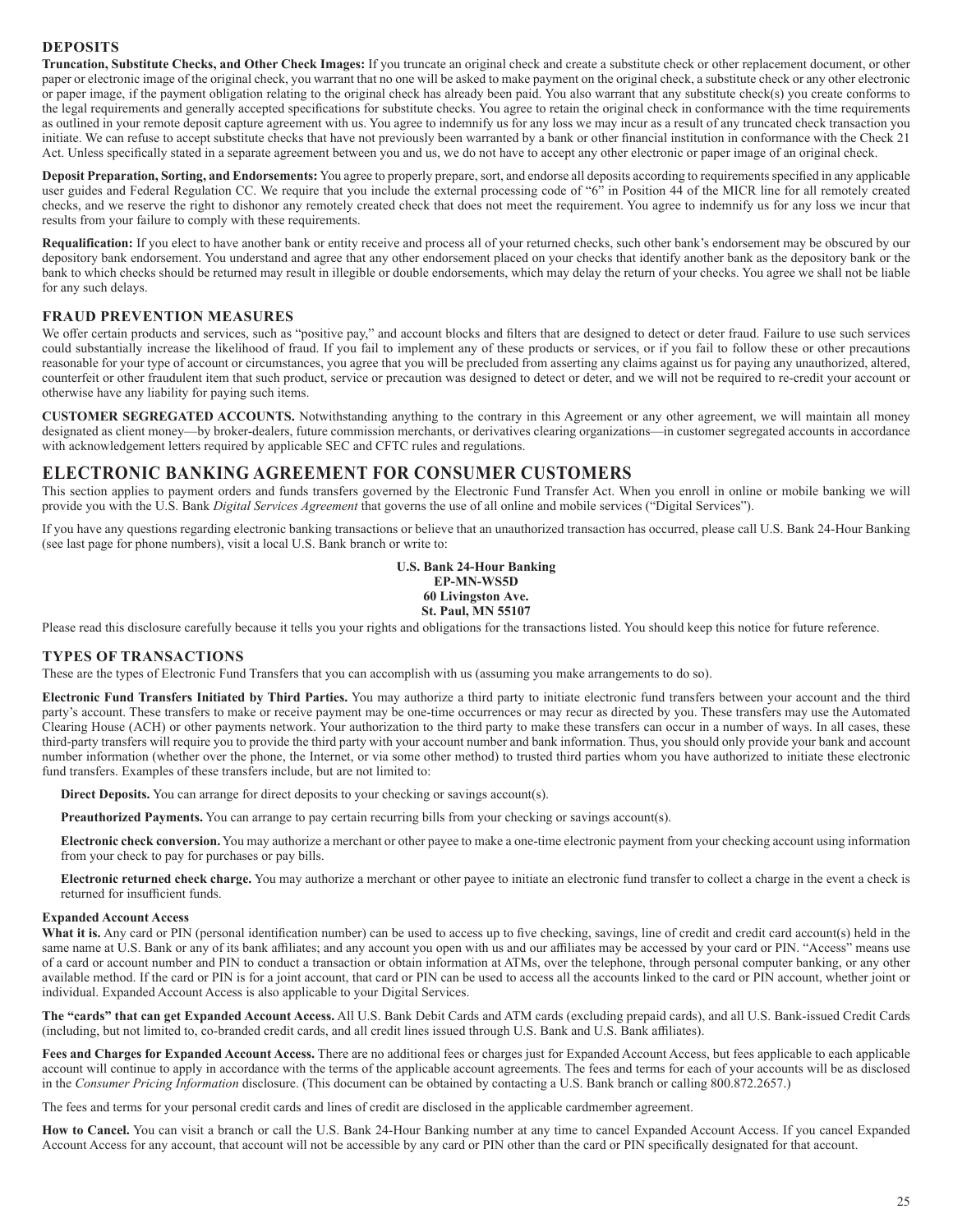## DEPOSITS

**Truncation, Substitute Checks, and Other Check Images:** If you truncate an original check and create a substitute check or other replacement document, or other paper or electronic image of the original check, you warrant that no one will be asked to make payment on the original check, a substitute check or any other electronic or paper image, if the payment obligation relating to the original check has already been paid. You also warrant that any substitute check(s) you create conforms to the legal requirements and generally accepted specifications for substitute checks. You agree to retain the original check in conformance with the time requirements as outlined in your remote deposit capture agreement with us. You agree to indemnify us for any loss we may incur as a result of any truncated check transaction you initiate. We can refuse to accept substitute checks that have not previously been warranted by a bank or other financial institution in conformance with the Check 21 Act. Unless specifically stated in a separate agreement between you and us, we do not have to accept any other electronic or paper image of an original check.

**Deposit Preparation, Sorting, and Endorsements:** You agree to properly prepare, sort, and endorse all deposits according to requirements specified in any applicable user guides and Federal Regulation CC. We require that you include the external processing code of "6" in Position 44 of the MICR line for all remotely created checks, and we reserve the right to dishonor any remotely created check that does not meet the requirement. You agree to indemnify us for any loss we incur that results from your failure to comply with these requirements.

**Requalification:** If you elect to have another bank or entity receive and process all of your returned checks, such other bank's endorsement may be obscured by our depository bank endorsement. You understand and agree that any other endorsement placed on your checks that identify another bank as the depository bank or the bank to which checks should be returned may result in illegible or double endorsements, which may delay the return of your checks. You agree we shall not be liable for any such delays.

## FRAUD PREVENTION MEASURES

We offer certain products and services, such as "positive pay," and account blocks and filters that are designed to detect or deter fraud. Failure to use such services could substantially increase the likelihood of fraud. If you fail to implement any of these products or services, or if you fail to follow these or other precautions reasonable for your type of account or circumstances, you agree that you will be precluded from asserting any claims against us for paying any unauthorized, altered, counterfeit or other fraudulent item that such product, service or precaution was designed to detect or deter, and we will not be required to re-credit your account or otherwise have any liability for paying such items.

**CUSTOMER SEGREGATED ACCOUNTS.** Notwithstanding anything to the contrary in this Agreement or any other agreement, we will maintain all money designated as client money—by broker-dealers, future commission merchants, or derivatives clearing organizations—in customer segregated accounts in accordance with acknowledgement letters required by applicable SEC and CFTC rules and regulations.

# ELECTRONIC BANKING AGREEMENT FOR CONSUMER CUSTOMERS

This section applies to payment orders and funds transfers governed by the Electronic Fund Transfer Act. When you enroll in online or mobile banking we will provide you with the U.S. Bank *Digital Services Agreement* that governs the use of all online and mobile services ("Digital Services").

If you have any questions regarding electronic banking transactions or believe that an unauthorized transaction has occurred, please call U.S. Bank 24-Hour Banking (see last page for phone numbers), visit a local U.S. Bank branch or write to:

**U.S. Bank 24-Hour Banking**
**EP-MN-WS5D**
**60 Livingston Ave.**
**St. Paul, MN 55107**

Please read this disclosure carefully because it tells you your rights and obligations for the transactions listed. You should keep this notice for future reference.

## TYPES OF TRANSACTIONS

These are the types of Electronic Fund Transfers that you can accomplish with us (assuming you make arrangements to do so).

**Electronic Fund Transfers Initiated by Third Parties.** You may authorize a third party to initiate electronic fund transfers between your account and the third party's account. These transfers to make or receive payment may be one-time occurrences or may recur as directed by you. These transfers may use the Automated Clearing House (ACH) or other payments network. Your authorization to the third party to make these transfers can occur in a number of ways. In all cases, these third-party transfers will require you to provide the third party with your account number and bank information. Thus, you should only provide your bank and account number information (whether over the phone, the Internet, or via some other method) to trusted third parties whom you have authorized to initiate these electronic fund transfers. Examples of these transfers include, but are not limited to:

**Direct Deposits.** You can arrange for direct deposits to your checking or savings account(s).

**Preauthorized Payments.** You can arrange to pay certain recurring bills from your checking or savings account(s).

**Electronic check conversion.** You may authorize a merchant or other payee to make a one-time electronic payment from your checking account using information from your check to pay for purchases or pay bills.

**Electronic returned check charge.** You may authorize a merchant or other payee to initiate an electronic fund transfer to collect a charge in the event a check is returned for insufficient funds.

#### Expanded Account Access

**What it is.** Any card or PIN (personal identification number) can be used to access up to five checking, savings, line of credit and credit card account(s) held in the same name at U.S. Bank or any of its bank affiliates; and any account you open with us and our affiliates may be accessed by your card or PIN. "Access" means use of a card or account number and PIN to conduct a transaction or obtain information at ATMs, over the telephone, through personal computer banking, or any other available method. If the card or PIN is for a joint account, that card or PIN can be used to access all the accounts linked to the card or PIN account, whether joint or individual. Expanded Account Access is also applicable to your Digital Services.

**The "cards" that can get Expanded Account Access.** All U.S. Bank Debit Cards and ATM cards (excluding prepaid cards), and all U.S. Bank-issued Credit Cards (including, but not limited to, co-branded credit cards, and all credit lines issued through U.S. Bank and U.S. Bank affiliates).

**Fees and Charges for Expanded Account Access.** There are no additional fees or charges just for Expanded Account Access, but fees applicable to each applicable account will continue to apply in accordance with the terms of the applicable account agreements. The fees and terms for each of your accounts will be as disclosed in the *Consumer Pricing Information* disclosure. (This document can be obtained by contacting a U.S. Bank branch or calling 800.872.2657.)

The fees and terms for your personal credit cards and lines of credit are disclosed in the applicable cardmember agreement.

**How to Cancel.** You can visit a branch or call the U.S. Bank 24-Hour Banking number at any time to cancel Expanded Account Access. If you cancel Expanded Account Access for any account, that account will not be accessible by any card or PIN other than the card or PIN specifically designated for that account.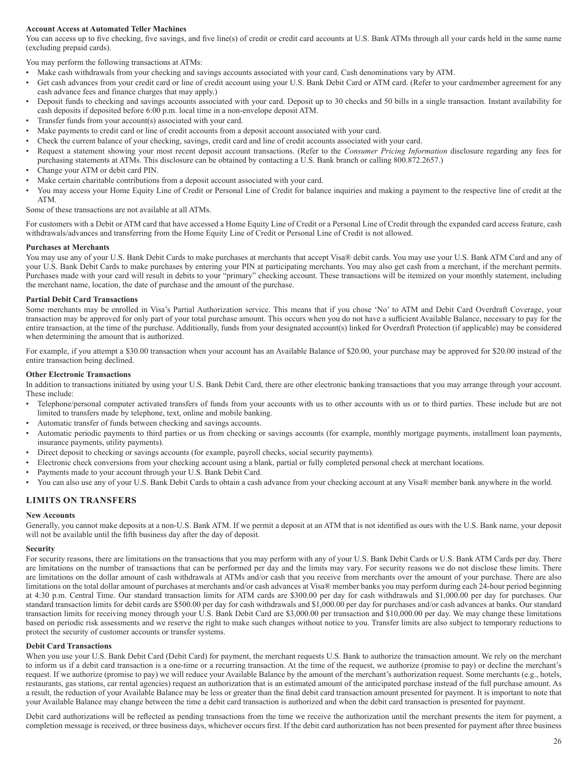**Account Access at Automated Teller Machines**

You can access up to five checking, five savings, and five line(s) of credit or credit card accounts at U.S. Bank ATMs through all your cards held in the same name (excluding prepaid cards).

You may perform the following transactions at ATMs:

- Make cash withdrawals from your checking and savings accounts associated with your card. Cash denominations vary by ATM.
- Get cash advances from your credit card or line of credit account using your U.S. Bank Debit Card or ATM card. (Refer to your cardmember agreement for any cash advance fees and finance charges that may apply.)
- Deposit funds to checking and savings accounts associated with your card. Deposit up to 30 checks and 50 bills in a single transaction. Instant availability for cash deposits if deposited before 6:00 p.m. local time in a non-envelope deposit ATM.
- Transfer funds from your account(s) associated with your card.
- Make payments to credit card or line of credit accounts from a deposit account associated with your card.
- Check the current balance of your checking, savings, credit card and line of credit accounts associated with your card.
- Request a statement showing your most recent deposit account transactions. (Refer to the *Consumer Pricing Information* disclosure regarding any fees for purchasing statements at ATMs. This disclosure can be obtained by contacting a U.S. Bank branch or calling 800.872.2657.)
- Change your ATM or debit card PIN.
- Make certain charitable contributions from a deposit account associated with your card.
- You may access your Home Equity Line of Credit or Personal Line of Credit for balance inquiries and making a payment to the respective line of credit at the ATM.

Some of these transactions are not available at all ATMs.

For customers with a Debit or ATM card that have accessed a Home Equity Line of Credit or a Personal Line of Credit through the expanded card access feature, cash withdrawals/advances and transferring from the Home Equity Line of Credit or Personal Line of Credit is not allowed.

**Purchases at Merchants**

You may use any of your U.S. Bank Debit Cards to make purchases at merchants that accept Visa® debit cards. You may use your U.S. Bank ATM Card and any of your U.S. Bank Debit Cards to make purchases by entering your PIN at participating merchants. You may also get cash from a merchant, if the merchant permits. Purchases made with your card will result in debits to your "primary" checking account. These transactions will be itemized on your monthly statement, including the merchant name, location, the date of purchase and the amount of the purchase.

**Partial Debit Card Transactions**

Some merchants may be enrolled in Visa's Partial Authorization service. This means that if you chose 'No' to ATM and Debit Card Overdraft Coverage, your transaction may be approved for only part of your total purchase amount. This occurs when you do not have a sufficient Available Balance, necessary to pay for the entire transaction, at the time of the purchase. Additionally, funds from your designated account(s) linked for Overdraft Protection (if applicable) may be considered when determining the amount that is authorized.

For example, if you attempt a $30.00 transaction when your account has an Available Balance of $20.00, your purchase may be approved for $20.00 instead of the entire transaction being declined.

**Other Electronic Transactions**

In addition to transactions initiated by using your U.S. Bank Debit Card, there are other electronic banking transactions that you may arrange through your account. These include:

- Telephone/personal computer activated transfers of funds from your accounts with us to other accounts with us or to third parties. These include but are not limited to transfers made by telephone, text, online and mobile banking.
- Automatic transfer of funds between checking and savings accounts.
- Automatic periodic payments to third parties or us from checking or savings accounts (for example, monthly mortgage payments, installment loan payments, insurance payments, utility payments).
- Direct deposit to checking or savings accounts (for example, payroll checks, social security payments).
- Electronic check conversions from your checking account using a blank, partial or fully completed personal check at merchant locations.
- Payments made to your account through your U.S. Bank Debit Card.
- You can also use any of your U.S. Bank Debit Cards to obtain a cash advance from your checking account at any Visa® member bank anywhere in the world.

## LIMITS ON TRANSFERS

**New Accounts**

Generally, you cannot make deposits at a non-U.S. Bank ATM. If we permit a deposit at an ATM that is not identified as ours with the U.S. Bank name, your deposit will not be available until the fifth business day after the day of deposit.

**Security**

For security reasons, there are limitations on the transactions that you may perform with any of your U.S. Bank Debit Cards or U.S. Bank ATM Cards per day. There are limitations on the number of transactions that can be performed per day and the limits may vary. For security reasons we do not disclose these limits. There are limitations on the dollar amount of cash withdrawals at ATMs and/or cash that you receive from merchants over the amount of your purchase. There are also limitations on the total dollar amount of purchases at merchants and/or cash advances at Visa® member banks you may perform during each 24-hour period beginning at 4:30 p.m. Central Time. Our standard transaction limits for ATM cards are $300.00 per day for cash withdrawals and $1,000.00 per day for purchases. Our standard transaction limits for debit cards are $500.00 per day for cash withdrawals and $1,000.00 per day for purchases and/or cash advances at banks. Our standard transaction limits for receiving money through your U.S. Bank Debit Card are $3,000.00 per transaction and $10,000.00 per day. We may change these limitations based on periodic risk assessments and we reserve the right to make such changes without notice to you. Transfer limits are also subject to temporary reductions to protect the security of customer accounts or transfer systems.

**Debit Card Transactions**

When you use your U.S. Bank Debit Card (Debit Card) for payment, the merchant requests U.S. Bank to authorize the transaction amount. We rely on the merchant to inform us if a debit card transaction is a one-time or a recurring transaction. At the time of the request, we authorize (promise to pay) or decline the merchant's request. If we authorize (promise to pay) we will reduce your Available Balance by the amount of the merchant's authorization request. Some merchants (e.g., hotels, restaurants, gas stations, car rental agencies) request an authorization that is an estimated amount of the anticipated purchase instead of the full purchase amount. As a result, the reduction of your Available Balance may be less or greater than the final debit card transaction amount presented for payment. It is important to note that your Available Balance may change between the time a debit card transaction is authorized and when the debit card transaction is presented for payment.

Debit card authorizations will be reflected as pending transactions from the time we receive the authorization until the merchant presents the item for payment, a completion message is received, or three business days, whichever occurs first. If the debit card authorization has not been presented for payment after three business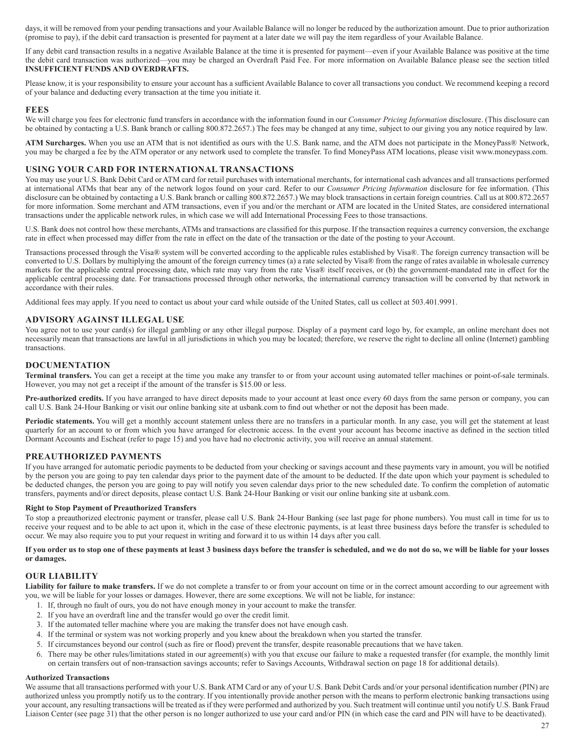days, it will be removed from your pending transactions and your Available Balance will no longer be reduced by the authorization amount. Due to prior authorization (promise to pay), if the debit card transaction is presented for payment at a later date we will pay the item regardless of your Available Balance.

If any debit card transaction results in a negative Available Balance at the time it is presented for payment—even if your Available Balance was positive at the time the debit card transaction was authorized—you may be charged an Overdraft Paid Fee. For more information on Available Balance please see the section titled **INSUFFICIENT FUNDS AND OVERDRAFTS.**

Please know, it is your responsibility to ensure your account has a sufficient Available Balance to cover all transactions you conduct. We recommend keeping a record of your balance and deducting every transaction at the time you initiate it.

## FEES

We will charge you fees for electronic fund transfers in accordance with the information found in our *Consumer Pricing Information* disclosure. (This disclosure can be obtained by contacting a U.S. Bank branch or calling 800.872.2657.) The fees may be changed at any time, subject to our giving you any notice required by law.

**ATM Surcharges.** When you use an ATM that is not identified as ours with the U.S. Bank name, and the ATM does not participate in the MoneyPass® Network, you may be charged a fee by the ATM operator or any network used to complete the transfer. To find MoneyPass ATM locations, please visit www.moneypass.com.

## USING YOUR CARD FOR INTERNATIONAL TRANSACTIONS

You may use your U.S. Bank Debit Card or ATM card for retail purchases with international merchants, for international cash advances and all transactions performed at international ATMs that bear any of the network logos found on your card. Refer to our *Consumer Pricing Information* disclosure for fee information. (This disclosure can be obtained by contacting a U.S. Bank branch or calling 800.872.2657.) We may block transactions in certain foreign countries. Call us at 800.872.2657 for more information. Some merchant and ATM transactions, even if you and/or the merchant or ATM are located in the United States, are considered international transactions under the applicable network rules, in which case we will add International Processing Fees to those transactions.

U.S. Bank does not control how these merchants, ATMs and transactions are classified for this purpose. If the transaction requires a currency conversion, the exchange rate in effect when processed may differ from the rate in effect on the date of the transaction or the date of the posting to your Account.

Transactions processed through the Visa® system will be converted according to the applicable rules established by Visa®. The foreign currency transaction will be converted to U.S. Dollars by multiplying the amount of the foreign currency times (a) a rate selected by Visa® from the range of rates available in wholesale currency markets for the applicable central processing date, which rate may vary from the rate Visa® itself receives, or (b) the government-mandated rate in effect for the applicable central processing date. For transactions processed through other networks, the international currency transaction will be converted by that network in accordance with their rules.

Additional fees may apply. If you need to contact us about your card while outside of the United States, call us collect at 503.401.9991.

## ADVISORY AGAINST ILLEGAL USE

You agree not to use your card(s) for illegal gambling or any other illegal purpose. Display of a payment card logo by, for example, an online merchant does not necessarily mean that transactions are lawful in all jurisdictions in which you may be located; therefore, we reserve the right to decline all online (Internet) gambling transactions.

## DOCUMENTATION

**Terminal transfers.** You can get a receipt at the time you make any transfer to or from your account using automated teller machines or point-of-sale terminals. However, you may not get a receipt if the amount of the transfer is $15.00 or less.

**Pre-authorized credits.** If you have arranged to have direct deposits made to your account at least once every 60 days from the same person or company, you can call U.S. Bank 24-Hour Banking or visit our online banking site at usbank.com to find out whether or not the deposit has been made.

**Periodic statements.** You will get a monthly account statement unless there are no transfers in a particular month. In any case, you will get the statement at least quarterly for an account to or from which you have arranged for electronic access. In the event your account has become inactive as defined in the section titled Dormant Accounts and Escheat (refer to page 15) and you have had no electronic activity, you will receive an annual statement.

## PREAUTHORIZED PAYMENTS

If you have arranged for automatic periodic payments to be deducted from your checking or savings account and these payments vary in amount, you will be notified by the person you are going to pay ten calendar days prior to the payment date of the amount to be deducted. If the date upon which your payment is scheduled to be deducted changes, the person you are going to pay will notify you seven calendar days prior to the new scheduled date. To confirm the completion of automatic transfers, payments and/or direct deposits, please contact U.S. Bank 24-Hour Banking or visit our online banking site at usbank.com.

#### Right to Stop Payment of Preauthorized Transfers

To stop a preauthorized electronic payment or transfer, please call U.S. Bank 24-Hour Banking (see last page for phone numbers). You must call in time for us to receive your request and to be able to act upon it, which in the case of these electronic payments, is at least three business days before the transfer is scheduled to occur. We may also require you to put your request in writing and forward it to us within 14 days after you call.

**If you order us to stop one of these payments at least 3 business days before the transfer is scheduled, and we do not do so, we will be liable for your losses or damages.**

## OUR LIABILITY

**Liability for failure to make transfers.** If we do not complete a transfer to or from your account on time or in the correct amount according to our agreement with you, we will be liable for your losses or damages. However, there are some exceptions. We will not be liable, for instance:

1. If, through no fault of ours, you do not have enough money in your account to make the transfer.
2. If you have an overdraft line and the transfer would go over the credit limit.
3. If the automated teller machine where you are making the transfer does not have enough cash.
4. If the terminal or system was not working properly and you knew about the breakdown when you started the transfer.
5. If circumstances beyond our control (such as fire or flood) prevent the transfer, despite reasonable precautions that we have taken.
6. There may be other rules/limitations stated in our agreement(s) with you that excuse our failure to make a requested transfer (for example, the monthly limit on certain transfers out of non-transaction savings accounts; refer to Savings Accounts, Withdrawal section on page 18 for additional details).

#### Authorized Transactions

We assume that all transactions performed with your U.S. Bank ATM Card or any of your U.S. Bank Debit Cards and/or your personal identification number (PIN) are authorized unless you promptly notify us to the contrary. If you intentionally provide another person with the means to perform electronic banking transactions using your account, any resulting transactions will be treated as if they were performed and authorized by you. Such treatment will continue until you notify U.S. Bank Fraud Liaison Center (see page 31) that the other person is no longer authorized to use your card and/or PIN (in which case the card and PIN will have to be deactivated).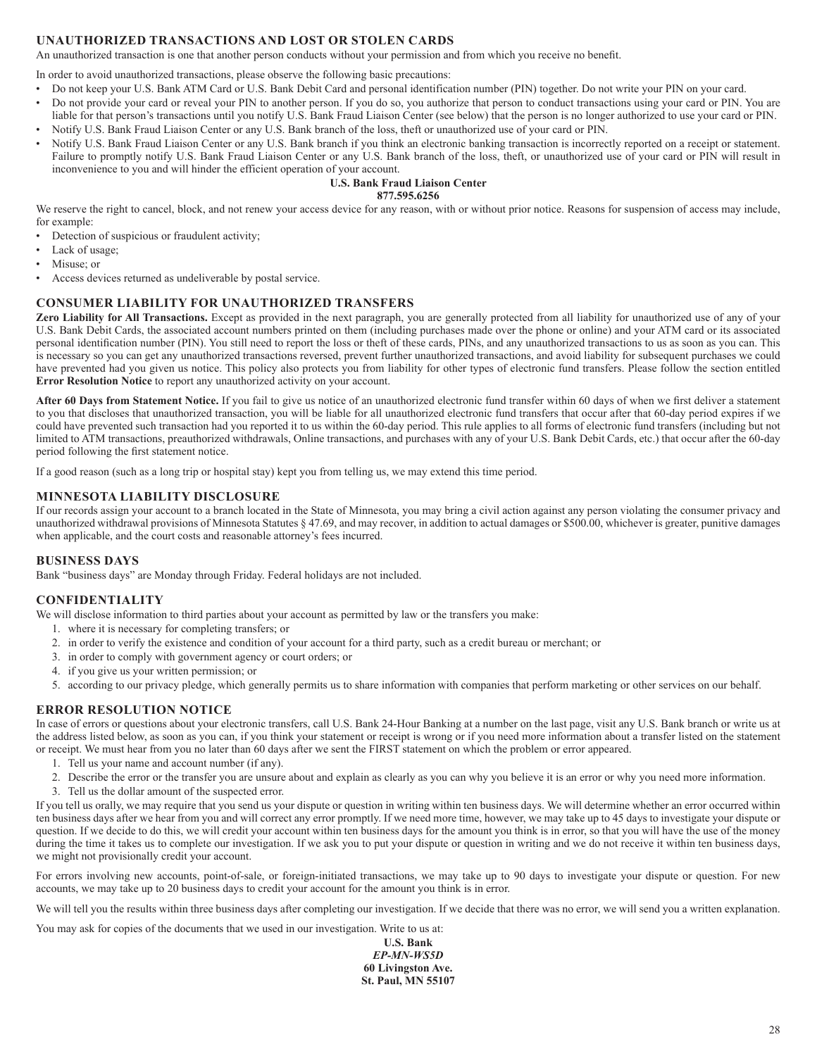## UNAUTHORIZED TRANSACTIONS AND LOST OR STOLEN CARDS

An unauthorized transaction is one that another person conducts without your permission and from which you receive no benefit.

In order to avoid unauthorized transactions, please observe the following basic precautions:

- Do not keep your U.S. Bank ATM Card or U.S. Bank Debit Card and personal identification number (PIN) together. Do not write your PIN on your card.
- Do not provide your card or reveal your PIN to another person. If you do so, you authorize that person to conduct transactions using your card or PIN. You are liable for that person's transactions until you notify U.S. Bank Fraud Liaison Center (see below) that the person is no longer authorized to use your card or PIN.
- Notify U.S. Bank Fraud Liaison Center or any U.S. Bank branch of the loss, theft or unauthorized use of your card or PIN.
- Notify U.S. Bank Fraud Liaison Center or any U.S. Bank branch if you think an electronic banking transaction is incorrectly reported on a receipt or statement. Failure to promptly notify U.S. Bank Fraud Liaison Center or any U.S. Bank branch of the loss, theft, or unauthorized use of your card or PIN will result in inconvenience to you and will hinder the efficient operation of your account.

**U.S. Bank Fraud Liaison Center**
**877.595.6256**

We reserve the right to cancel, block, and not renew your access device for any reason, with or without prior notice. Reasons for suspension of access may include, for example:

- Detection of suspicious or fraudulent activity;
- Lack of usage;
- Misuse; or
- Access devices returned as undeliverable by postal service.

## CONSUMER LIABILITY FOR UNAUTHORIZED TRANSFERS

**Zero Liability for All Transactions.** Except as provided in the next paragraph, you are generally protected from all liability for unauthorized use of any of your U.S. Bank Debit Cards, the associated account numbers printed on them (including purchases made over the phone or online) and your ATM card or its associated personal identification number (PIN). You still need to report the loss or theft of these cards, PINs, and any unauthorized transactions to us as soon as you can. This is necessary so you can get any unauthorized transactions reversed, prevent further unauthorized transactions, and avoid liability for subsequent purchases we could have prevented had you given us notice. This policy also protects you from liability for other types of electronic fund transfers. Please follow the section entitled **Error Resolution Notice** to report any unauthorized activity on your account.

**After 60 Days from Statement Notice.** If you fail to give us notice of an unauthorized electronic fund transfer within 60 days of when we first deliver a statement to you that discloses that unauthorized transaction, you will be liable for all unauthorized electronic fund transfers that occur after that 60-day period expires if we could have prevented such transaction had you reported it to us within the 60-day period. This rule applies to all forms of electronic fund transfers (including but not limited to ATM transactions, preauthorized withdrawals, Online transactions, and purchases with any of your U.S. Bank Debit Cards, etc.) that occur after the 60-day period following the first statement notice.

If a good reason (such as a long trip or hospital stay) kept you from telling us, we may extend this time period.

## MINNESOTA LIABILITY DISCLOSURE

If our records assign your account to a branch located in the State of Minnesota, you may bring a civil action against any person violating the consumer privacy and unauthorized withdrawal provisions of Minnesota Statutes § 47.69, and may recover, in addition to actual damages or $500.00, whichever is greater, punitive damages when applicable, and the court costs and reasonable attorney's fees incurred.

## BUSINESS DAYS

Bank "business days" are Monday through Friday. Federal holidays are not included.

## CONFIDENTIALITY

We will disclose information to third parties about your account as permitted by law or the transfers you make:

1. where it is necessary for completing transfers; or
2. in order to verify the existence and condition of your account for a third party, such as a credit bureau or merchant; or
3. in order to comply with government agency or court orders; or
4. if you give us your written permission; or
5. according to our privacy pledge, which generally permits us to share information with companies that perform marketing or other services on our behalf.

## ERROR RESOLUTION NOTICE

In case of errors or questions about your electronic transfers, call U.S. Bank 24-Hour Banking at a number on the last page, visit any U.S. Bank branch or write us at the address listed below, as soon as you can, if you think your statement or receipt is wrong or if you need more information about a transfer listed on the statement or receipt. We must hear from you no later than 60 days after we sent the FIRST statement on which the problem or error appeared.

1. Tell us your name and account number (if any).
2. Describe the error or the transfer you are unsure about and explain as clearly as you can why you believe it is an error or why you need more information.
3. Tell us the dollar amount of the suspected error.

If you tell us orally, we may require that you send us your dispute or question in writing within ten business days. We will determine whether an error occurred within ten business days after we hear from you and will correct any error promptly. If we need more time, however, we may take up to 45 days to investigate your dispute or question. If we decide to do this, we will credit your account within ten business days for the amount you think is in error, so that you will have the use of the money during the time it takes us to complete our investigation. If we ask you to put your dispute or question in writing and we do not receive it within ten business days, we might not provisionally credit your account.

For errors involving new accounts, point-of-sale, or foreign-initiated transactions, we may take up to 90 days to investigate your dispute or question. For new accounts, we may take up to 20 business days to credit your account for the amount you think is in error.

We will tell you the results within three business days after completing our investigation. If we decide that there was no error, we will send you a written explanation.

You may ask for copies of the documents that we used in our investigation. Write to us at:

**U.S. Bank**
***EP-MN-WS5D***
**60 Livingston Ave.**
**St. Paul, MN 55107**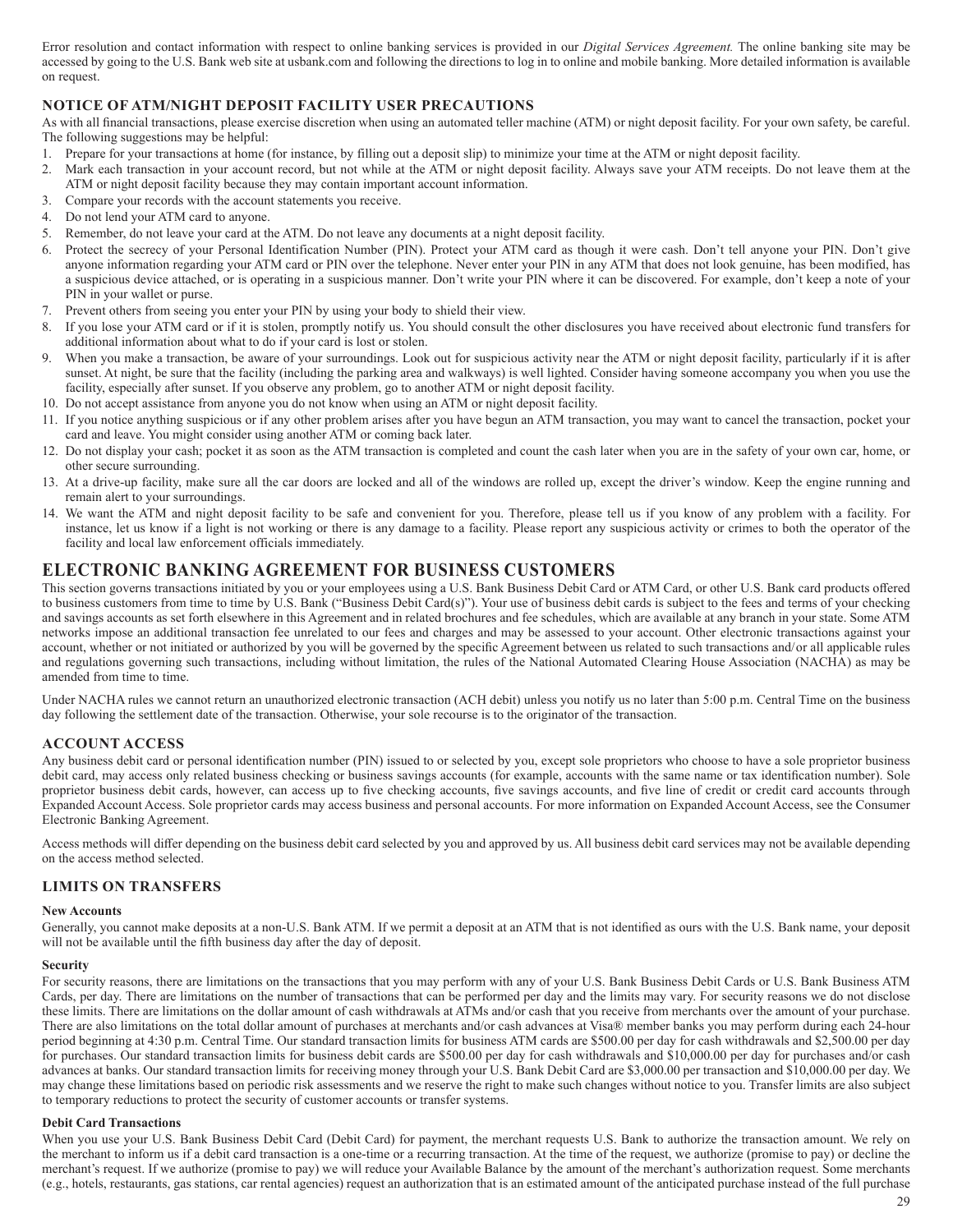Error resolution and contact information with respect to online banking services is provided in our *Digital Services Agreement.* The online banking site may be accessed by going to the U.S. Bank web site at usbank.com and following the directions to log in to online and mobile banking. More detailed information is available on request.

### NOTICE OF ATM/NIGHT DEPOSIT FACILITY USER PRECAUTIONS

As with all financial transactions, please exercise discretion when using an automated teller machine (ATM) or night deposit facility. For your own safety, be careful. The following suggestions may be helpful:

1. Prepare for your transactions at home (for instance, by filling out a deposit slip) to minimize your time at the ATM or night deposit facility.
2. Mark each transaction in your account record, but not while at the ATM or night deposit facility. Always save your ATM receipts. Do not leave them at the ATM or night deposit facility because they may contain important account information.
3. Compare your records with the account statements you receive.
4. Do not lend your ATM card to anyone.
5. Remember, do not leave your card at the ATM. Do not leave any documents at a night deposit facility.
6. Protect the secrecy of your Personal Identification Number (PIN). Protect your ATM card as though it were cash. Don't tell anyone your PIN. Don't give anyone information regarding your ATM card or PIN over the telephone. Never enter your PIN in any ATM that does not look genuine, has been modified, has a suspicious device attached, or is operating in a suspicious manner. Don't write your PIN where it can be discovered. For example, don't keep a note of your PIN in your wallet or purse.
7. Prevent others from seeing you enter your PIN by using your body to shield their view.
8. If you lose your ATM card or if it is stolen, promptly notify us. You should consult the other disclosures you have received about electronic fund transfers for additional information about what to do if your card is lost or stolen.
9. When you make a transaction, be aware of your surroundings. Look out for suspicious activity near the ATM or night deposit facility, particularly if it is after sunset. At night, be sure that the facility (including the parking area and walkways) is well lighted. Consider having someone accompany you when you use the facility, especially after sunset. If you observe any problem, go to another ATM or night deposit facility.
10. Do not accept assistance from anyone you do not know when using an ATM or night deposit facility.
11. If you notice anything suspicious or if any other problem arises after you have begun an ATM transaction, you may want to cancel the transaction, pocket your card and leave. You might consider using another ATM or coming back later.
12. Do not display your cash; pocket it as soon as the ATM transaction is completed and count the cash later when you are in the safety of your own car, home, or other secure surrounding.
13. At a drive-up facility, make sure all the car doors are locked and all of the windows are rolled up, except the driver's window. Keep the engine running and remain alert to your surroundings.
14. We want the ATM and night deposit facility to be safe and convenient for you. Therefore, please tell us if you know of any problem with a facility. For instance, let us know if a light is not working or there is any damage to a facility. Please report any suspicious activity or crimes to both the operator of the facility and local law enforcement officials immediately.

## ELECTRONIC BANKING AGREEMENT FOR BUSINESS CUSTOMERS

This section governs transactions initiated by you or your employees using a U.S. Bank Business Debit Card or ATM Card, or other U.S. Bank card products offered to business customers from time to time by U.S. Bank ("Business Debit Card(s)"). Your use of business debit cards is subject to the fees and terms of your checking and savings accounts as set forth elsewhere in this Agreement and in related brochures and fee schedules, which are available at any branch in your state. Some ATM networks impose an additional transaction fee unrelated to our fees and charges and may be assessed to your account. Other electronic transactions against your account, whether or not initiated or authorized by you will be governed by the specific Agreement between us related to such transactions and/or all applicable rules and regulations governing such transactions, including without limitation, the rules of the National Automated Clearing House Association (NACHA) as may be amended from time to time.

Under NACHA rules we cannot return an unauthorized electronic transaction (ACH debit) unless you notify us no later than 5:00 p.m. Central Time on the business day following the settlement date of the transaction. Otherwise, your sole recourse is to the originator of the transaction.

### ACCOUNT ACCESS

Any business debit card or personal identification number (PIN) issued to or selected by you, except sole proprietors who choose to have a sole proprietor business debit card, may access only related business checking or business savings accounts (for example, accounts with the same name or tax identification number). Sole proprietor business debit cards, however, can access up to five checking accounts, five savings accounts, and five line of credit or credit card accounts through Expanded Account Access. Sole proprietor cards may access business and personal accounts. For more information on Expanded Account Access, see the Consumer Electronic Banking Agreement.

Access methods will differ depending on the business debit card selected by you and approved by us. All business debit card services may not be available depending on the access method selected.

### LIMITS ON TRANSFERS

**New Accounts**

Generally, you cannot make deposits at a non-U.S. Bank ATM. If we permit a deposit at an ATM that is not identified as ours with the U.S. Bank name, your deposit will not be available until the fifth business day after the day of deposit.

**Security**

For security reasons, there are limitations on the transactions that you may perform with any of your U.S. Bank Business Debit Cards or U.S. Bank Business ATM Cards, per day. There are limitations on the number of transactions that can be performed per day and the limits may vary. For security reasons we do not disclose these limits. There are limitations on the dollar amount of cash withdrawals at ATMs and/or cash that you receive from merchants over the amount of your purchase. There are also limitations on the total dollar amount of purchases at merchants and/or cash advances at Visa® member banks you may perform during each 24-hour period beginning at 4:30 p.m. Central Time. Our standard transaction limits for business ATM cards are $500.00 per day for cash withdrawals and $2,500.00 per day for purchases. Our standard transaction limits for business debit cards are $500.00 per day for cash withdrawals and $10,000.00 per day for purchases and/or cash advances at banks. Our standard transaction limits for receiving money through your U.S. Bank Debit Card are $3,000.00 per transaction and $10,000.00 per day. We may change these limitations based on periodic risk assessments and we reserve the right to make such changes without notice to you. Transfer limits are also subject to temporary reductions to protect the security of customer accounts or transfer systems.

**Debit Card Transactions**

When you use your U.S. Bank Business Debit Card (Debit Card) for payment, the merchant requests U.S. Bank to authorize the transaction amount. We rely on the merchant to inform us if a debit card transaction is a one-time or a recurring transaction. At the time of the request, we authorize (promise to pay) or decline the merchant's request. If we authorize (promise to pay) we will reduce your Available Balance by the amount of the merchant's authorization request. Some merchants (e.g., hotels, restaurants, gas stations, car rental agencies) request an authorization that is an estimated amount of the anticipated purchase instead of the full purchase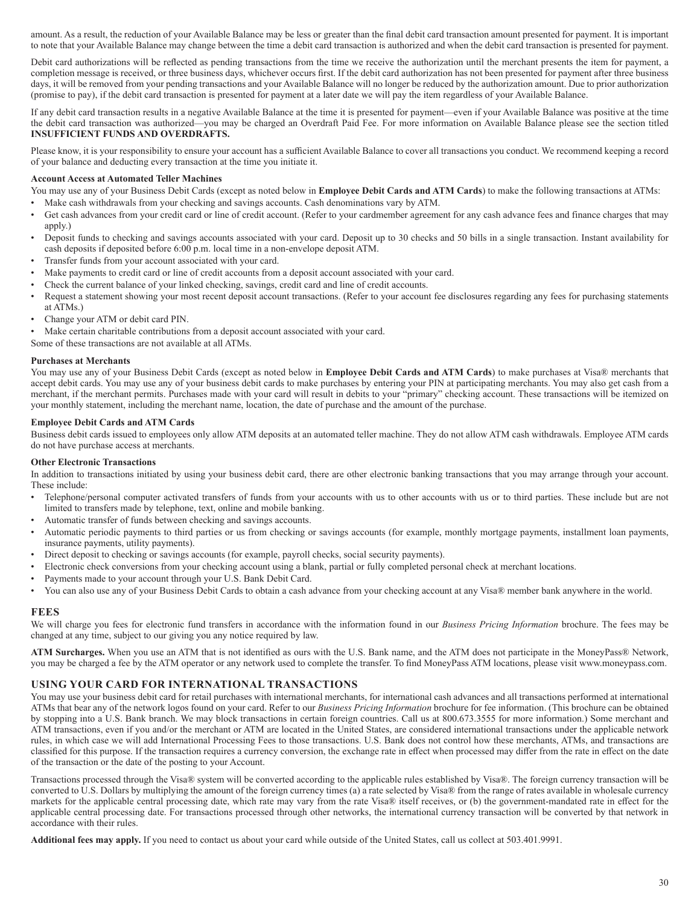amount. As a result, the reduction of your Available Balance may be less or greater than the final debit card transaction amount presented for payment. It is important to note that your Available Balance may change between the time a debit card transaction is authorized and when the debit card transaction is presented for payment.

Debit card authorizations will be reflected as pending transactions from the time we receive the authorization until the merchant presents the item for payment, a completion message is received, or three business days, whichever occurs first. If the debit card authorization has not been presented for payment after three business days, it will be removed from your pending transactions and your Available Balance will no longer be reduced by the authorization amount. Due to prior authorization (promise to pay), if the debit card transaction is presented for payment at a later date we will pay the item regardless of your Available Balance.

If any debit card transaction results in a negative Available Balance at the time it is presented for payment—even if your Available Balance was positive at the time the debit card transaction was authorized—you may be charged an Overdraft Paid Fee. For more information on Available Balance please see the section titled **INSUFFICIENT FUNDS AND OVERDRAFTS.**

Please know, it is your responsibility to ensure your account has a sufficient Available Balance to cover all transactions you conduct. We recommend keeping a record of your balance and deducting every transaction at the time you initiate it.

**Account Access at Automated Teller Machines**

You may use any of your Business Debit Cards (except as noted below in **Employee Debit Cards and ATM Cards**) to make the following transactions at ATMs:

- Make cash withdrawals from your checking and savings accounts. Cash denominations vary by ATM.
- Get cash advances from your credit card or line of credit account. (Refer to your cardmember agreement for any cash advance fees and finance charges that may apply.)
- Deposit funds to checking and savings accounts associated with your card. Deposit up to 30 checks and 50 bills in a single transaction. Instant availability for cash deposits if deposited before 6:00 p.m. local time in a non-envelope deposit ATM.
- Transfer funds from your account associated with your card.
- Make payments to credit card or line of credit accounts from a deposit account associated with your card.
- Check the current balance of your linked checking, savings, credit card and line of credit accounts.
- Request a statement showing your most recent deposit account transactions. (Refer to your account fee disclosures regarding any fees for purchasing statements at ATMs.)
- Change your ATM or debit card PIN.
- Make certain charitable contributions from a deposit account associated with your card.

Some of these transactions are not available at all ATMs.

**Purchases at Merchants**

You may use any of your Business Debit Cards (except as noted below in **Employee Debit Cards and ATM Cards**) to make purchases at Visa® merchants that accept debit cards. You may use any of your business debit cards to make purchases by entering your PIN at participating merchants. You may also get cash from a merchant, if the merchant permits. Purchases made with your card will result in debits to your "primary" checking account. These transactions will be itemized on your monthly statement, including the merchant name, location, the date of purchase and the amount of the purchase.

**Employee Debit Cards and ATM Cards**

Business debit cards issued to employees only allow ATM deposits at an automated teller machine. They do not allow ATM cash withdrawals. Employee ATM cards do not have purchase access at merchants.

**Other Electronic Transactions**

In addition to transactions initiated by using your business debit card, there are other electronic banking transactions that you may arrange through your account. These include:

- Telephone/personal computer activated transfers of funds from your accounts with us to other accounts with us or to third parties. These include but are not limited to transfers made by telephone, text, online and mobile banking.
- Automatic transfer of funds between checking and savings accounts.
- Automatic periodic payments to third parties or us from checking or savings accounts (for example, monthly mortgage payments, installment loan payments, insurance payments, utility payments).
- Direct deposit to checking or savings accounts (for example, payroll checks, social security payments).
- Electronic check conversions from your checking account using a blank, partial or fully completed personal check at merchant locations.
- Payments made to your account through your U.S. Bank Debit Card.
- You can also use any of your Business Debit Cards to obtain a cash advance from your checking account at any Visa® member bank anywhere in the world.

## FEES

We will charge you fees for electronic fund transfers in accordance with the information found in our *Business Pricing Information* brochure. The fees may be changed at any time, subject to our giving you any notice required by law.

**ATM Surcharges.** When you use an ATM that is not identified as ours with the U.S. Bank name, and the ATM does not participate in the MoneyPass® Network, you may be charged a fee by the ATM operator or any network used to complete the transfer. To find MoneyPass ATM locations, please visit www.moneypass.com.

## USING YOUR CARD FOR INTERNATIONAL TRANSACTIONS

You may use your business debit card for retail purchases with international merchants, for international cash advances and all transactions performed at international ATMs that bear any of the network logos found on your card. Refer to our *Business Pricing Information* brochure for fee information. (This brochure can be obtained by stopping into a U.S. Bank branch. We may block transactions in certain foreign countries. Call us at 800.673.3555 for more information.) Some merchant and ATM transactions, even if you and/or the merchant or ATM are located in the United States, are considered international transactions under the applicable network rules, in which case we will add International Processing Fees to those transactions. U.S. Bank does not control how these merchants, ATMs, and transactions are classified for this purpose. If the transaction requires a currency conversion, the exchange rate in effect when processed may differ from the rate in effect on the date of the transaction or the date of the posting to your Account.

Transactions processed through the Visa® system will be converted according to the applicable rules established by Visa®. The foreign currency transaction will be converted to U.S. Dollars by multiplying the amount of the foreign currency times (a) a rate selected by Visa® from the range of rates available in wholesale currency markets for the applicable central processing date, which rate may vary from the rate Visa® itself receives, or (b) the government-mandated rate in effect for the applicable central processing date. For transactions processed through other networks, the international currency transaction will be converted by that network in accordance with their rules.

**Additional fees may apply.** If you need to contact us about your card while outside of the United States, call us collect at 503.401.9991.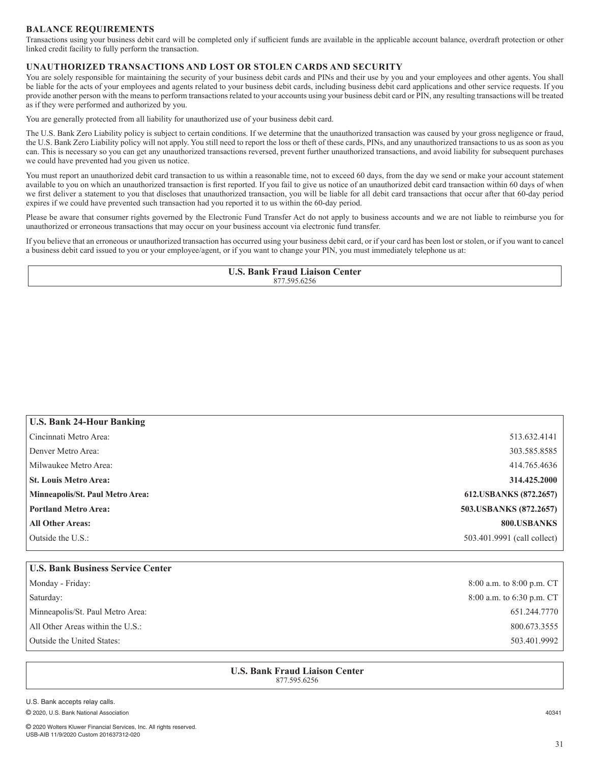### BALANCE REQUIREMENTS

Transactions using your business debit card will be completed only if sufficient funds are available in the applicable account balance, overdraft protection or other linked credit facility to fully perform the transaction.

### UNAUTHORIZED TRANSACTIONS AND LOST OR STOLEN CARDS AND SECURITY

You are solely responsible for maintaining the security of your business debit cards and PINs and their use by you and your employees and other agents. You shall be liable for the acts of your employees and agents related to your business debit cards, including business debit card applications and other service requests. If you provide another person with the means to perform transactions related to your accounts using your business debit card or PIN, any resulting transactions will be treated as if they were performed and authorized by you.

You are generally protected from all liability for unauthorized use of your business debit card.

The U.S. Bank Zero Liability policy is subject to certain conditions. If we determine that the unauthorized transaction was caused by your gross negligence or fraud, the U.S. Bank Zero Liability policy will not apply. You still need to report the loss or theft of these cards, PINs, and any unauthorized transactions to us as soon as you can. This is necessary so you can get any unauthorized transactions reversed, prevent further unauthorized transactions, and avoid liability for subsequent purchases we could have prevented had you given us notice.

You must report an unauthorized debit card transaction to us within a reasonable time, not to exceed 60 days, from the day we send or make your account statement available to you on which an unauthorized transaction is first reported. If you fail to give us notice of an unauthorized debit card transaction within 60 days of when we first deliver a statement to you that discloses that unauthorized transaction, you will be liable for all debit card transactions that occur after that 60-day period expires if we could have prevented such transaction had you reported it to us within the 60-day period.

Please be aware that consumer rights governed by the Electronic Fund Transfer Act do not apply to business accounts and we are not liable to reimburse you for unauthorized or erroneous transactions that may occur on your business account via electronic fund transfer.

If you believe that an erroneous or unauthorized transaction has occurred using your business debit card, or if your card has been lost or stolen, or if you want to cancel a business debit card issued to you or your employee/agent, or if you want to change your PIN, you must immediately telephone us at:

**U.S. Bank Fraud Liaison Center**
877.595.6256

| **U.S. Bank 24-Hour Banking** | |
|---|---|
| Cincinnati Metro Area: | 513.632.4141 |
| Denver Metro Area: | 303.585.8585 |
| Milwaukee Metro Area: | 414.765.4636 |
| **St. Louis Metro Area:** | **314.425.2000** |
| **Minneapolis/St. Paul Metro Area:** | **612.USBANKS (872.2657)** |
| **Portland Metro Area:** | **503.USBANKS (872.2657)** |
| **All Other Areas:** | **800.USBANKS** |
| Outside the U.S.: | 503.401.9991 (call collect) |

| **U.S. Bank Business Service Center** | |
|---|---|
| Monday - Friday: | 8:00 a.m. to 8:00 p.m. CT |
| Saturday: | 8:00 a.m. to 6:30 p.m. CT |
| Minneapolis/St. Paul Metro Area: | 651.244.7770 |
| All Other Areas within the U.S.: | 800.673.3555 |
| Outside the United States: | 503.401.9992 |

**U.S. Bank Fraud Liaison Center**
877.595.6256

U.S. Bank accepts relay calls.

© 2020, U.S. Bank National Association

40341

© 2020 Wolters Kluwer Financial Services, Inc. All rights reserved.
USB-AIB 11/9/2020 Custom 201637312-020